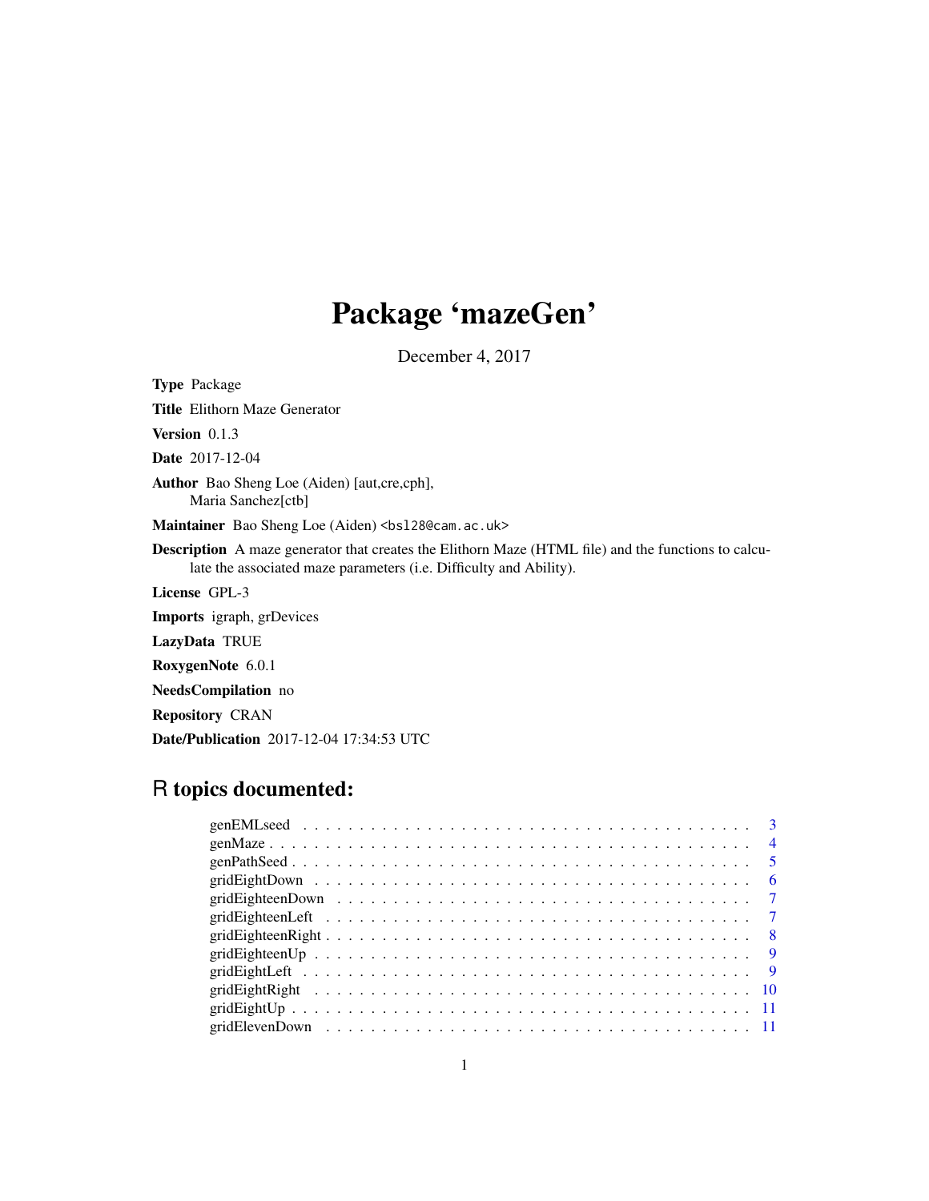# Package 'mazeGen'

December 4, 2017

**Type** Package

**Title** Elithorn Maze Generator

**Version** 0.1.3

**Date** 2017-12-04

**Author** Bao Sheng Loe (Aiden) [aut,cre,cph],
Maria Sanchez[ctb]

**Maintainer** Bao Sheng Loe (Aiden) <bsl28@cam.ac.uk>

**Description** A maze generator that creates the Elithorn Maze (HTML file) and the functions to calculate the associated maze parameters (i.e. Difficulty and Ability).

**License** GPL-3

**Imports** igraph, grDevices

**LazyData** TRUE

**RoxygenNote** 6.0.1

**NeedsCompilation** no

**Repository** CRAN

**Date/Publication** 2017-12-04 17:34:53 UTC

## R topics documented:

- genEMLseed . . . . . . . . . . . . . . . . . . . . . . . . . . . . . . . . . . . . . . . 3
- genMaze . . . . . . . . . . . . . . . . . . . . . . . . . . . . . . . . . . . . . . . 4
- genPathSeed . . . . . . . . . . . . . . . . . . . . . . . . . . . . . . . . . . . . . . . 5
- gridEightDown . . . . . . . . . . . . . . . . . . . . . . . . . . . . . . . . . . . . . . . 6
- gridEighteenDown . . . . . . . . . . . . . . . . . . . . . . . . . . . . . . . . . . . . . . . 7
- gridEighteenLeft . . . . . . . . . . . . . . . . . . . . . . . . . . . . . . . . . . . . . . . 7
- gridEighteenRight . . . . . . . . . . . . . . . . . . . . . . . . . . . . . . . . . . . . . . . 8
- gridEighteenUp . . . . . . . . . . . . . . . . . . . . . . . . . . . . . . . . . . . . . . . 9
- gridEightLeft . . . . . . . . . . . . . . . . . . . . . . . . . . . . . . . . . . . . . . . 9
- gridEightRight . . . . . . . . . . . . . . . . . . . . . . . . . . . . . . . . . . . . . . . 10
- gridEightUp . . . . . . . . . . . . . . . . . . . . . . . . . . . . . . . . . . . . . . . 11
- gridElevenDown . . . . . . . . . . . . . . . . . . . . . . . . . . . . . . . . . . . . . . . 11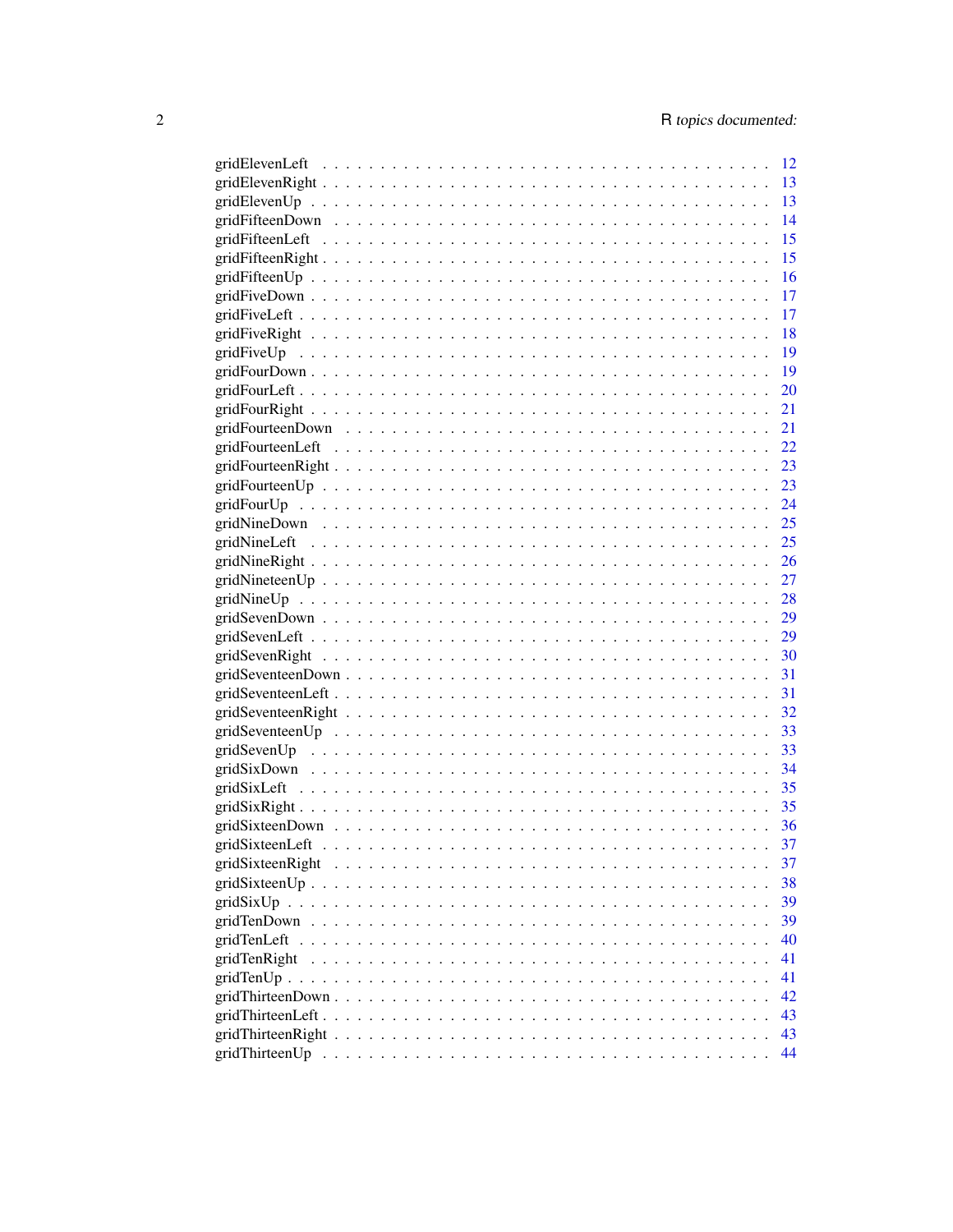gridElevenLeft . . . . . . . . . . . . . . . . . . . . . . . . . . . . . . . . . . . . . 12
gridElevenRight . . . . . . . . . . . . . . . . . . . . . . . . . . . . . . . . . . . . . 13
gridElevenUp . . . . . . . . . . . . . . . . . . . . . . . . . . . . . . . . . . . . . 13
gridFifteenDown . . . . . . . . . . . . . . . . . . . . . . . . . . . . . . . . . . . . . 14
gridFifteenLeft . . . . . . . . . . . . . . . . . . . . . . . . . . . . . . . . . . . . . 15
gridFifteenRight . . . . . . . . . . . . . . . . . . . . . . . . . . . . . . . . . . . . . 15
gridFifteenUp . . . . . . . . . . . . . . . . . . . . . . . . . . . . . . . . . . . . . 16
gridFiveDown . . . . . . . . . . . . . . . . . . . . . . . . . . . . . . . . . . . . . 17
gridFiveLeft . . . . . . . . . . . . . . . . . . . . . . . . . . . . . . . . . . . . . 17
gridFiveRight . . . . . . . . . . . . . . . . . . . . . . . . . . . . . . . . . . . . . 18
gridFiveUp . . . . . . . . . . . . . . . . . . . . . . . . . . . . . . . . . . . . . 19
gridFourDown . . . . . . . . . . . . . . . . . . . . . . . . . . . . . . . . . . . . . 19
gridFourLeft . . . . . . . . . . . . . . . . . . . . . . . . . . . . . . . . . . . . . 20
gridFourRight . . . . . . . . . . . . . . . . . . . . . . . . . . . . . . . . . . . . . 21
gridFourteenDown . . . . . . . . . . . . . . . . . . . . . . . . . . . . . . . . . . . . . 21
gridFourteenLeft . . . . . . . . . . . . . . . . . . . . . . . . . . . . . . . . . . . . . 22
gridFourteenRight . . . . . . . . . . . . . . . . . . . . . . . . . . . . . . . . . . . . . 23
gridFourteenUp . . . . . . . . . . . . . . . . . . . . . . . . . . . . . . . . . . . . . 23
gridFourUp . . . . . . . . . . . . . . . . . . . . . . . . . . . . . . . . . . . . . 24
gridNineDown . . . . . . . . . . . . . . . . . . . . . . . . . . . . . . . . . . . . . 25
gridNineLeft . . . . . . . . . . . . . . . . . . . . . . . . . . . . . . . . . . . . . 25
gridNineRight . . . . . . . . . . . . . . . . . . . . . . . . . . . . . . . . . . . . . 26
gridNineteenUp . . . . . . . . . . . . . . . . . . . . . . . . . . . . . . . . . . . . . 27
gridNineUp . . . . . . . . . . . . . . . . . . . . . . . . . . . . . . . . . . . . . 28
gridSevenDown . . . . . . . . . . . . . . . . . . . . . . . . . . . . . . . . . . . . . 29
gridSevenLeft . . . . . . . . . . . . . . . . . . . . . . . . . . . . . . . . . . . . . 29
gridSevenRight . . . . . . . . . . . . . . . . . . . . . . . . . . . . . . . . . . . . . 30
gridSeventeenDown . . . . . . . . . . . . . . . . . . . . . . . . . . . . . . . . . . . . . 31
gridSeventeenLeft . . . . . . . . . . . . . . . . . . . . . . . . . . . . . . . . . . . . . 31
gridSeventeenRight . . . . . . . . . . . . . . . . . . . . . . . . . . . . . . . . . . . . . 32
gridSeventeenUp . . . . . . . . . . . . . . . . . . . . . . . . . . . . . . . . . . . . . 33
gridSevenUp . . . . . . . . . . . . . . . . . . . . . . . . . . . . . . . . . . . . . 33
gridSixDown . . . . . . . . . . . . . . . . . . . . . . . . . . . . . . . . . . . . . 34
gridSixLeft . . . . . . . . . . . . . . . . . . . . . . . . . . . . . . . . . . . . . 35
gridSixRight . . . . . . . . . . . . . . . . . . . . . . . . . . . . . . . . . . . . . 35
gridSixteenDown . . . . . . . . . . . . . . . . . . . . . . . . . . . . . . . . . . . . . 36
gridSixteenLeft . . . . . . . . . . . . . . . . . . . . . . . . . . . . . . . . . . . . . 37
gridSixteenRight . . . . . . . . . . . . . . . . . . . . . . . . . . . . . . . . . . . . . 37
gridSixteenUp . . . . . . . . . . . . . . . . . . . . . . . . . . . . . . . . . . . . . 38
gridSixUp . . . . . . . . . . . . . . . . . . . . . . . . . . . . . . . . . . . . . 39
gridTenDown . . . . . . . . . . . . . . . . . . . . . . . . . . . . . . . . . . . . . 39
gridTenLeft . . . . . . . . . . . . . . . . . . . . . . . . . . . . . . . . . . . . . 40
gridTenRight . . . . . . . . . . . . . . . . . . . . . . . . . . . . . . . . . . . . . 41
gridTenUp . . . . . . . . . . . . . . . . . . . . . . . . . . . . . . . . . . . . . 41
gridThirteenDown . . . . . . . . . . . . . . . . . . . . . . . . . . . . . . . . . . . . . 42
gridThirteenLeft . . . . . . . . . . . . . . . . . . . . . . . . . . . . . . . . . . . . . 43
gridThirteenRight . . . . . . . . . . . . . . . . . . . . . . . . . . . . . . . . . . . . . 43
gridThirteenUp . . . . . . . . . . . . . . . . . . . . . . . . . . . . . . . . . . . . . 44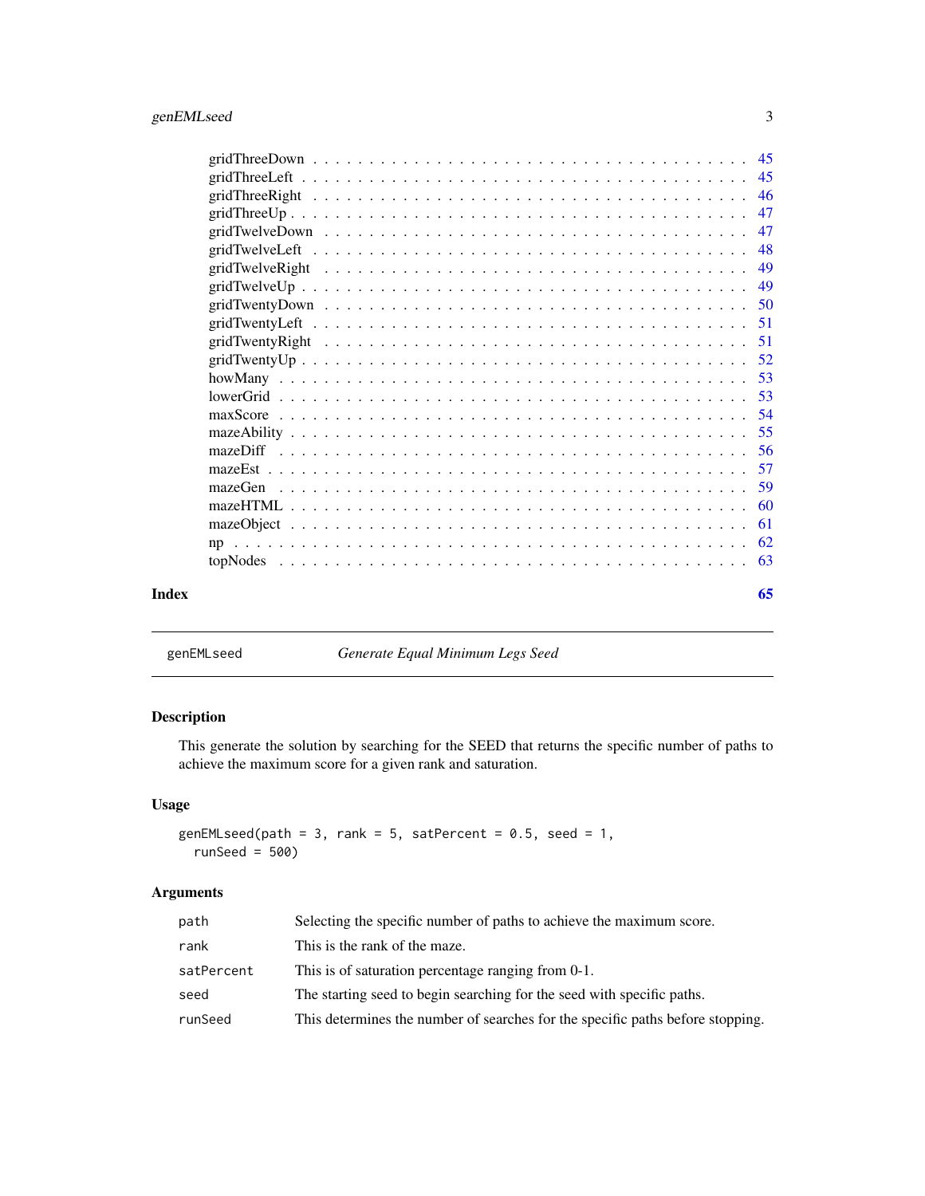gridThreeDown . . . . . . . . . . . . . . . . . . . . . . . . . . . . . . . . . . . . 45
gridThreeLeft . . . . . . . . . . . . . . . . . . . . . . . . . . . . . . . . . . . . 45
gridThreeRight . . . . . . . . . . . . . . . . . . . . . . . . . . . . . . . . . . . 46
gridThreeUp . . . . . . . . . . . . . . . . . . . . . . . . . . . . . . . . . . . . . 47
gridTwelveDown . . . . . . . . . . . . . . . . . . . . . . . . . . . . . . . . . . . 47
gridTwelveLeft . . . . . . . . . . . . . . . . . . . . . . . . . . . . . . . . . . . 48
gridTwelveRight . . . . . . . . . . . . . . . . . . . . . . . . . . . . . . . . . . 49
gridTwelveUp . . . . . . . . . . . . . . . . . . . . . . . . . . . . . . . . . . . . 49
gridTwentyDown . . . . . . . . . . . . . . . . . . . . . . . . . . . . . . . . . . . 50
gridTwentyLeft . . . . . . . . . . . . . . . . . . . . . . . . . . . . . . . . . . . 51
gridTwentyRight . . . . . . . . . . . . . . . . . . . . . . . . . . . . . . . . . . 51
gridTwentyUp . . . . . . . . . . . . . . . . . . . . . . . . . . . . . . . . . . . . 52
howMany . . . . . . . . . . . . . . . . . . . . . . . . . . . . . . . . . . . . . . . 53
lowerGrid . . . . . . . . . . . . . . . . . . . . . . . . . . . . . . . . . . . . . . 53
maxScore . . . . . . . . . . . . . . . . . . . . . . . . . . . . . . . . . . . . . . . 54
mazeAbility . . . . . . . . . . . . . . . . . . . . . . . . . . . . . . . . . . . . . 55
mazeDiff . . . . . . . . . . . . . . . . . . . . . . . . . . . . . . . . . . . . . . . 56
mazeEst . . . . . . . . . . . . . . . . . . . . . . . . . . . . . . . . . . . . . . . . 57
mazeGen . . . . . . . . . . . . . . . . . . . . . . . . . . . . . . . . . . . . . . . . 59
mazeHTML . . . . . . . . . . . . . . . . . . . . . . . . . . . . . . . . . . . . . . . 60
mazeObject . . . . . . . . . . . . . . . . . . . . . . . . . . . . . . . . . . . . . . 61
np . . . . . . . . . . . . . . . . . . . . . . . . . . . . . . . . . . . . . . . . . . . 62
topNodes . . . . . . . . . . . . . . . . . . . . . . . . . . . . . . . . . . . . . . . 63

**Index** **65**

---

## genEMLseed — *Generate Equal Minimum Legs Seed*

### Description

This generate the solution by searching for the SEED that returns the specific number of paths to achieve the maximum score for a given rank and saturation.

### Usage

```
genEMLseed(path = 3, rank = 5, satPercent = 0.5, seed = 1,
  runSeed = 500)
```

### Arguments

| | |
|---|---|
| `path` | Selecting the specific number of paths to achieve the maximum score. |
| `rank` | This is the rank of the maze. |
| `satPercent` | This is of saturation percentage ranging from 0-1. |
| `seed` | The starting seed to begin searching for the seed with specific paths. |
| `runSeed` | This determines the number of searches for the specific paths before stopping. |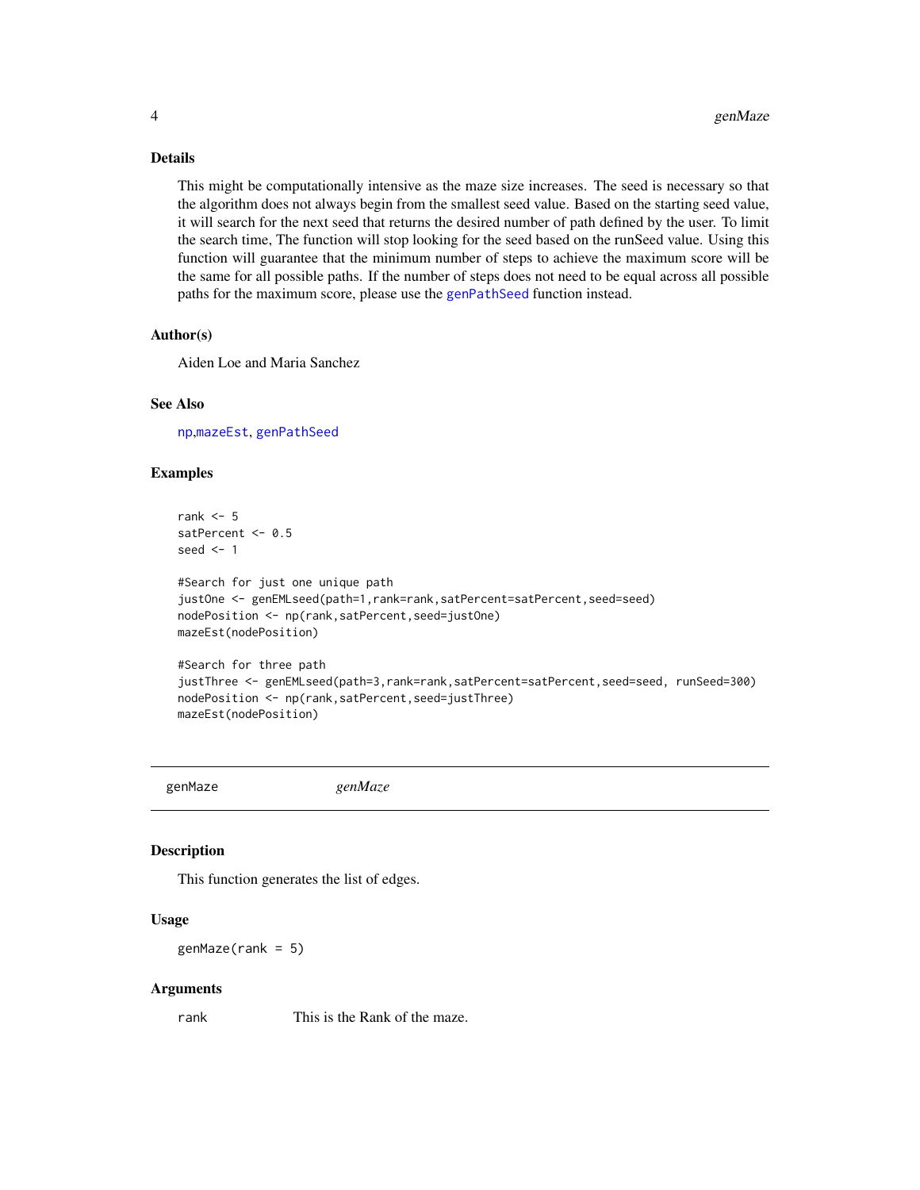### Details

This might be computationally intensive as the maze size increases. The seed is necessary so that the algorithm does not always begin from the smallest seed value. Based on the starting seed value, it will search for the next seed that returns the desired number of path defined by the user. To limit the search time, The function will stop looking for the seed based on the runSeed value. Using this function will guarantee that the minimum number of steps to achieve the maximum score will be the same for all possible paths. If the number of steps does not need to be equal across all possible paths for the maximum score, please use the `genPathSeed` function instead.

### Author(s)

Aiden Loe and Maria Sanchez

### See Also

`np`,`mazeEst`, `genPathSeed`

### Examples

```
rank <- 5
satPercent <- 0.5
seed <- 1

#Search for just one unique path
justOne <- genEMLseed(path=1,rank=rank,satPercent=satPercent,seed=seed)
nodePosition <- np(rank,satPercent,seed=justOne)
mazeEst(nodePosition)

#Search for three path
justThree <- genEMLseed(path=3,rank=rank,satPercent=satPercent,seed=seed, runSeed=300)
nodePosition <- np(rank,satPercent,seed=justThree)
mazeEst(nodePosition)
```

---

## genMaze *genMaze*

---

### Description

This function generates the list of edges.

### Usage

```
genMaze(rank = 5)
```

### Arguments

| | |
|---|---|
| rank | This is the Rank of the maze. |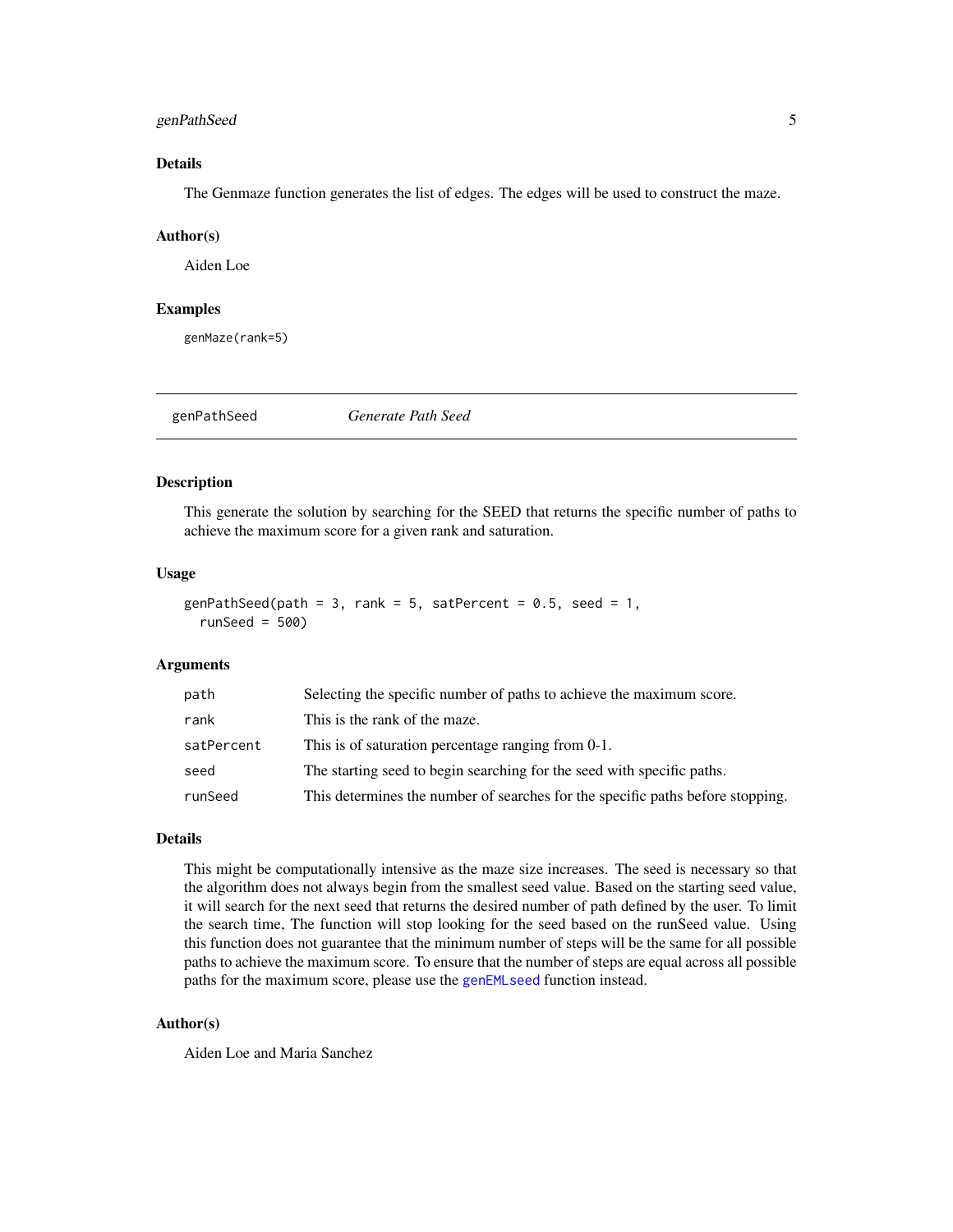### Details

The Genmaze function generates the list of edges. The edges will be used to construct the maze.

### Author(s)

Aiden Loe

### Examples

```
genMaze(rank=5)
```

---

## genPathSeed *Generate Path Seed*

### Description

This generate the solution by searching for the SEED that returns the specific number of paths to achieve the maximum score for a given rank and saturation.

### Usage

```
genPathSeed(path = 3, rank = 5, satPercent = 0.5, seed = 1,
  runSeed = 500)
```

### Arguments

| | |
|---|---|
| `path` | Selecting the specific number of paths to achieve the maximum score. |
| `rank` | This is the rank of the maze. |
| `satPercent` | This is of saturation percentage ranging from 0-1. |
| `seed` | The starting seed to begin searching for the seed with specific paths. |
| `runSeed` | This determines the number of searches for the specific paths before stopping. |

### Details

This might be computationally intensive as the maze size increases. The seed is necessary so that the algorithm does not always begin from the smallest seed value. Based on the starting seed value, it will search for the next seed that returns the desired number of path defined by the user. To limit the search time, The function will stop looking for the seed based on the runSeed value. Using this function does not guarantee that the minimum number of steps will be the same for all possible paths to achieve the maximum score. To ensure that the number of steps are equal across all possible paths for the maximum score, please use the `genEMLseed` function instead.

### Author(s)

Aiden Loe and Maria Sanchez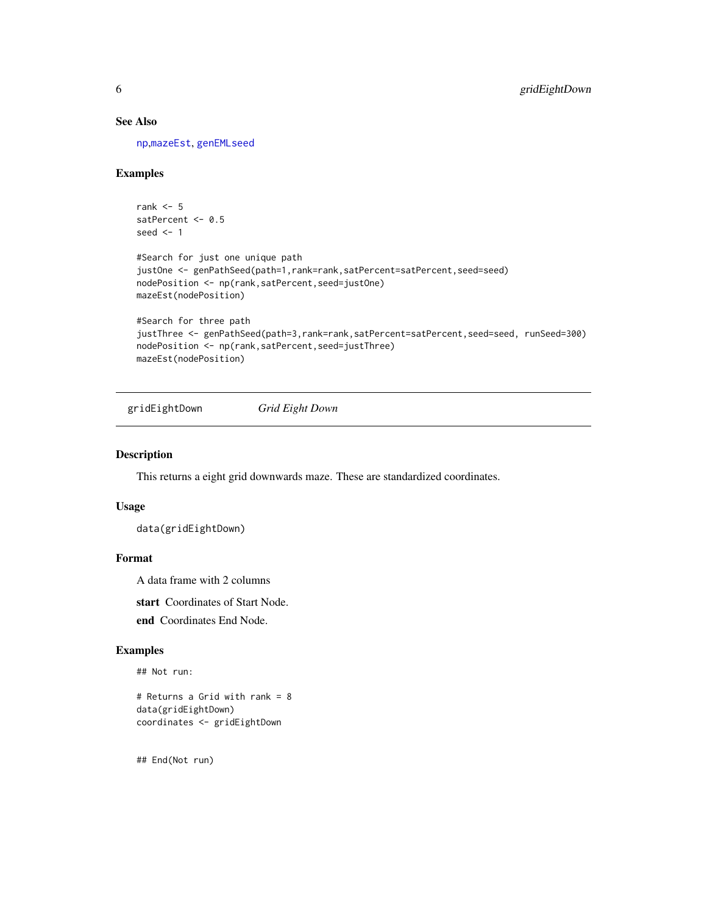### See Also

np, mazeEst, genEMLseed

### Examples

```
rank <- 5
satPercent <- 0.5
seed <- 1

#Search for just one unique path
justOne <- genPathSeed(path=1,rank=rank,satPercent=satPercent,seed=seed)
nodePosition <- np(rank,satPercent,seed=justOne)
mazeEst(nodePosition)

#Search for three path
justThree <- genPathSeed(path=3,rank=rank,satPercent=satPercent,seed=seed, runSeed=300)
nodePosition <- np(rank,satPercent,seed=justThree)
mazeEst(nodePosition)
```

---

## gridEightDown — *Grid Eight Down*

### Description

This returns a eight grid downwards maze. These are standardized coordinates.

### Usage

```
data(gridEightDown)
```

### Format

A data frame with 2 columns

**start** Coordinates of Start Node.

**end** Coordinates End Node.

### Examples

```
## Not run:

# Returns a Grid with rank = 8
data(gridEightDown)
coordinates <- gridEightDown


## End(Not run)
```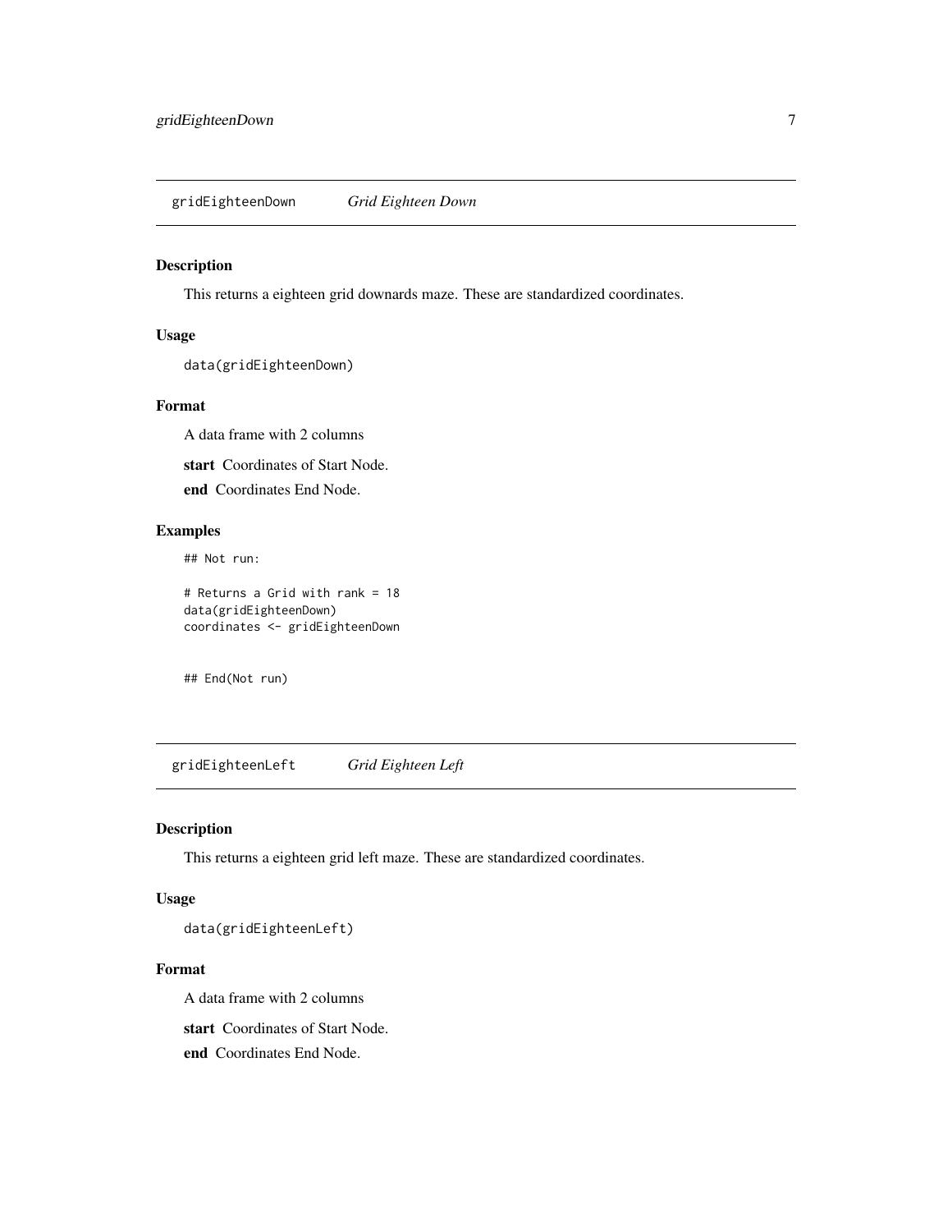## gridEighteenDown *Grid Eighteen Down*

### Description

This returns a eighteen grid downards maze. These are standardized coordinates.

### Usage

```
data(gridEighteenDown)
```

### Format

A data frame with 2 columns

**start** Coordinates of Start Node.

**end** Coordinates End Node.

### Examples

```
## Not run:

# Returns a Grid with rank = 18
data(gridEighteenDown)
coordinates <- gridEighteenDown


## End(Not run)
```

## gridEighteenLeft *Grid Eighteen Left*

### Description

This returns a eighteen grid left maze. These are standardized coordinates.

### Usage

```
data(gridEighteenLeft)
```

### Format

A data frame with 2 columns

**start** Coordinates of Start Node.

**end** Coordinates End Node.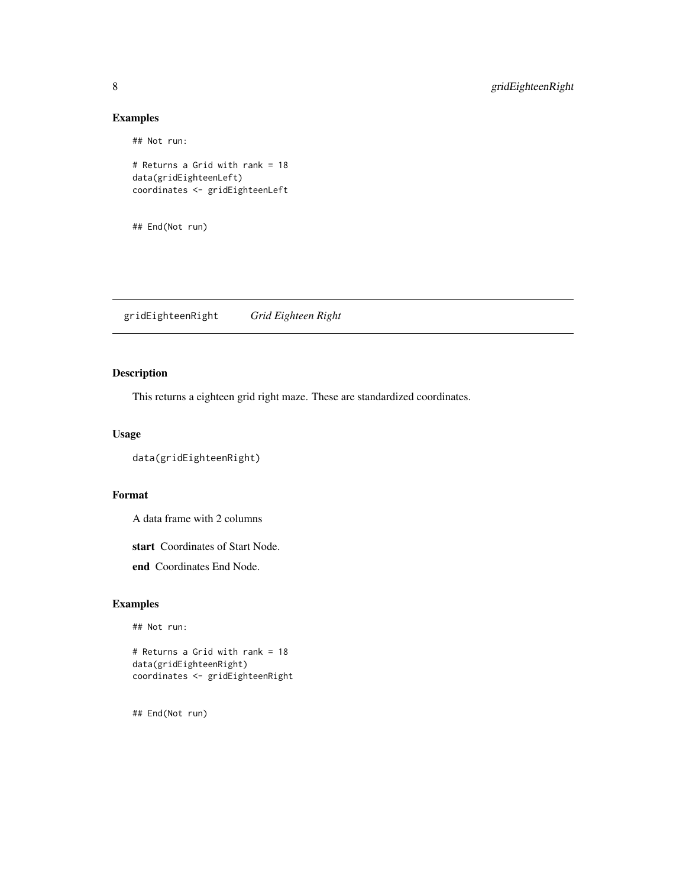## Examples

```
## Not run:

# Returns a Grid with rank = 18
data(gridEighteenLeft)
coordinates <- gridEighteenLeft


## End(Not run)
```

---

# gridEighteenRight *Grid Eighteen Right*

---

## Description

This returns a eighteen grid right maze. These are standardized coordinates.

## Usage

```
data(gridEighteenRight)
```

## Format

A data frame with 2 columns

**start** Coordinates of Start Node.

**end** Coordinates End Node.

## Examples

```
## Not run:

# Returns a Grid with rank = 18
data(gridEighteenRight)
coordinates <- gridEighteenRight


## End(Not run)
```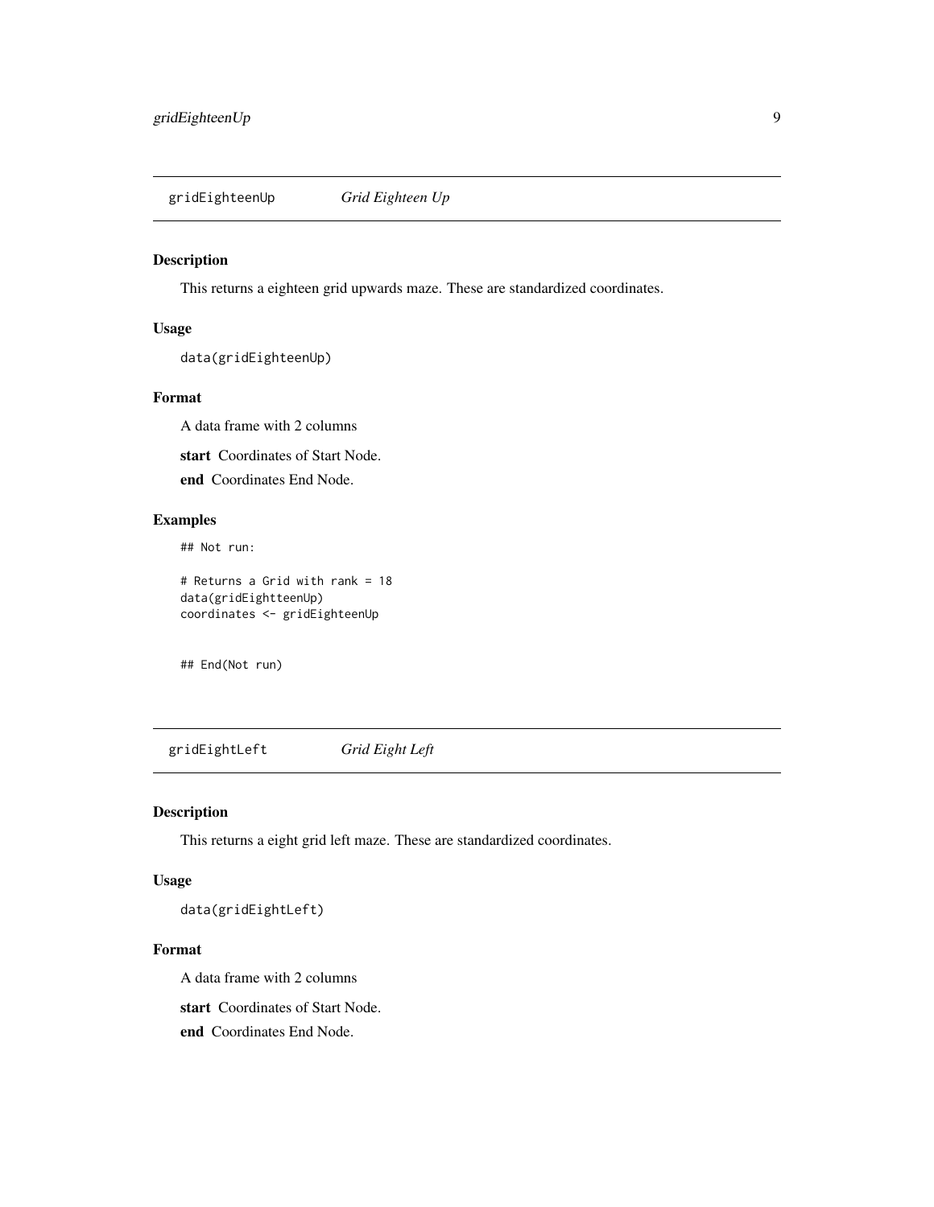## gridEighteenUp *Grid Eighteen Up*

### Description

This returns a eighteen grid upwards maze. These are standardized coordinates.

### Usage

```
data(gridEighteenUp)
```

### Format

A data frame with 2 columns

**start** Coordinates of Start Node.

**end** Coordinates End Node.

### Examples

```
## Not run:

# Returns a Grid with rank = 18
data(gridEightteenUp)
coordinates <- gridEighteenUp


## End(Not run)
```

## gridEightLeft *Grid Eight Left*

### Description

This returns a eight grid left maze. These are standardized coordinates.

### Usage

```
data(gridEightLeft)
```

### Format

A data frame with 2 columns

**start** Coordinates of Start Node.

**end** Coordinates End Node.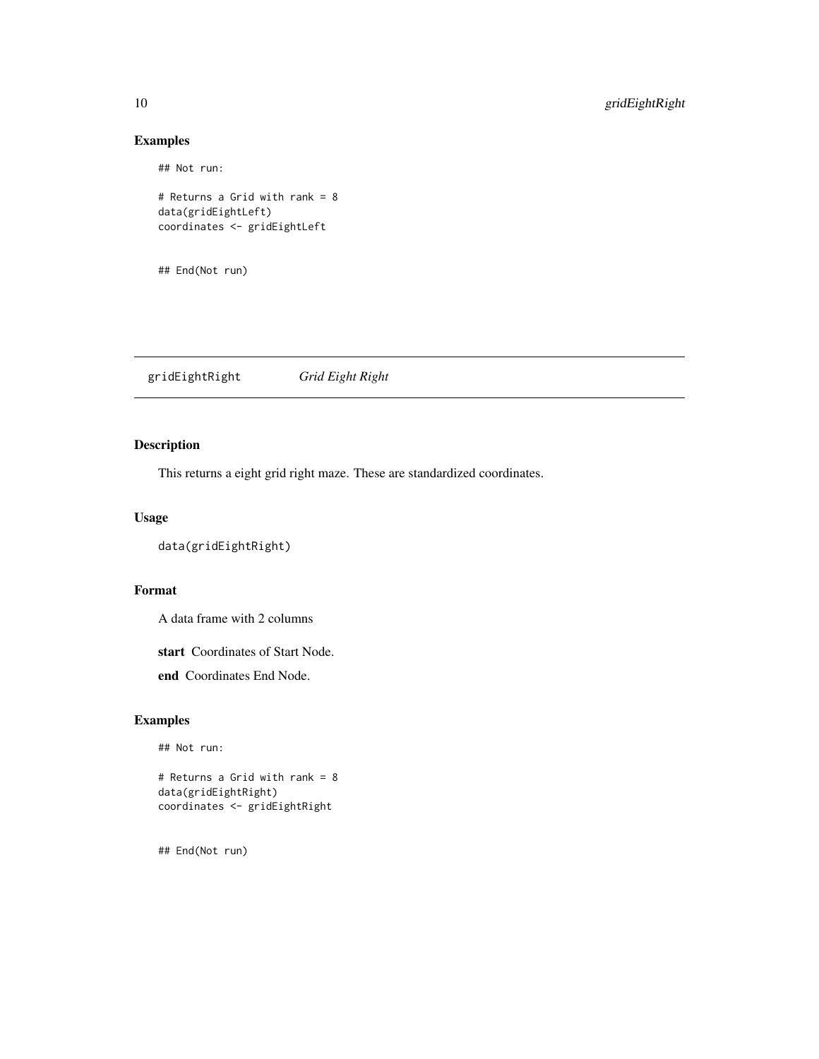## Examples

```
## Not run:

# Returns a Grid with rank = 8
data(gridEightLeft)
coordinates <- gridEightLeft


## End(Not run)
```

---

## gridEightRight *Grid Eight Right*

---

### Description

This returns a eight grid right maze. These are standardized coordinates.

### Usage

```
data(gridEightRight)
```

### Format

A data frame with 2 columns

**start** Coordinates of Start Node.

**end** Coordinates End Node.

### Examples

```
## Not run:

# Returns a Grid with rank = 8
data(gridEightRight)
coordinates <- gridEightRight


## End(Not run)
```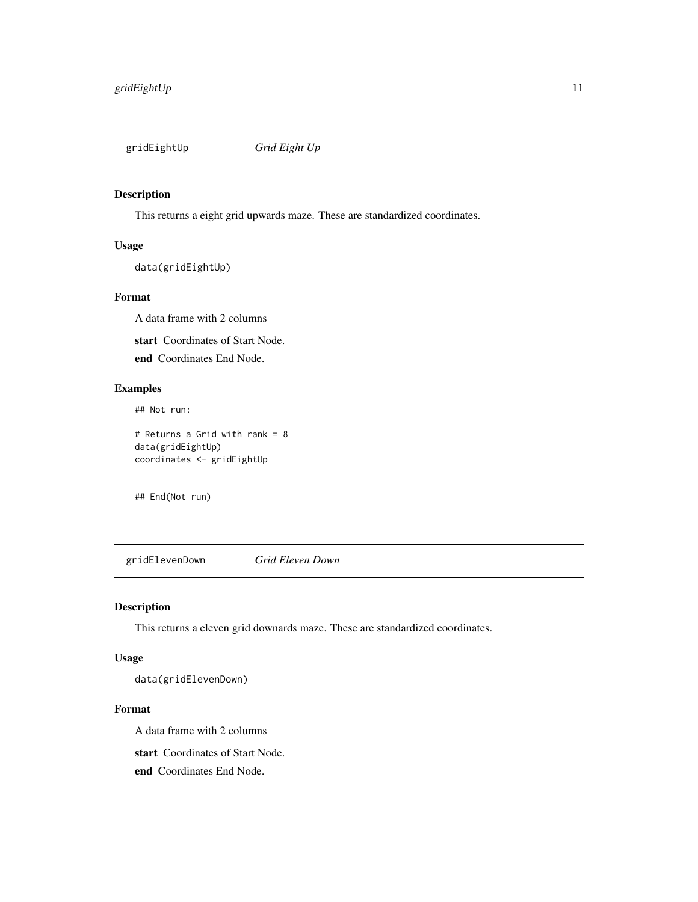## gridEightUp *Grid Eight Up*

### Description

This returns a eight grid upwards maze. These are standardized coordinates.

### Usage

```
data(gridEightUp)
```

### Format

A data frame with 2 columns

**start** Coordinates of Start Node.

**end** Coordinates End Node.

### Examples

```
## Not run:

# Returns a Grid with rank = 8
data(gridEightUp)
coordinates <- gridEightUp


## End(Not run)
```

## gridElevenDown *Grid Eleven Down*

### Description

This returns a eleven grid downards maze. These are standardized coordinates.

### Usage

```
data(gridElevenDown)
```

### Format

A data frame with 2 columns

**start** Coordinates of Start Node.

**end** Coordinates End Node.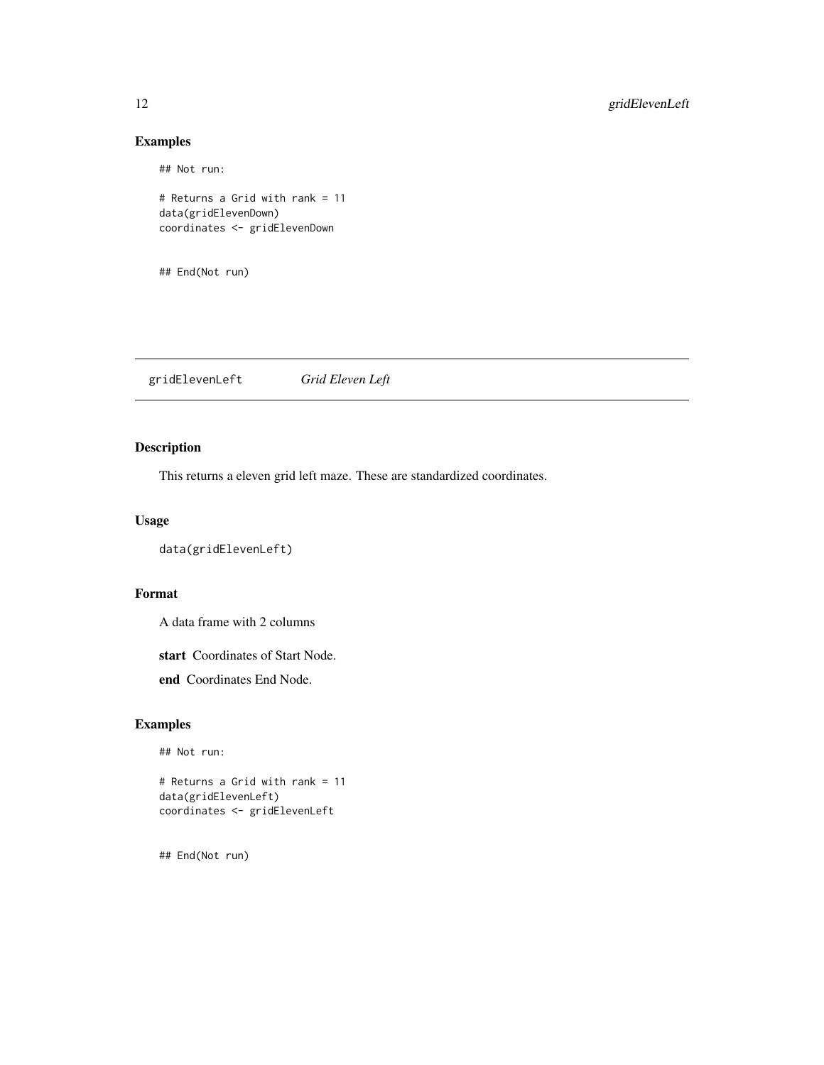## Examples

```
## Not run:

# Returns a Grid with rank = 11
data(gridElevenDown)
coordinates <- gridElevenDown


## End(Not run)
```

---

# gridElevenLeft *Grid Eleven Left*

---

## Description

This returns a eleven grid left maze. These are standardized coordinates.

## Usage

```
data(gridElevenLeft)
```

## Format

A data frame with 2 columns

**start** Coordinates of Start Node.

**end** Coordinates End Node.

## Examples

```
## Not run:

# Returns a Grid with rank = 11
data(gridElevenLeft)
coordinates <- gridElevenLeft


## End(Not run)
```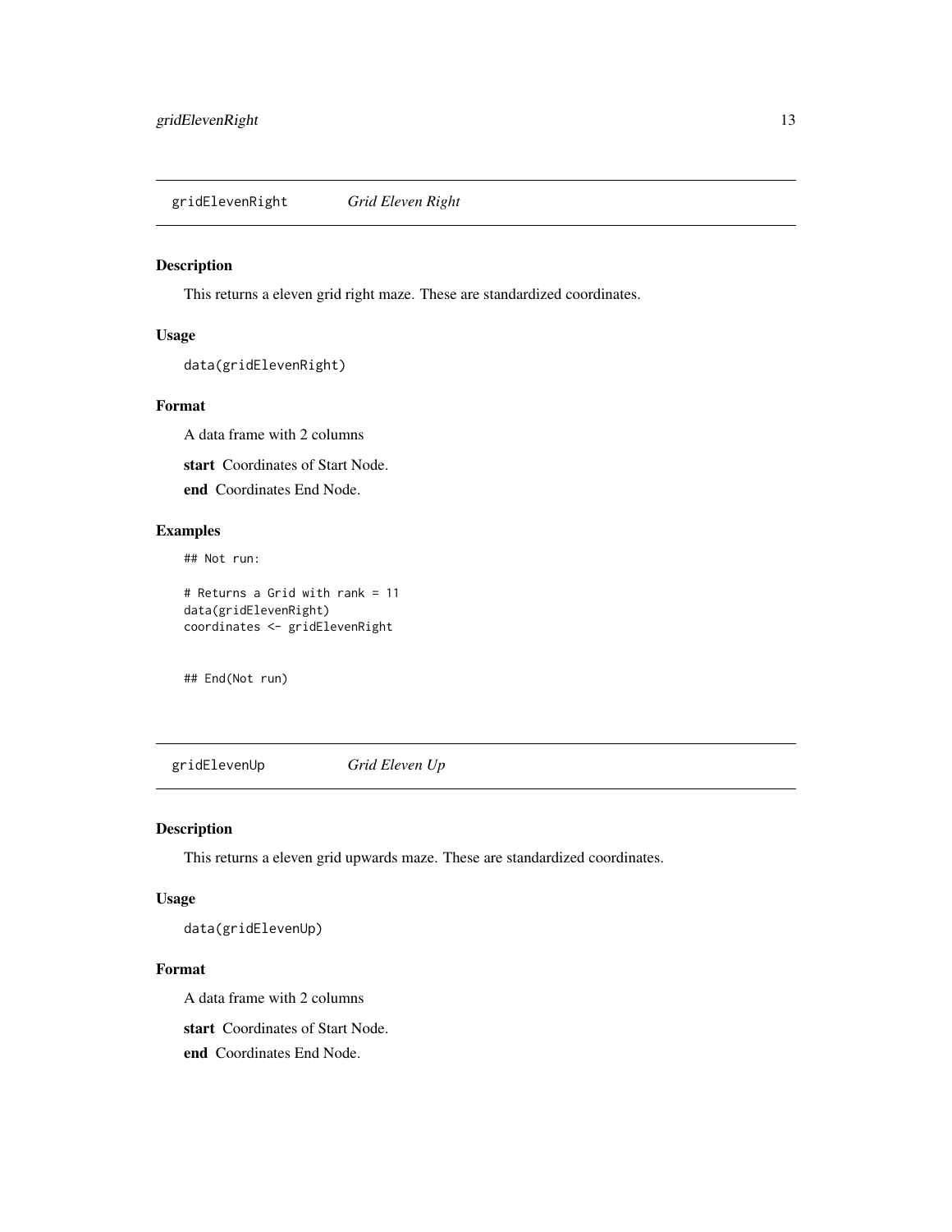## gridElevenRight *Grid Eleven Right*

### Description

This returns a eleven grid right maze. These are standardized coordinates.

### Usage

```
data(gridElevenRight)
```

### Format

A data frame with 2 columns

**start** Coordinates of Start Node.

**end** Coordinates End Node.

### Examples

```
## Not run:

# Returns a Grid with rank = 11
data(gridElevenRight)
coordinates <- gridElevenRight


## End(Not run)
```

## gridElevenUp *Grid Eleven Up*

### Description

This returns a eleven grid upwards maze. These are standardized coordinates.

### Usage

```
data(gridElevenUp)
```

### Format

A data frame with 2 columns

**start** Coordinates of Start Node.

**end** Coordinates End Node.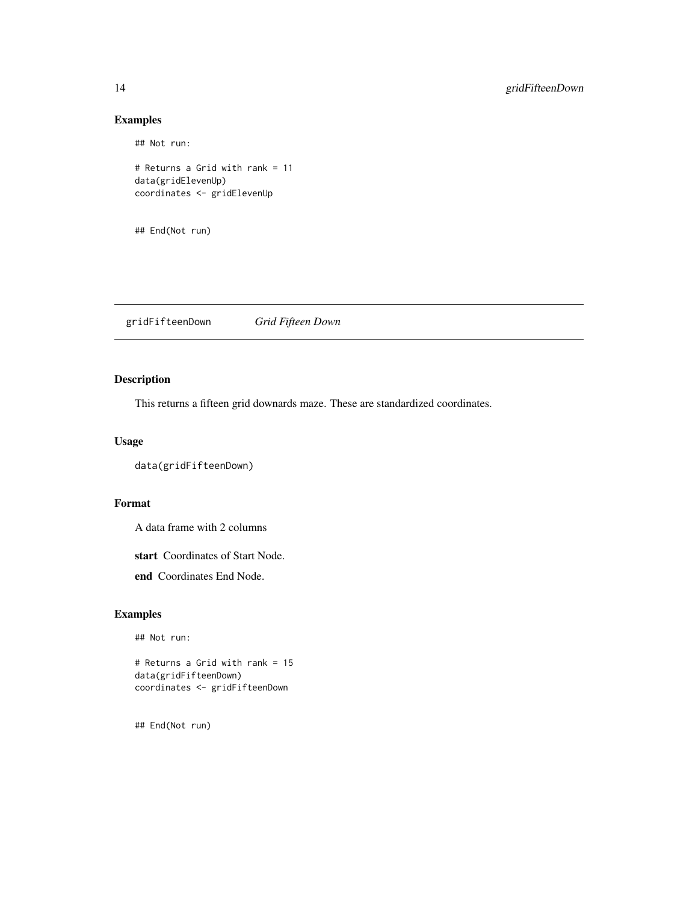## Examples

```
## Not run:

# Returns a Grid with rank = 11
data(gridElevenUp)
coordinates <- gridElevenUp


## End(Not run)
```

---

## gridFifteenDown — *Grid Fifteen Down*

### Description

This returns a fifteen grid downards maze. These are standardized coordinates.

### Usage

```
data(gridFifteenDown)
```

### Format

A data frame with 2 columns

**start** Coordinates of Start Node.

**end** Coordinates End Node.

### Examples

```
## Not run:

# Returns a Grid with rank = 15
data(gridFifteenDown)
coordinates <- gridFifteenDown


## End(Not run)
```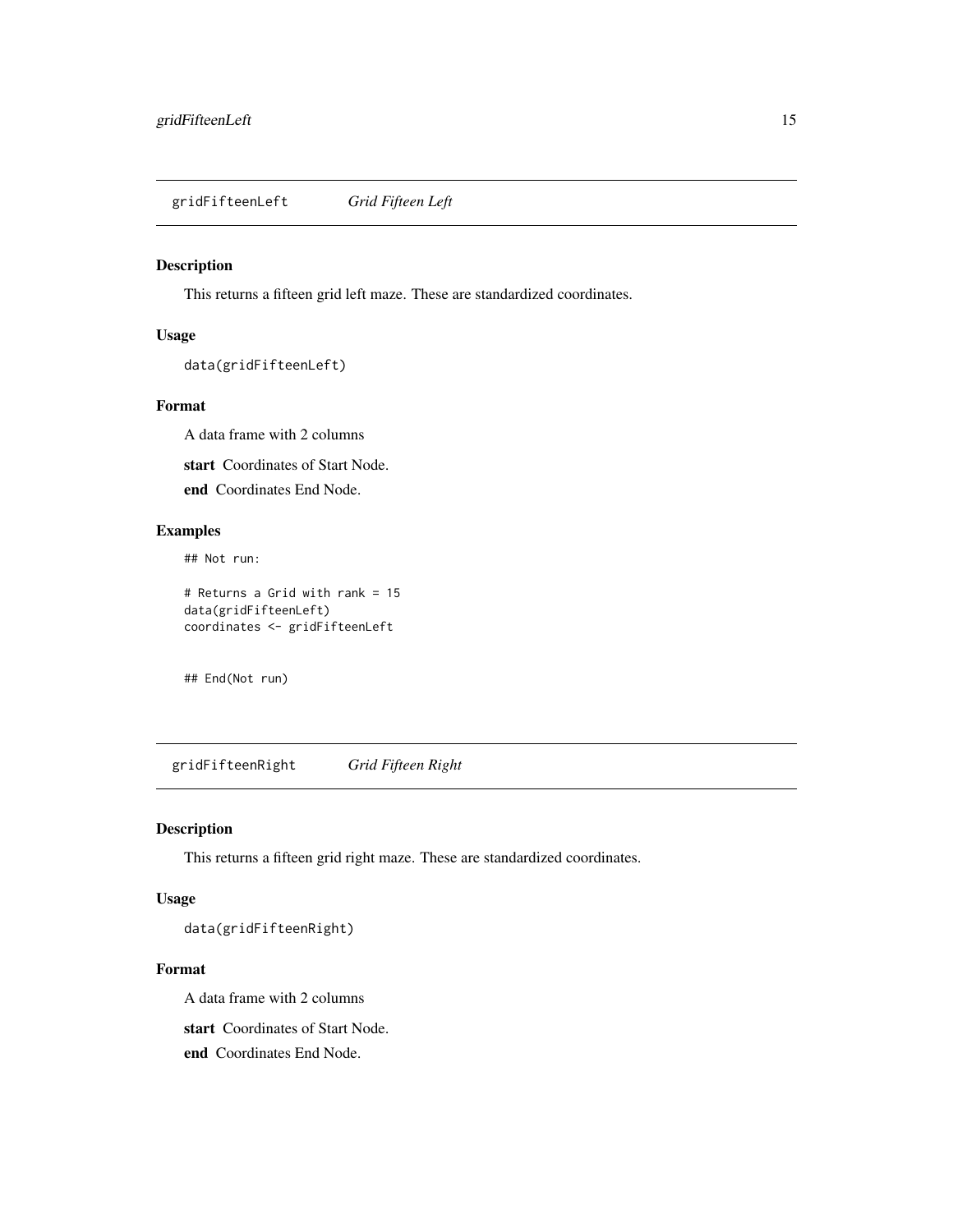## gridFifteenLeft *Grid Fifteen Left*

### Description

This returns a fifteen grid left maze. These are standardized coordinates.

### Usage

```
data(gridFifteenLeft)
```

### Format

A data frame with 2 columns

**start** Coordinates of Start Node.

**end** Coordinates End Node.

### Examples

```
## Not run:

# Returns a Grid with rank = 15
data(gridFifteenLeft)
coordinates <- gridFifteenLeft


## End(Not run)
```

## gridFifteenRight *Grid Fifteen Right*

### Description

This returns a fifteen grid right maze. These are standardized coordinates.

### Usage

```
data(gridFifteenRight)
```

### Format

A data frame with 2 columns

**start** Coordinates of Start Node.

**end** Coordinates End Node.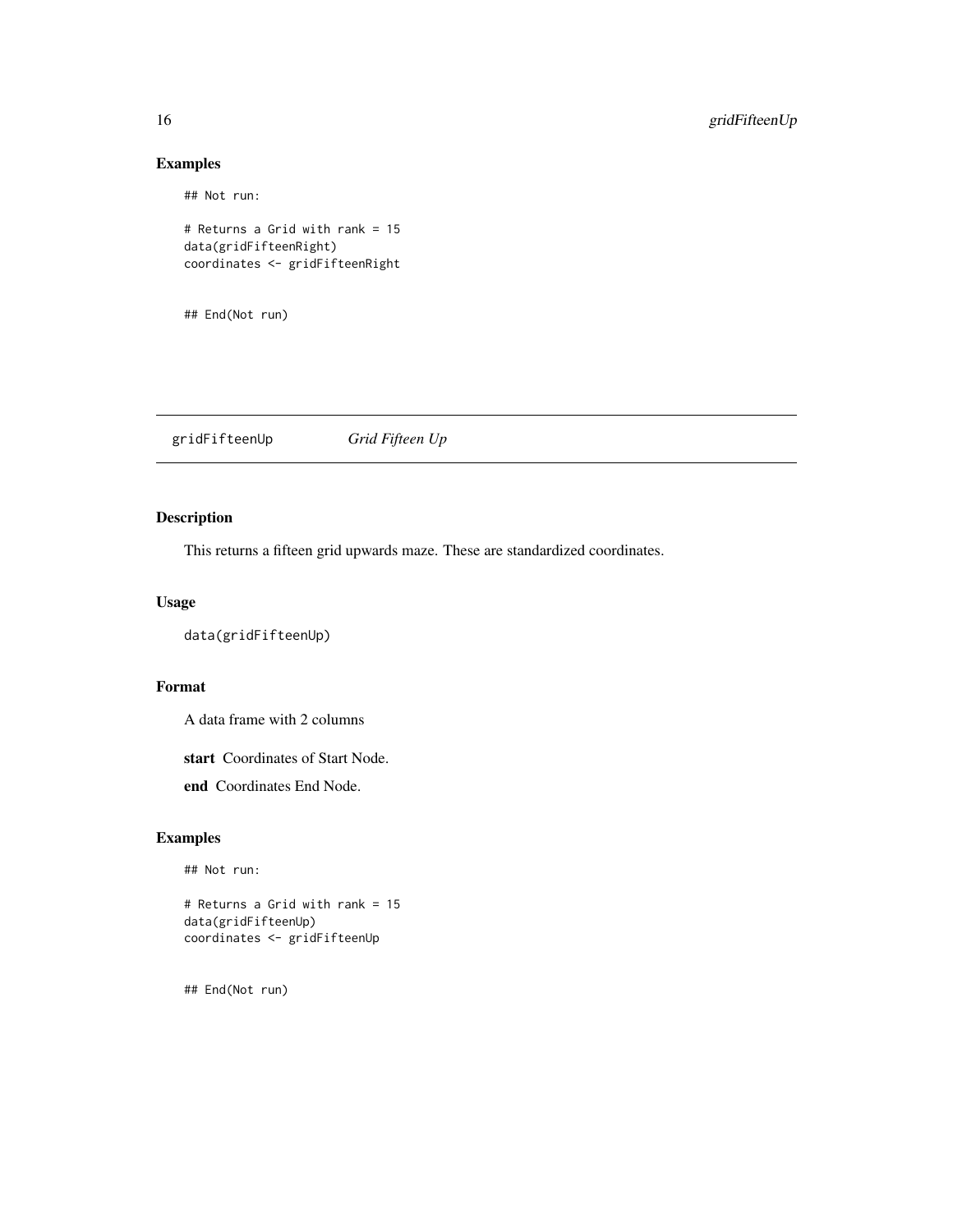## Examples

```
## Not run:

# Returns a Grid with rank = 15
data(gridFifteenRight)
coordinates <- gridFifteenRight


## End(Not run)
```

---

# gridFifteenUp *Grid Fifteen Up*

---

## Description

This returns a fifteen grid upwards maze. These are standardized coordinates.

## Usage

```
data(gridFifteenUp)
```

## Format

A data frame with 2 columns

**start** Coordinates of Start Node.

**end** Coordinates End Node.

## Examples

```
## Not run:

# Returns a Grid with rank = 15
data(gridFifteenUp)
coordinates <- gridFifteenUp


## End(Not run)
```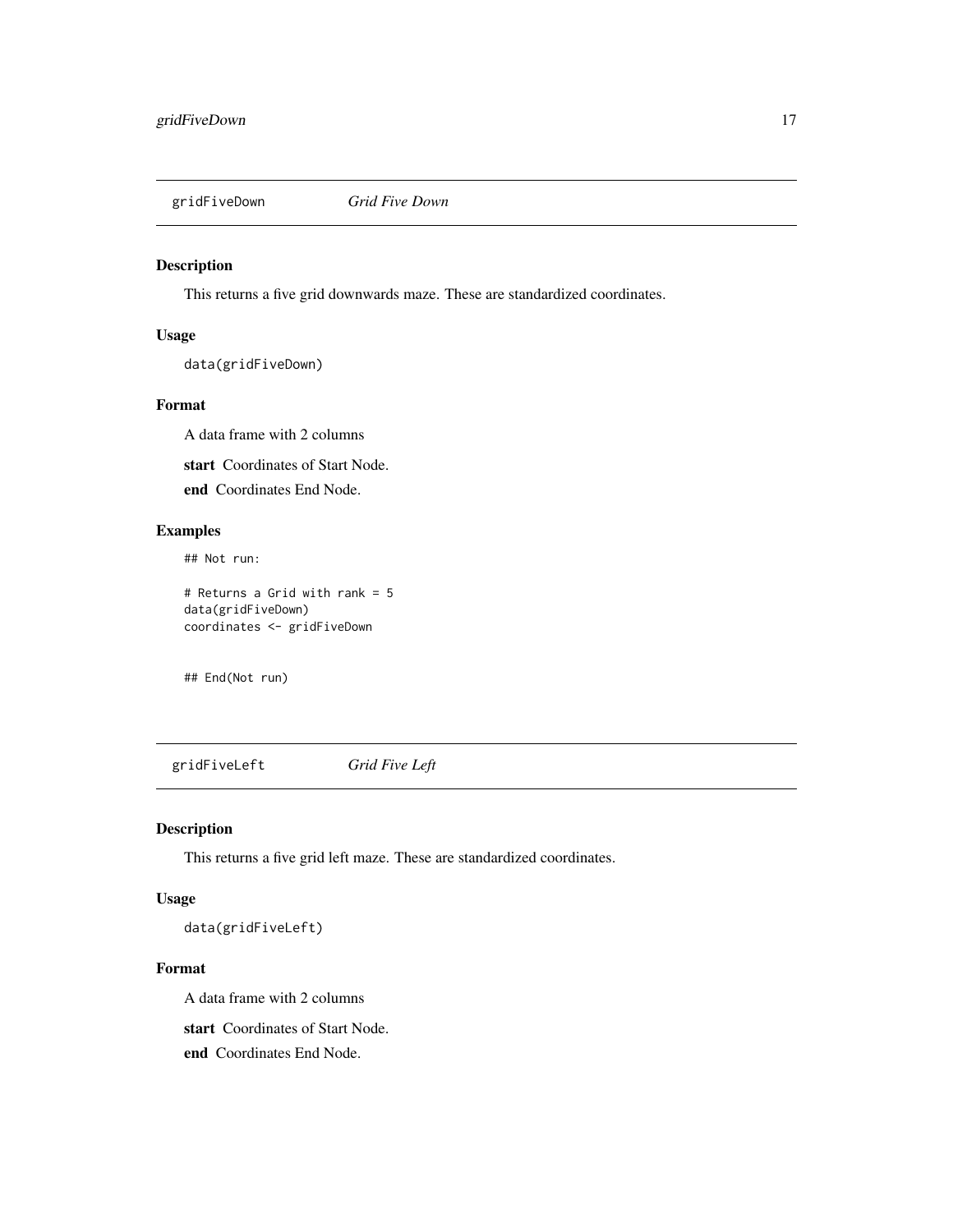## gridFiveDown *Grid Five Down*

### Description

This returns a five grid downwards maze. These are standardized coordinates.

### Usage

```
data(gridFiveDown)
```

### Format

A data frame with 2 columns

**start** Coordinates of Start Node.

**end** Coordinates End Node.

### Examples

```
## Not run:

# Returns a Grid with rank = 5
data(gridFiveDown)
coordinates <- gridFiveDown


## End(Not run)
```

## gridFiveLeft *Grid Five Left*

### Description

This returns a five grid left maze. These are standardized coordinates.

### Usage

```
data(gridFiveLeft)
```

### Format

A data frame with 2 columns

**start** Coordinates of Start Node.

**end** Coordinates End Node.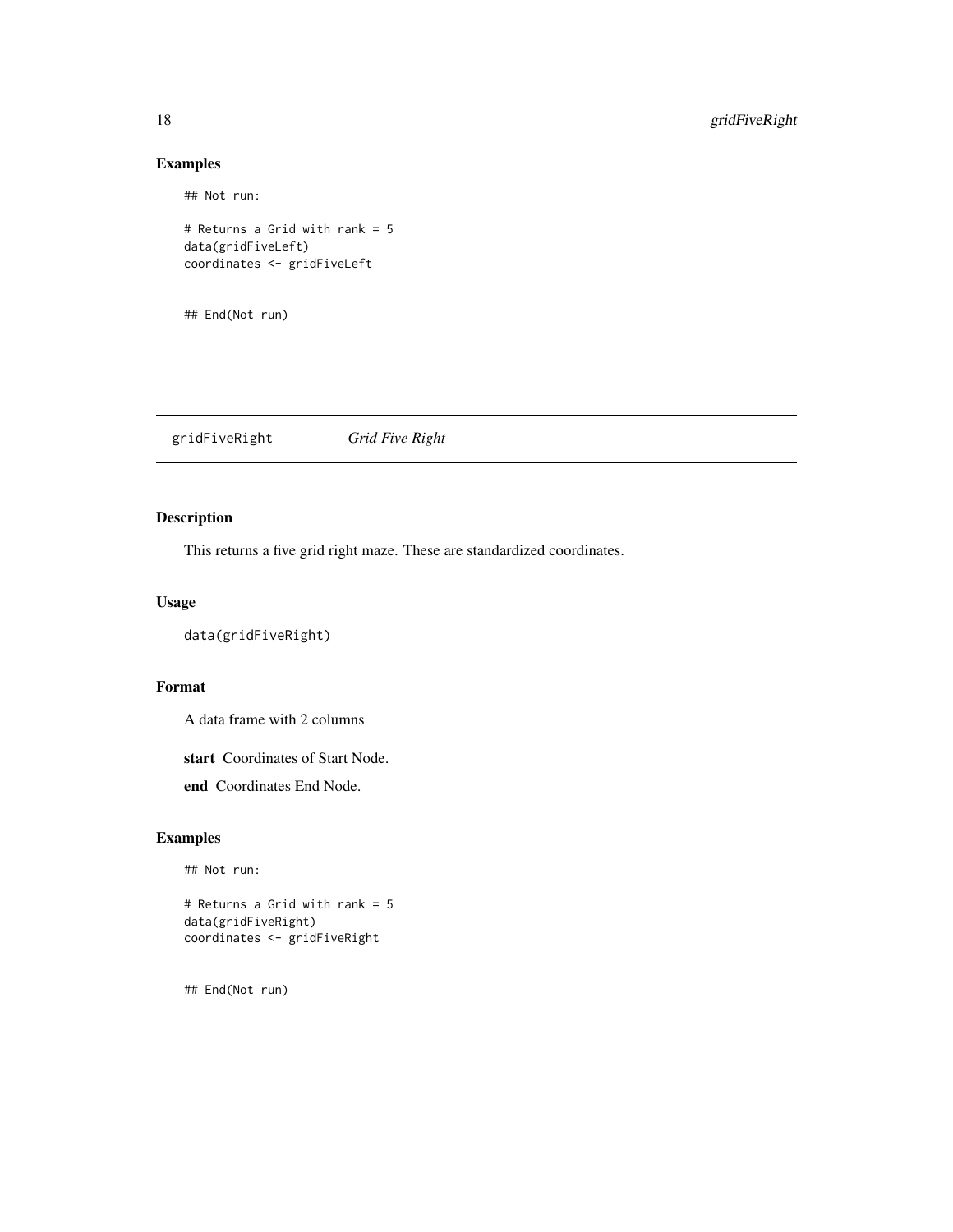## Examples

```
## Not run:

# Returns a Grid with rank = 5
data(gridFiveLeft)
coordinates <- gridFiveLeft


## End(Not run)
```

---

`gridFiveRight` *Grid Five Right*

---

## Description

This returns a five grid right maze. These are standardized coordinates.

## Usage

```
data(gridFiveRight)
```

## Format

A data frame with 2 columns

**start** Coordinates of Start Node.

**end** Coordinates End Node.

## Examples

```
## Not run:

# Returns a Grid with rank = 5
data(gridFiveRight)
coordinates <- gridFiveRight


## End(Not run)
```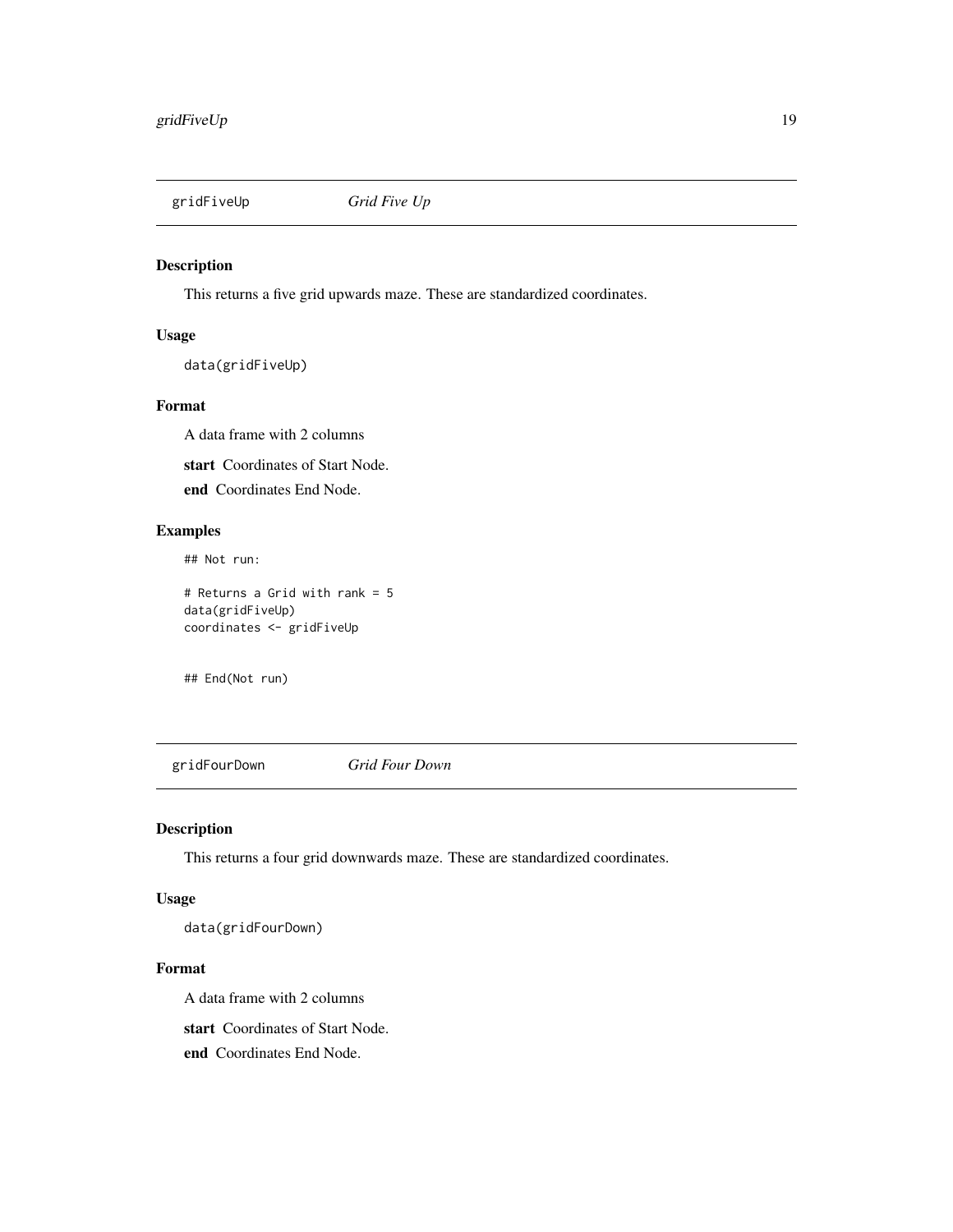## gridFiveUp *Grid Five Up*

### Description

This returns a five grid upwards maze. These are standardized coordinates.

### Usage

```
data(gridFiveUp)
```

### Format

A data frame with 2 columns

**start** Coordinates of Start Node.

**end** Coordinates End Node.

### Examples

```
## Not run:

# Returns a Grid with rank = 5
data(gridFiveUp)
coordinates <- gridFiveUp


## End(Not run)
```

## gridFourDown *Grid Four Down*

### Description

This returns a four grid downwards maze. These are standardized coordinates.

### Usage

```
data(gridFourDown)
```

### Format

A data frame with 2 columns

**start** Coordinates of Start Node.

**end** Coordinates End Node.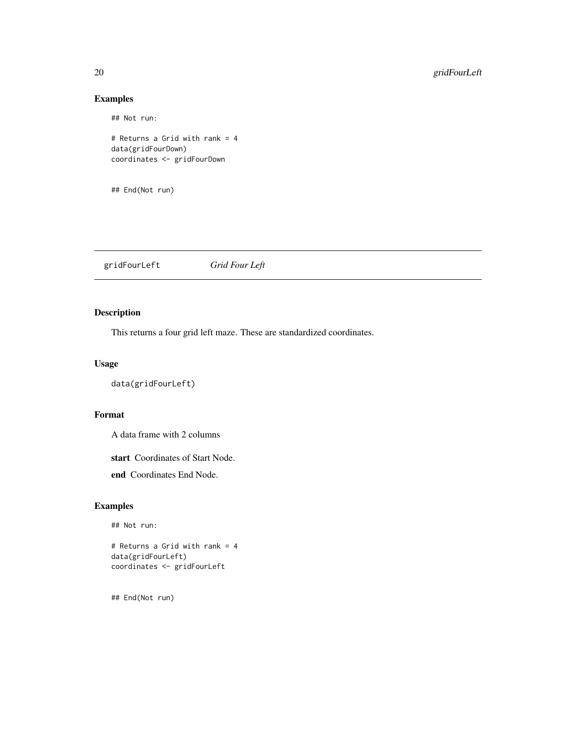## Examples

```
## Not run:

# Returns a Grid with rank = 4
data(gridFourDown)
coordinates <- gridFourDown


## End(Not run)
```

---

# gridFourLeft *Grid Four Left*

## Description

This returns a four grid left maze. These are standardized coordinates.

## Usage

```
data(gridFourLeft)
```

## Format

A data frame with 2 columns

**start** Coordinates of Start Node.

**end** Coordinates End Node.

## Examples

```
## Not run:

# Returns a Grid with rank = 4
data(gridFourLeft)
coordinates <- gridFourLeft


## End(Not run)
```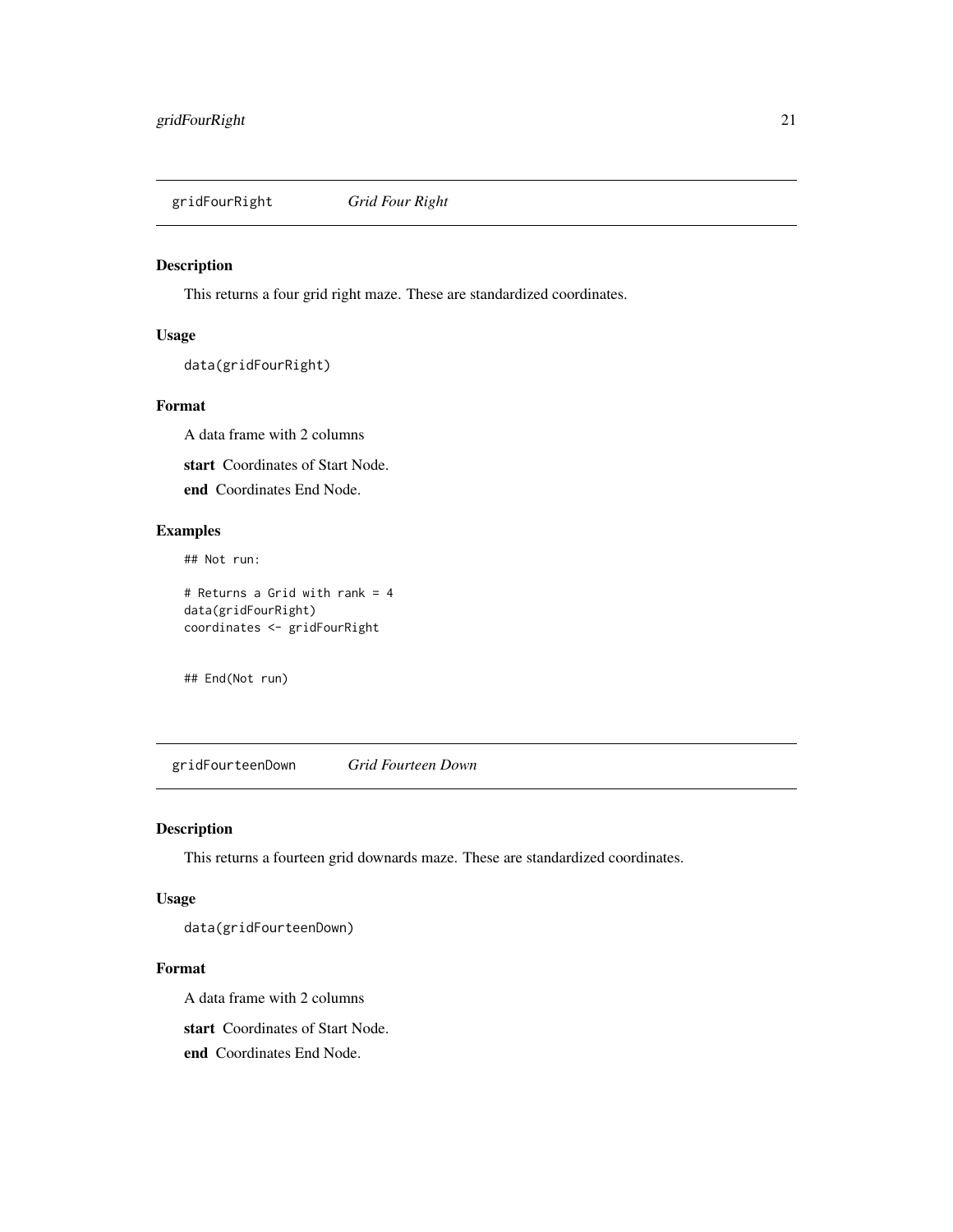## gridFourRight *Grid Four Right*

### Description

This returns a four grid right maze. These are standardized coordinates.

### Usage

```
data(gridFourRight)
```

### Format

A data frame with 2 columns

**start** Coordinates of Start Node.

**end** Coordinates End Node.

### Examples

```
## Not run:

# Returns a Grid with rank = 4
data(gridFourRight)
coordinates <- gridFourRight


## End(Not run)
```

## gridFourteenDown *Grid Fourteen Down*

### Description

This returns a fourteen grid downards maze. These are standardized coordinates.

### Usage

```
data(gridFourteenDown)
```

### Format

A data frame with 2 columns

**start** Coordinates of Start Node.

**end** Coordinates End Node.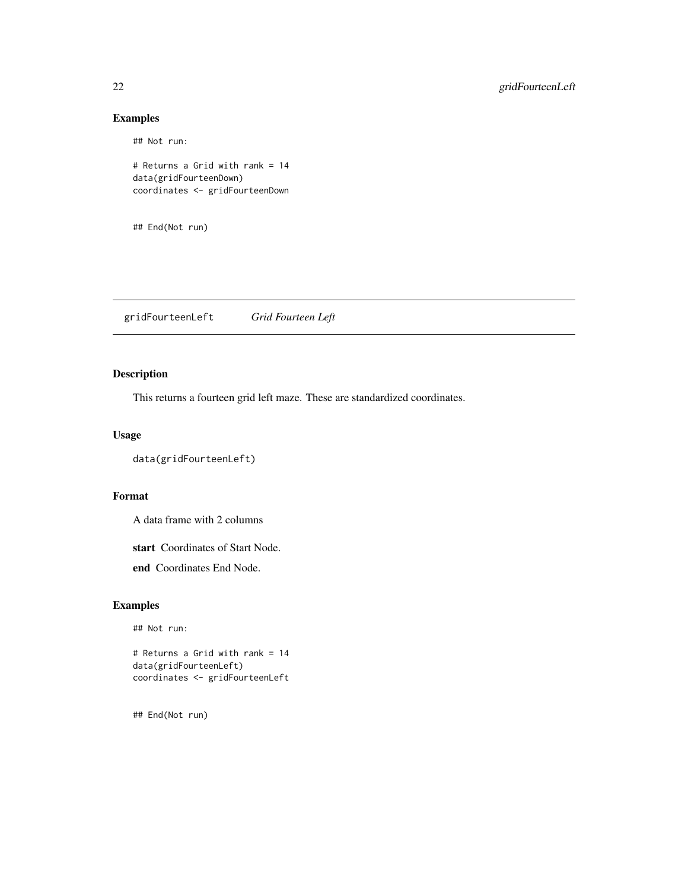## Examples

```
## Not run:

# Returns a Grid with rank = 14
data(gridFourteenDown)
coordinates <- gridFourteenDown


## End(Not run)
```

---

# gridFourteenLeft *Grid Fourteen Left*

## Description

This returns a fourteen grid left maze. These are standardized coordinates.

## Usage

```
data(gridFourteenLeft)
```

## Format

A data frame with 2 columns

**start** Coordinates of Start Node.

**end** Coordinates End Node.

## Examples

```
## Not run:

# Returns a Grid with rank = 14
data(gridFourteenLeft)
coordinates <- gridFourteenLeft


## End(Not run)
```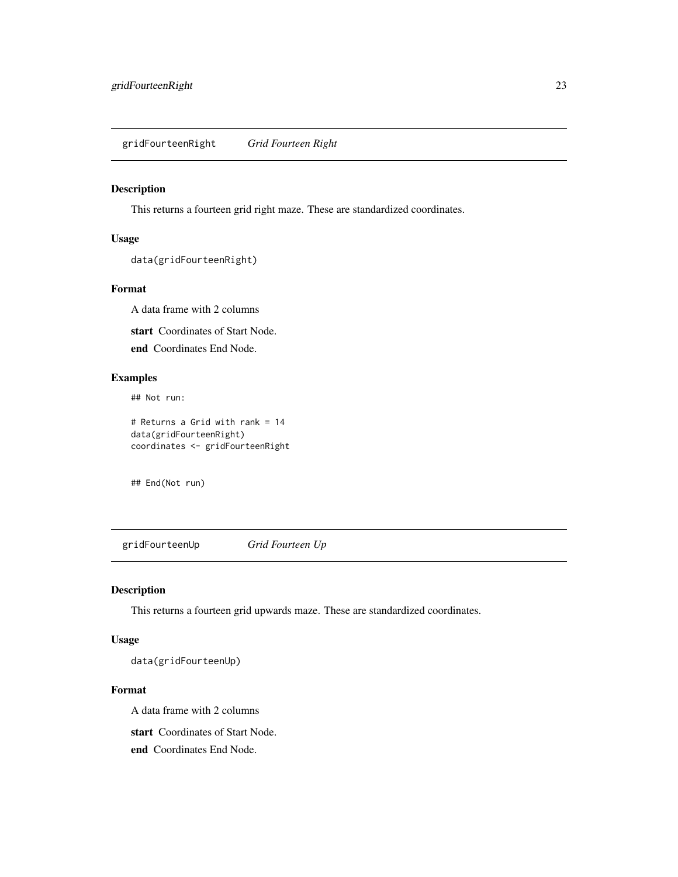## gridFourteenRight — *Grid Fourteen Right*

### Description

This returns a fourteen grid right maze. These are standardized coordinates.

### Usage

```
data(gridFourteenRight)
```

### Format

A data frame with 2 columns

**start** Coordinates of Start Node.

**end** Coordinates End Node.

### Examples

```
## Not run:

# Returns a Grid with rank = 14
data(gridFourteenRight)
coordinates <- gridFourteenRight


## End(Not run)
```

## gridFourteenUp — *Grid Fourteen Up*

### Description

This returns a fourteen grid upwards maze. These are standardized coordinates.

### Usage

```
data(gridFourteenUp)
```

### Format

A data frame with 2 columns

**start** Coordinates of Start Node.

**end** Coordinates End Node.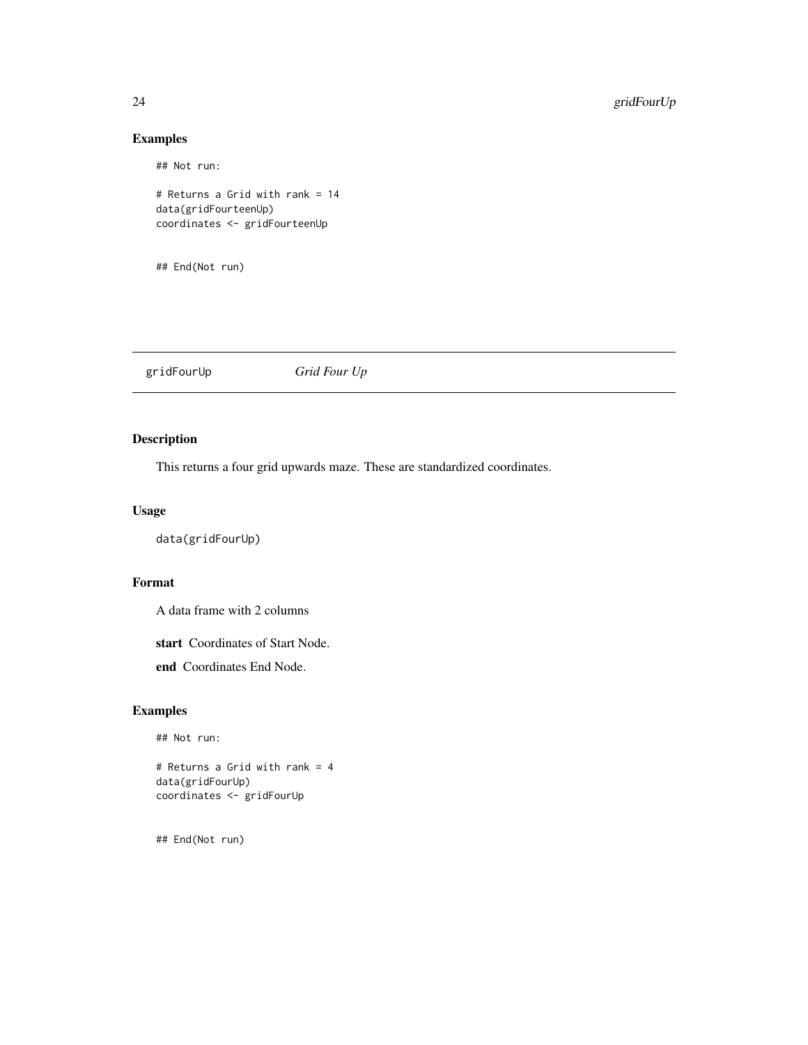## Examples

```
## Not run:

# Returns a Grid with rank = 14
data(gridFourteenUp)
coordinates <- gridFourteenUp


## End(Not run)
```

---

# gridFourUp *Grid Four Up*

---

## Description

This returns a four grid upwards maze. These are standardized coordinates.

## Usage

```
data(gridFourUp)
```

## Format

A data frame with 2 columns

**start** Coordinates of Start Node.

**end** Coordinates End Node.

## Examples

```
## Not run:

# Returns a Grid with rank = 4
data(gridFourUp)
coordinates <- gridFourUp


## End(Not run)
```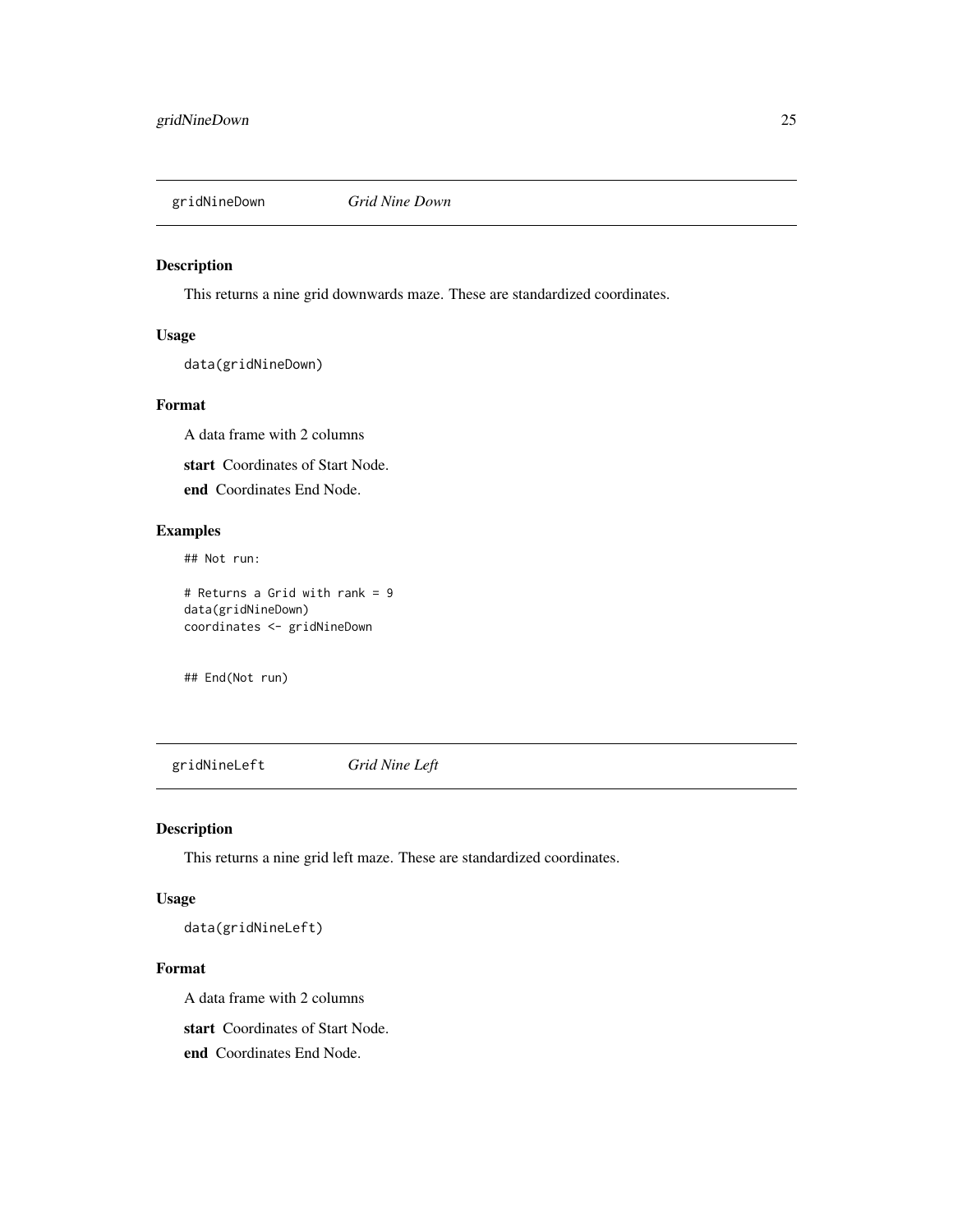## gridNineDown *Grid Nine Down*

### Description

This returns a nine grid downwards maze. These are standardized coordinates.

### Usage

```
data(gridNineDown)
```

### Format

A data frame with 2 columns

**start** Coordinates of Start Node.

**end** Coordinates End Node.

### Examples

```
## Not run:

# Returns a Grid with rank = 9
data(gridNineDown)
coordinates <- gridNineDown


## End(Not run)
```

## gridNineLeft *Grid Nine Left*

### Description

This returns a nine grid left maze. These are standardized coordinates.

### Usage

```
data(gridNineLeft)
```

### Format

A data frame with 2 columns

**start** Coordinates of Start Node.

**end** Coordinates End Node.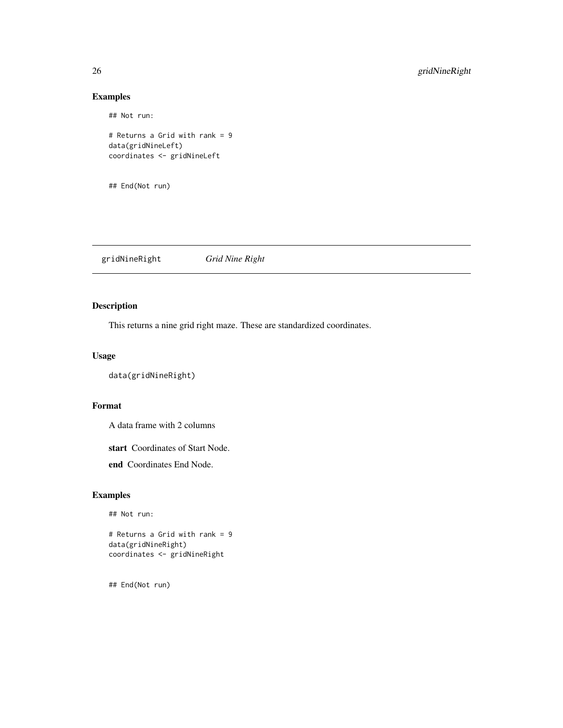## Examples

```
## Not run:

# Returns a Grid with rank = 9
data(gridNineLeft)
coordinates <- gridNineLeft


## End(Not run)
```

---

gridNineRight        *Grid Nine Right*

---

## Description

This returns a nine grid right maze. These are standardized coordinates.

## Usage

```
data(gridNineRight)
```

## Format

A data frame with 2 columns

**start** Coordinates of Start Node.

**end** Coordinates End Node.

## Examples

```
## Not run:

# Returns a Grid with rank = 9
data(gridNineRight)
coordinates <- gridNineRight


## End(Not run)
```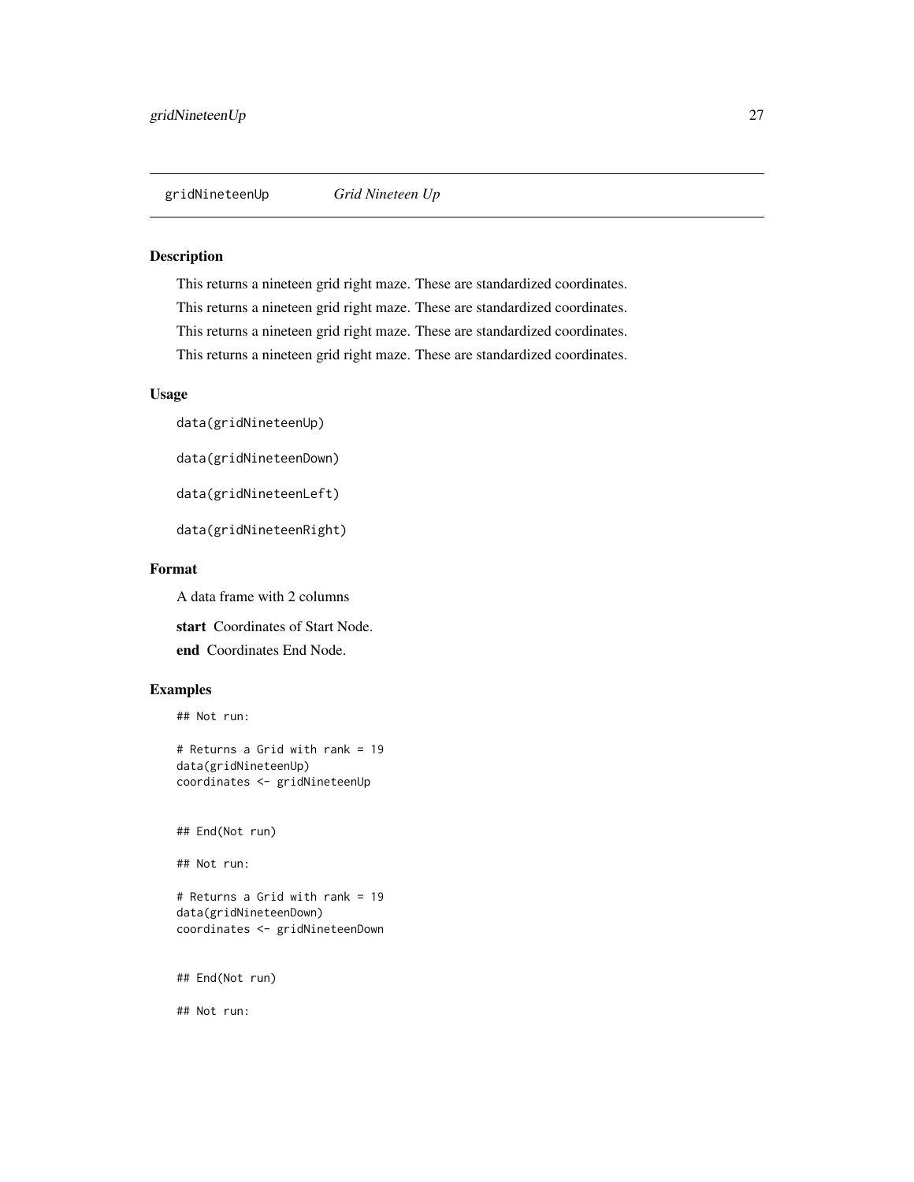gridNineteenUp *Grid Nineteen Up*

## Description

This returns a nineteen grid right maze. These are standardized coordinates.

This returns a nineteen grid right maze. These are standardized coordinates.

This returns a nineteen grid right maze. These are standardized coordinates.

This returns a nineteen grid right maze. These are standardized coordinates.

## Usage

```
data(gridNineteenUp)

data(gridNineteenDown)

data(gridNineteenLeft)

data(gridNineteenRight)
```

## Format

A data frame with 2 columns

**start** Coordinates of Start Node.

**end** Coordinates End Node.

## Examples

```
## Not run:

# Returns a Grid with rank = 19
data(gridNineteenUp)
coordinates <- gridNineteenUp


## End(Not run)

## Not run:

# Returns a Grid with rank = 19
data(gridNineteenDown)
coordinates <- gridNineteenDown


## End(Not run)

## Not run:
```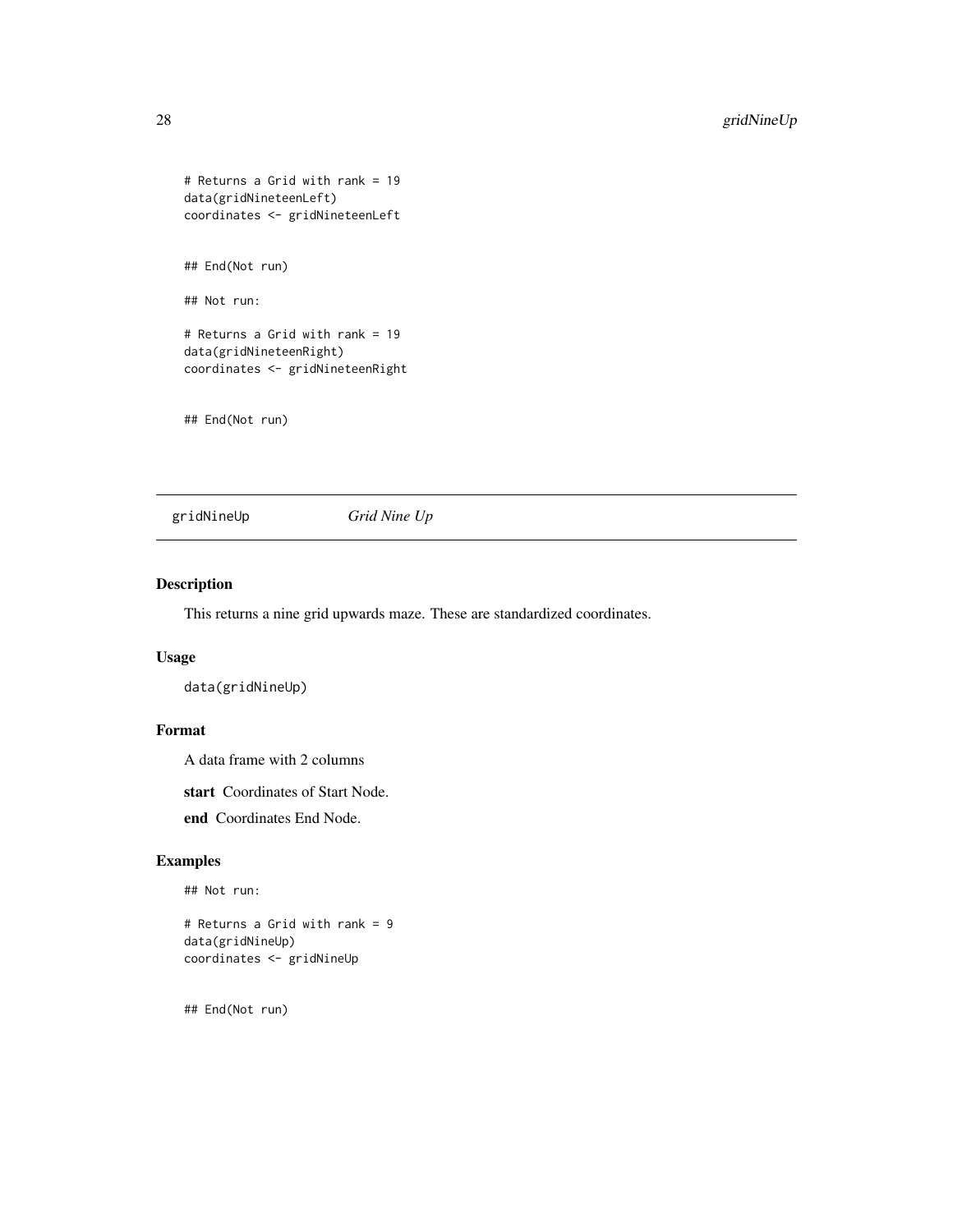```
# Returns a Grid with rank = 19
data(gridNineteenLeft)
coordinates <- gridNineteenLeft


## End(Not run)

## Not run:

# Returns a Grid with rank = 19
data(gridNineteenRight)
coordinates <- gridNineteenRight


## End(Not run)
```

---

## gridNineUp *Grid Nine Up*

---

### Description

This returns a nine grid upwards maze. These are standardized coordinates.

### Usage

```
data(gridNineUp)
```

### Format

A data frame with 2 columns

**start** Coordinates of Start Node.

**end** Coordinates End Node.

### Examples

```
## Not run:

# Returns a Grid with rank = 9
data(gridNineUp)
coordinates <- gridNineUp


## End(Not run)
```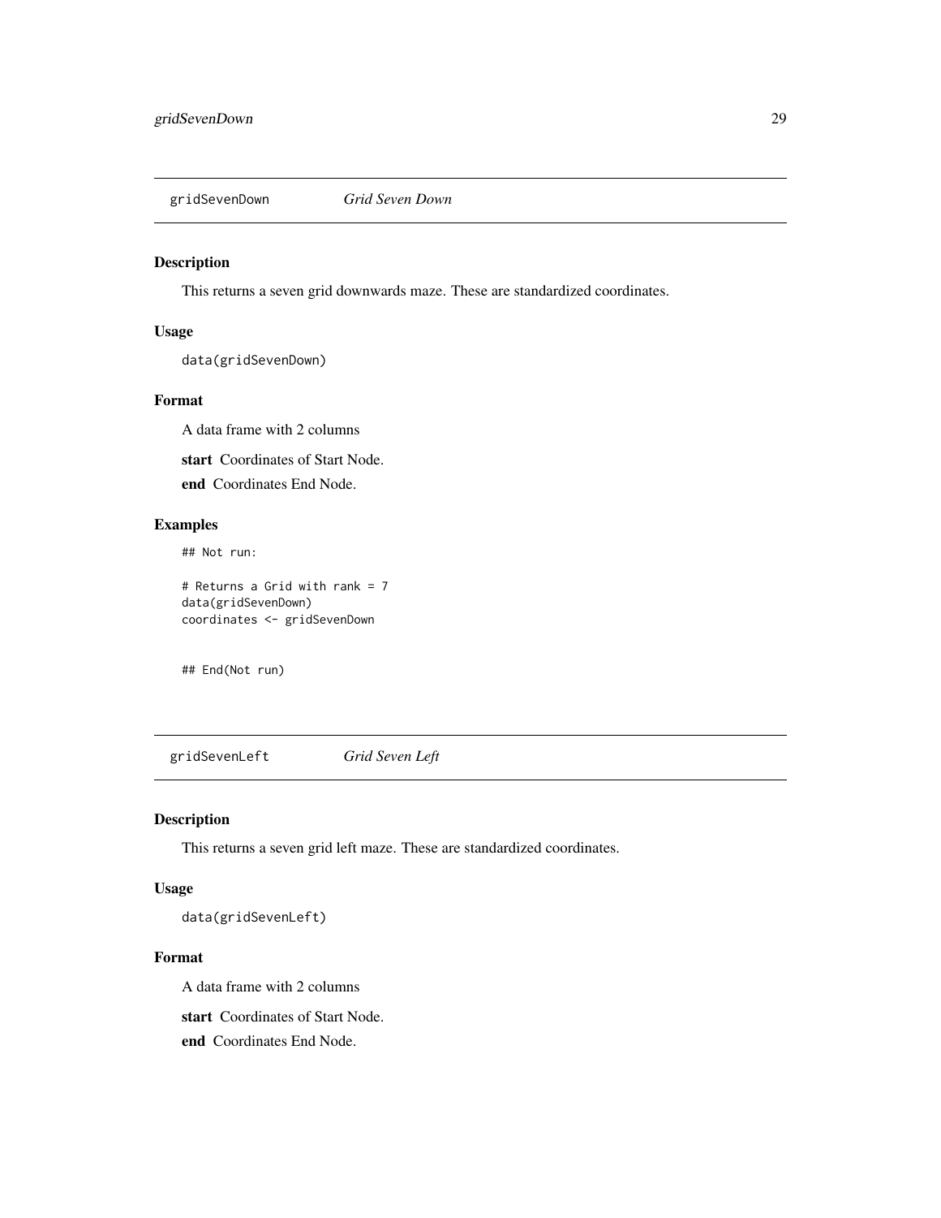## gridSevenDown *Grid Seven Down*

### Description

This returns a seven grid downwards maze. These are standardized coordinates.

### Usage

```
data(gridSevenDown)
```

### Format

A data frame with 2 columns

**start** Coordinates of Start Node.

**end** Coordinates End Node.

### Examples

```
## Not run:

# Returns a Grid with rank = 7
data(gridSevenDown)
coordinates <- gridSevenDown


## End(Not run)
```

## gridSevenLeft *Grid Seven Left*

### Description

This returns a seven grid left maze. These are standardized coordinates.

### Usage

```
data(gridSevenLeft)
```

### Format

A data frame with 2 columns

**start** Coordinates of Start Node.

**end** Coordinates End Node.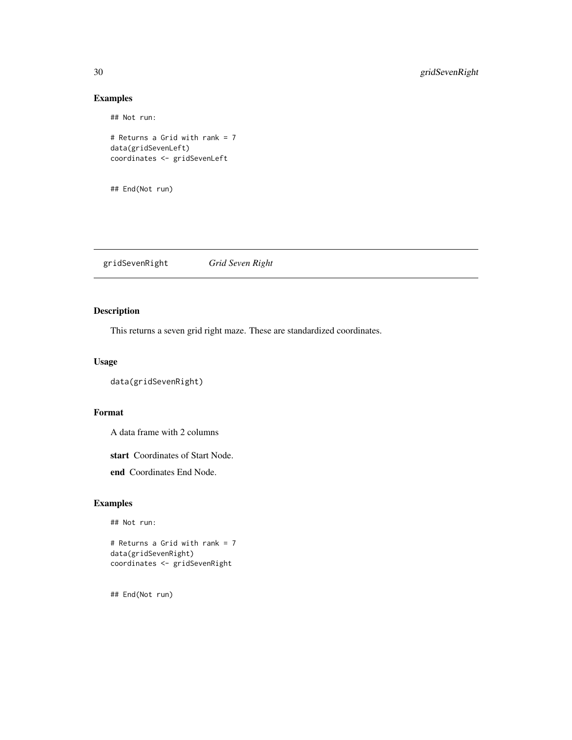## Examples

```
## Not run:

# Returns a Grid with rank = 7
data(gridSevenLeft)
coordinates <- gridSevenLeft


## End(Not run)
```

---

# gridSevenRight *Grid Seven Right*

---

## Description

This returns a seven grid right maze. These are standardized coordinates.

## Usage

```
data(gridSevenRight)
```

## Format

A data frame with 2 columns

**start** Coordinates of Start Node.

**end** Coordinates End Node.

## Examples

```
## Not run:

# Returns a Grid with rank = 7
data(gridSevenRight)
coordinates <- gridSevenRight


## End(Not run)
```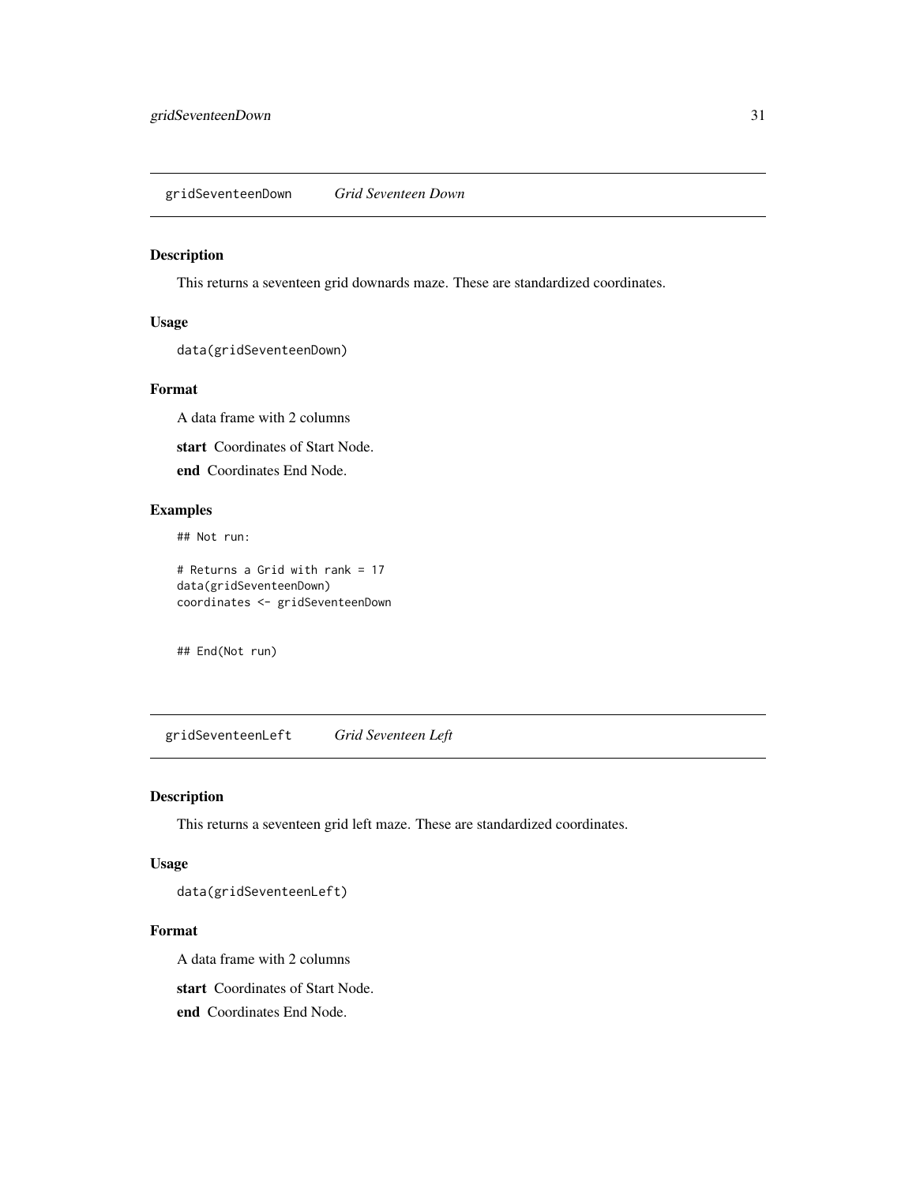## gridSeventeenDown *Grid Seventeen Down*

### Description

This returns a seventeen grid downards maze. These are standardized coordinates.

### Usage

```
data(gridSeventeenDown)
```

### Format

A data frame with 2 columns

**start** Coordinates of Start Node.

**end** Coordinates End Node.

### Examples

```
## Not run:

# Returns a Grid with rank = 17
data(gridSeventeenDown)
coordinates <- gridSeventeenDown


## End(Not run)
```

## gridSeventeenLeft *Grid Seventeen Left*

### Description

This returns a seventeen grid left maze. These are standardized coordinates.

### Usage

```
data(gridSeventeenLeft)
```

### Format

A data frame with 2 columns

**start** Coordinates of Start Node.

**end** Coordinates End Node.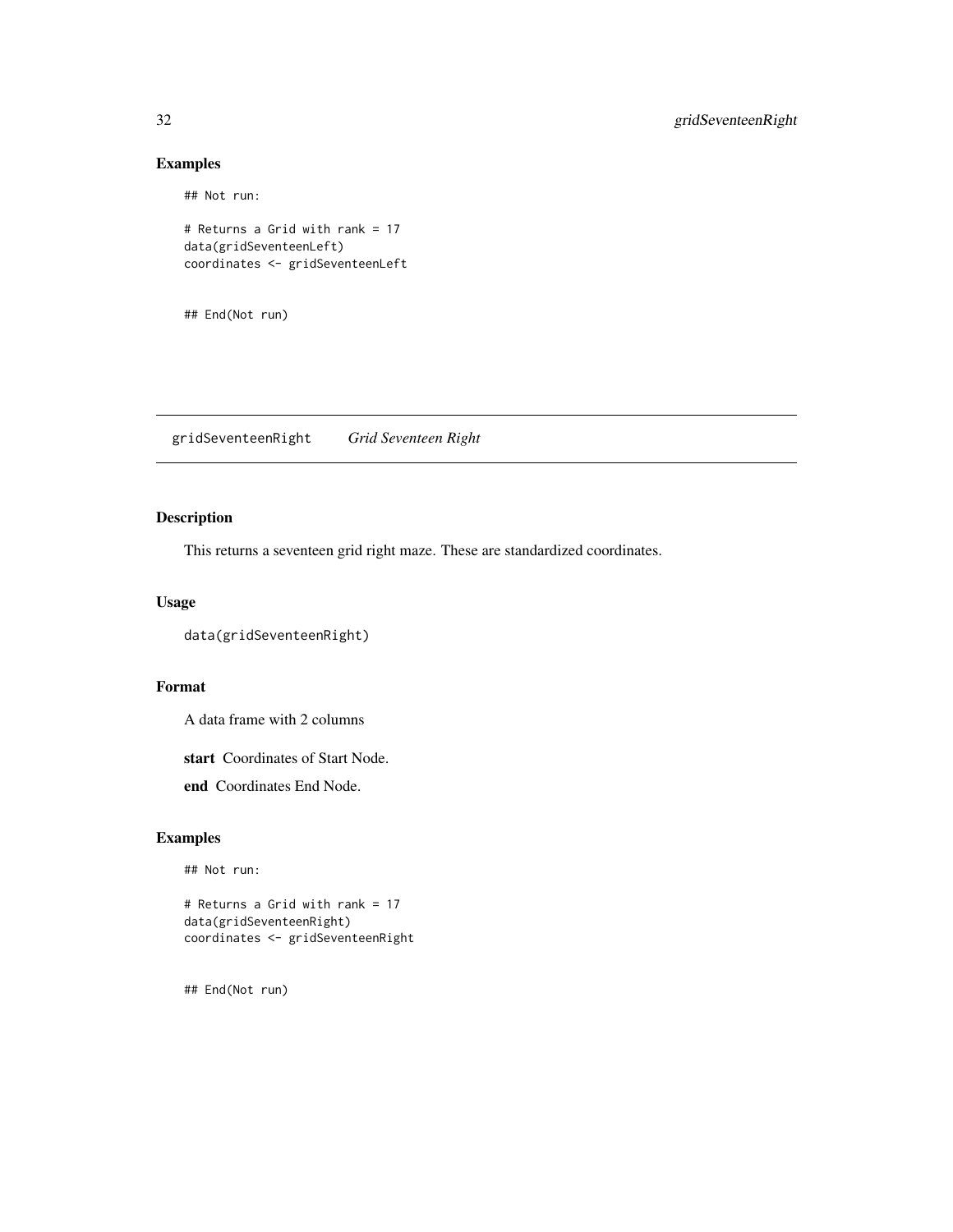## Examples

```
## Not run:

# Returns a Grid with rank = 17
data(gridSeventeenLeft)
coordinates <- gridSeventeenLeft


## End(Not run)
```

---

# gridSeventeenRight *Grid Seventeen Right*

---

## Description

This returns a seventeen grid right maze. These are standardized coordinates.

## Usage

```
data(gridSeventeenRight)
```

## Format

A data frame with 2 columns

**start** Coordinates of Start Node.

**end** Coordinates End Node.

## Examples

```
## Not run:

# Returns a Grid with rank = 17
data(gridSeventeenRight)
coordinates <- gridSeventeenRight


## End(Not run)
```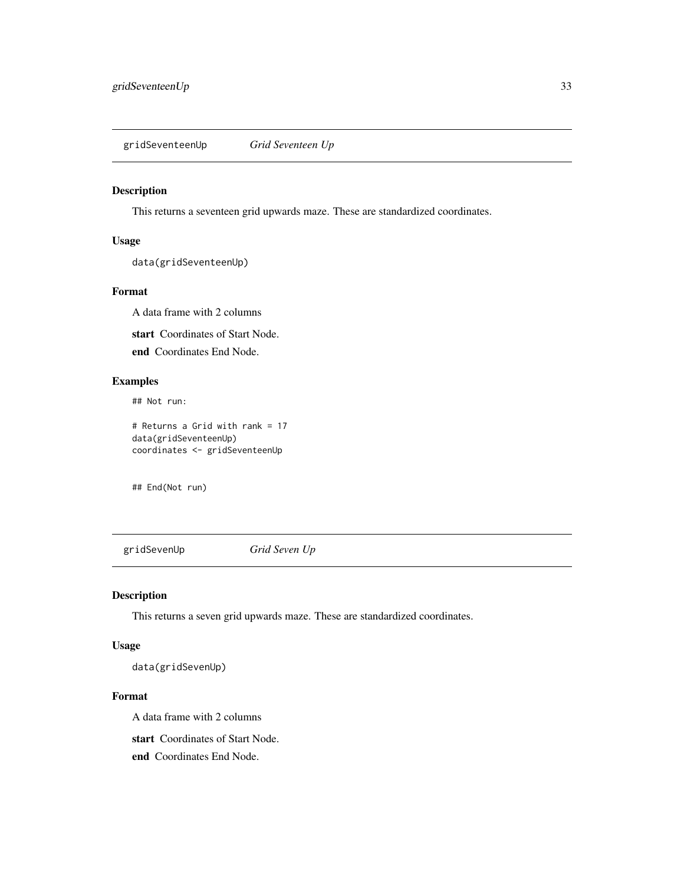## gridSeventeenUp *Grid Seventeen Up*

### Description

This returns a seventeen grid upwards maze. These are standardized coordinates.

### Usage

```
data(gridSeventeenUp)
```

### Format

A data frame with 2 columns

**start** Coordinates of Start Node.

**end** Coordinates End Node.

### Examples

```
## Not run:

# Returns a Grid with rank = 17
data(gridSeventeenUp)
coordinates <- gridSeventeenUp


## End(Not run)
```

## gridSevenUp *Grid Seven Up*

### Description

This returns a seven grid upwards maze. These are standardized coordinates.

### Usage

```
data(gridSevenUp)
```

### Format

A data frame with 2 columns

**start** Coordinates of Start Node.

**end** Coordinates End Node.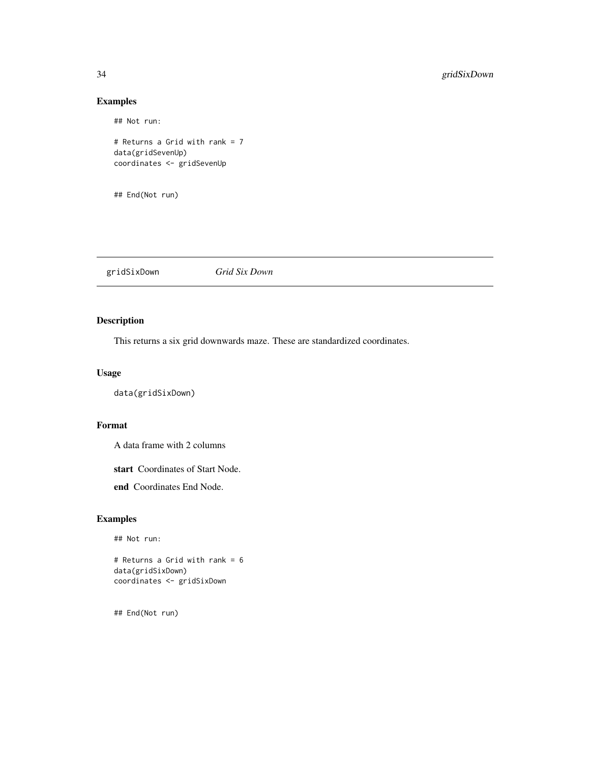## Examples

```
## Not run:

# Returns a Grid with rank = 7
data(gridSevenUp)
coordinates <- gridSevenUp


## End(Not run)
```

---

# gridSixDown *Grid Six Down*

---

## Description

This returns a six grid downwards maze. These are standardized coordinates.

## Usage

```
data(gridSixDown)
```

## Format

A data frame with 2 columns

**start** Coordinates of Start Node.

**end** Coordinates End Node.

## Examples

```
## Not run:

# Returns a Grid with rank = 6
data(gridSixDown)
coordinates <- gridSixDown


## End(Not run)
```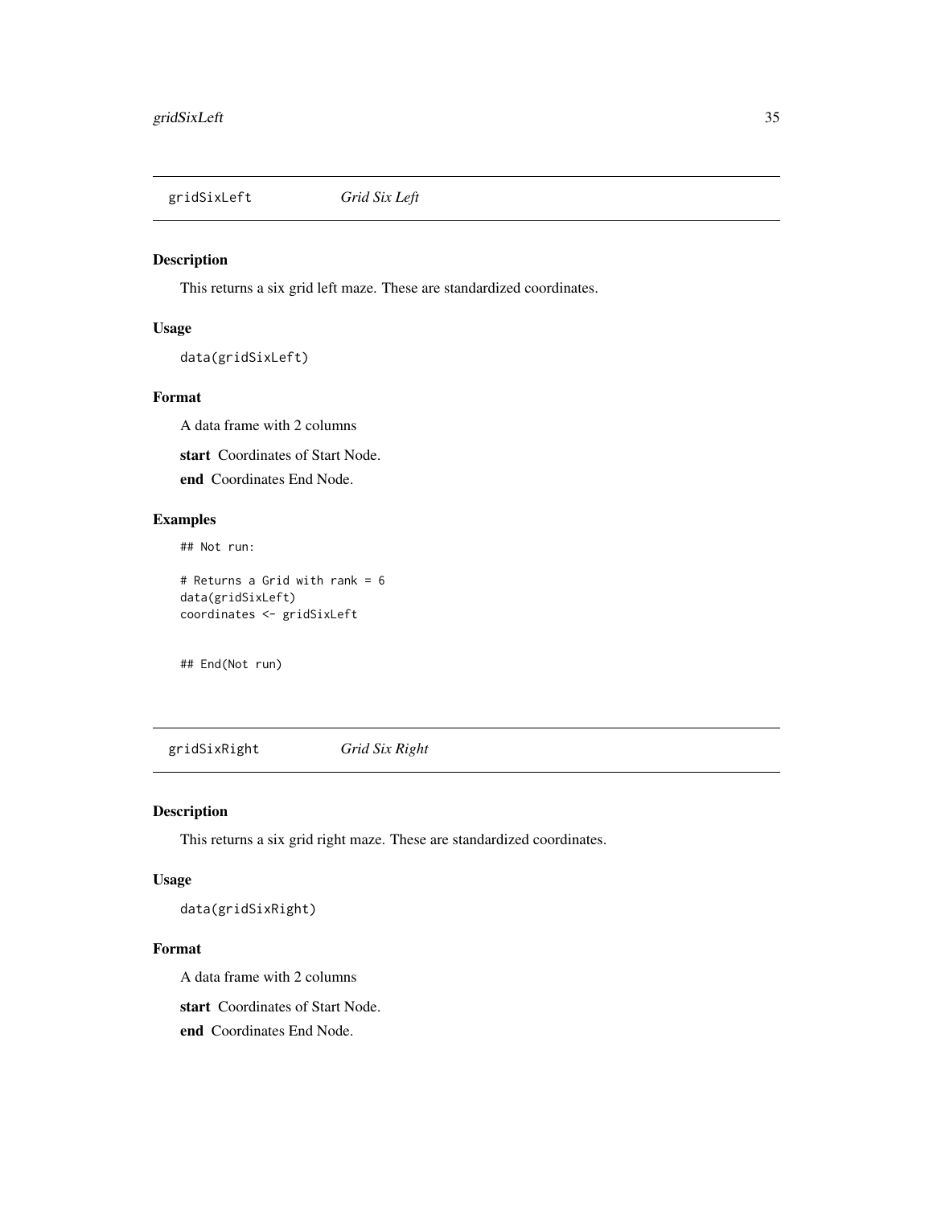## gridSixLeft *Grid Six Left*

### Description

This returns a six grid left maze. These are standardized coordinates.

### Usage

```
data(gridSixLeft)
```

### Format

A data frame with 2 columns

**start** Coordinates of Start Node.

**end** Coordinates End Node.

### Examples

```
## Not run:

# Returns a Grid with rank = 6
data(gridSixLeft)
coordinates <- gridSixLeft


## End(Not run)
```

## gridSixRight *Grid Six Right*

### Description

This returns a six grid right maze. These are standardized coordinates.

### Usage

```
data(gridSixRight)
```

### Format

A data frame with 2 columns

**start** Coordinates of Start Node.

**end** Coordinates End Node.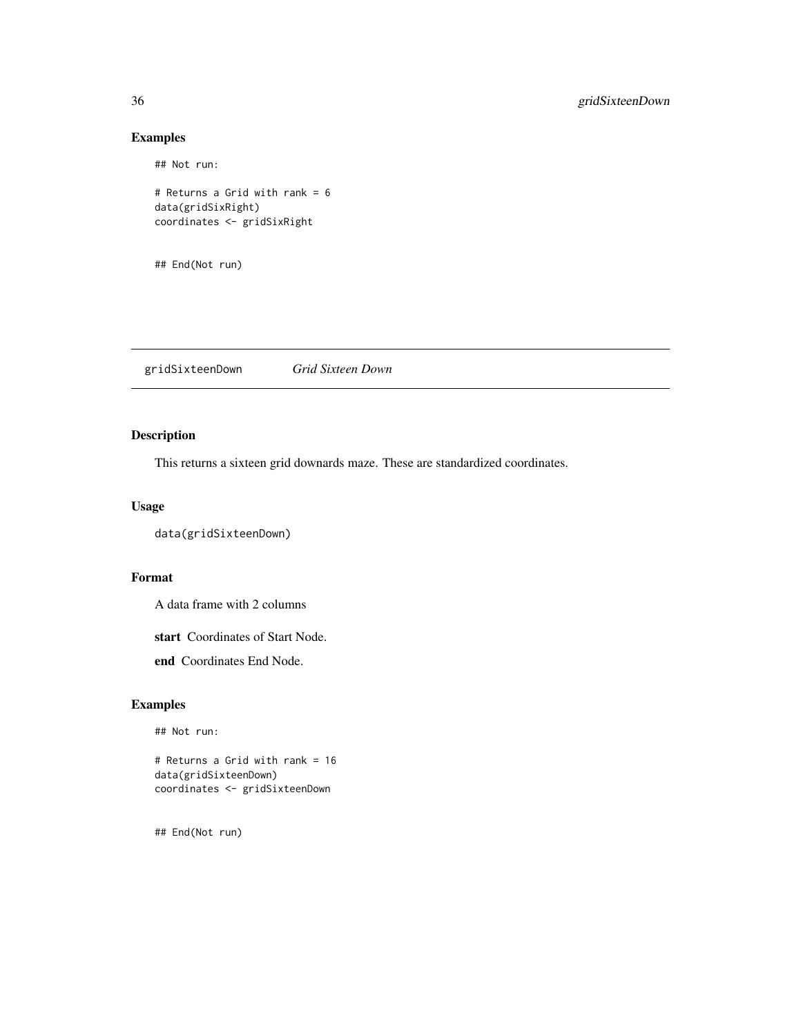## Examples

```
## Not run:

# Returns a Grid with rank = 6
data(gridSixRight)
coordinates <- gridSixRight


## End(Not run)
```

---

# gridSixteenDown *Grid Sixteen Down*

---

## Description

This returns a sixteen grid downards maze. These are standardized coordinates.

## Usage

```
data(gridSixteenDown)
```

## Format

A data frame with 2 columns

**start** Coordinates of Start Node.

**end** Coordinates End Node.

## Examples

```
## Not run:

# Returns a Grid with rank = 16
data(gridSixteenDown)
coordinates <- gridSixteenDown


## End(Not run)
```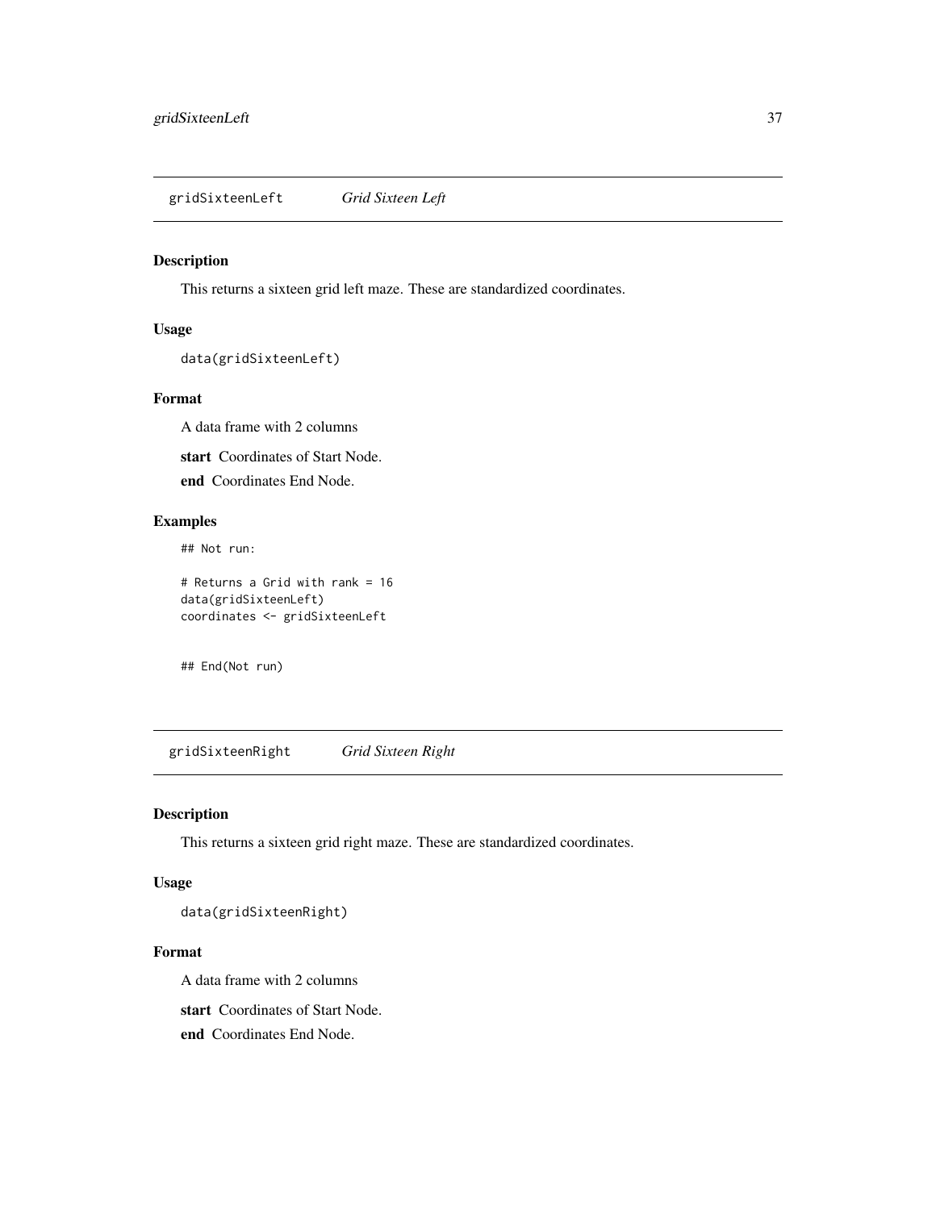## gridSixteenLeft *Grid Sixteen Left*

### Description

This returns a sixteen grid left maze. These are standardized coordinates.

### Usage

```
data(gridSixteenLeft)
```

### Format

A data frame with 2 columns

**start** Coordinates of Start Node.

**end** Coordinates End Node.

### Examples

```
## Not run:

# Returns a Grid with rank = 16
data(gridSixteenLeft)
coordinates <- gridSixteenLeft


## End(Not run)
```

## gridSixteenRight *Grid Sixteen Right*

### Description

This returns a sixteen grid right maze. These are standardized coordinates.

### Usage

```
data(gridSixteenRight)
```

### Format

A data frame with 2 columns

**start** Coordinates of Start Node.

**end** Coordinates End Node.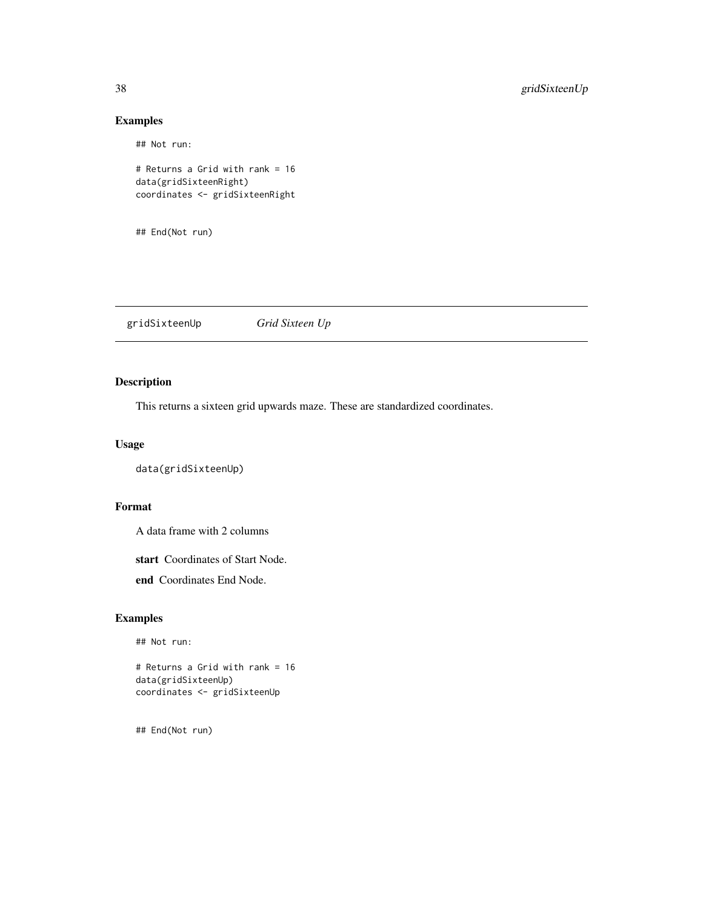## Examples

```
## Not run:

# Returns a Grid with rank = 16
data(gridSixteenRight)
coordinates <- gridSixteenRight


## End(Not run)
```

---

`gridSixteenUp` *Grid Sixteen Up*

---

## Description

This returns a sixteen grid upwards maze. These are standardized coordinates.

## Usage

```
data(gridSixteenUp)
```

## Format

A data frame with 2 columns

**start** Coordinates of Start Node.

**end** Coordinates End Node.

## Examples

```
## Not run:

# Returns a Grid with rank = 16
data(gridSixteenUp)
coordinates <- gridSixteenUp


## End(Not run)
```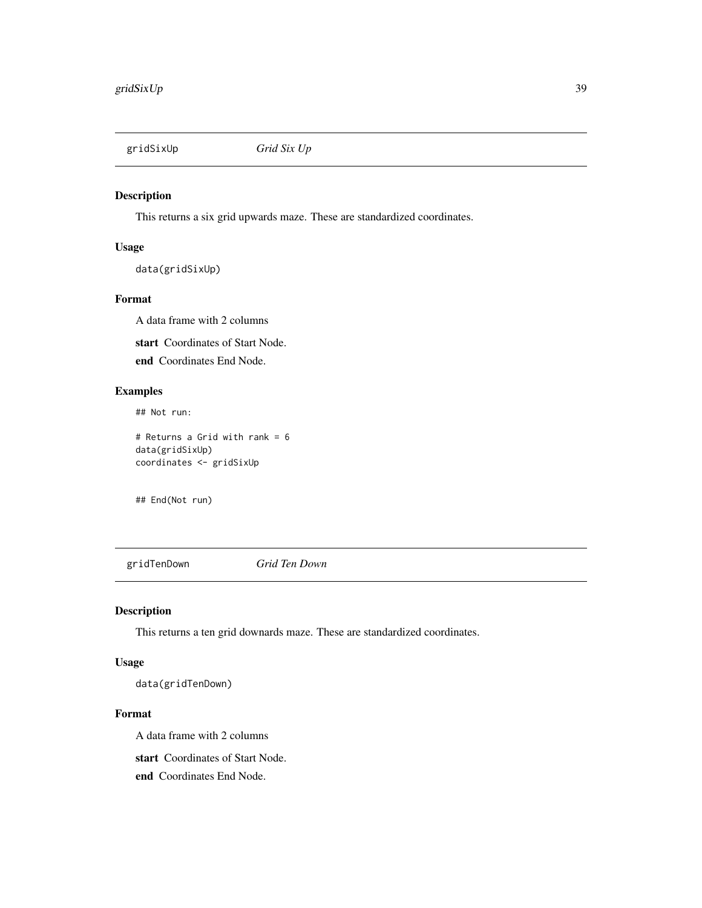## gridSixUp *Grid Six Up*

### Description

This returns a six grid upwards maze. These are standardized coordinates.

### Usage

```
data(gridSixUp)
```

### Format

A data frame with 2 columns

**start** Coordinates of Start Node.

**end** Coordinates End Node.

### Examples

```
## Not run:

# Returns a Grid with rank = 6
data(gridSixUp)
coordinates <- gridSixUp


## End(Not run)
```

## gridTenDown *Grid Ten Down*

### Description

This returns a ten grid downards maze. These are standardized coordinates.

### Usage

```
data(gridTenDown)
```

### Format

A data frame with 2 columns

**start** Coordinates of Start Node.

**end** Coordinates End Node.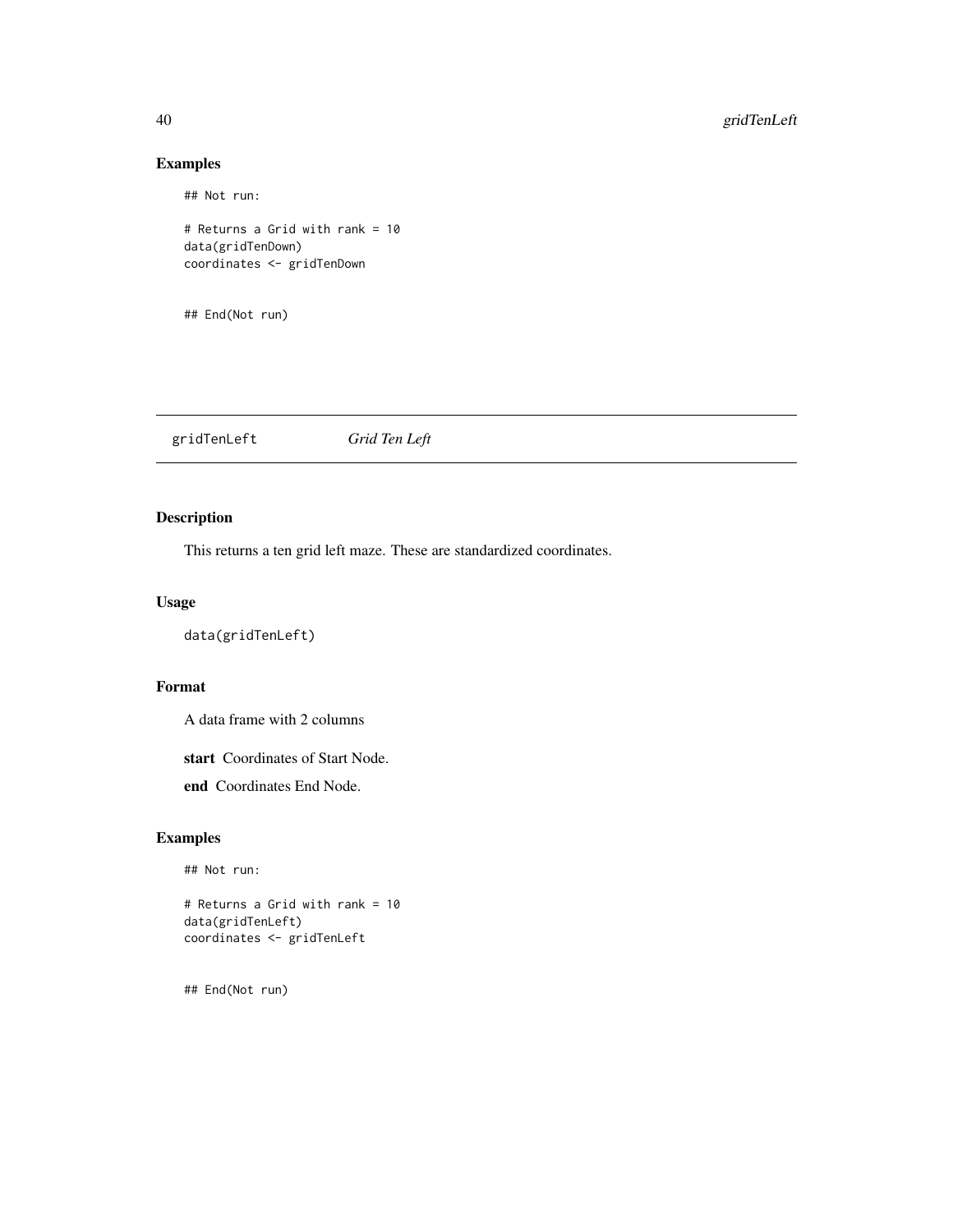## Examples

```
## Not run:

# Returns a Grid with rank = 10
data(gridTenDown)
coordinates <- gridTenDown


## End(Not run)
```

---

gridTenLeft *Grid Ten Left*

---

## Description

This returns a ten grid left maze. These are standardized coordinates.

## Usage

```
data(gridTenLeft)
```

## Format

A data frame with 2 columns

**start** Coordinates of Start Node.

**end** Coordinates End Node.

## Examples

```
## Not run:

# Returns a Grid with rank = 10
data(gridTenLeft)
coordinates <- gridTenLeft


## End(Not run)
```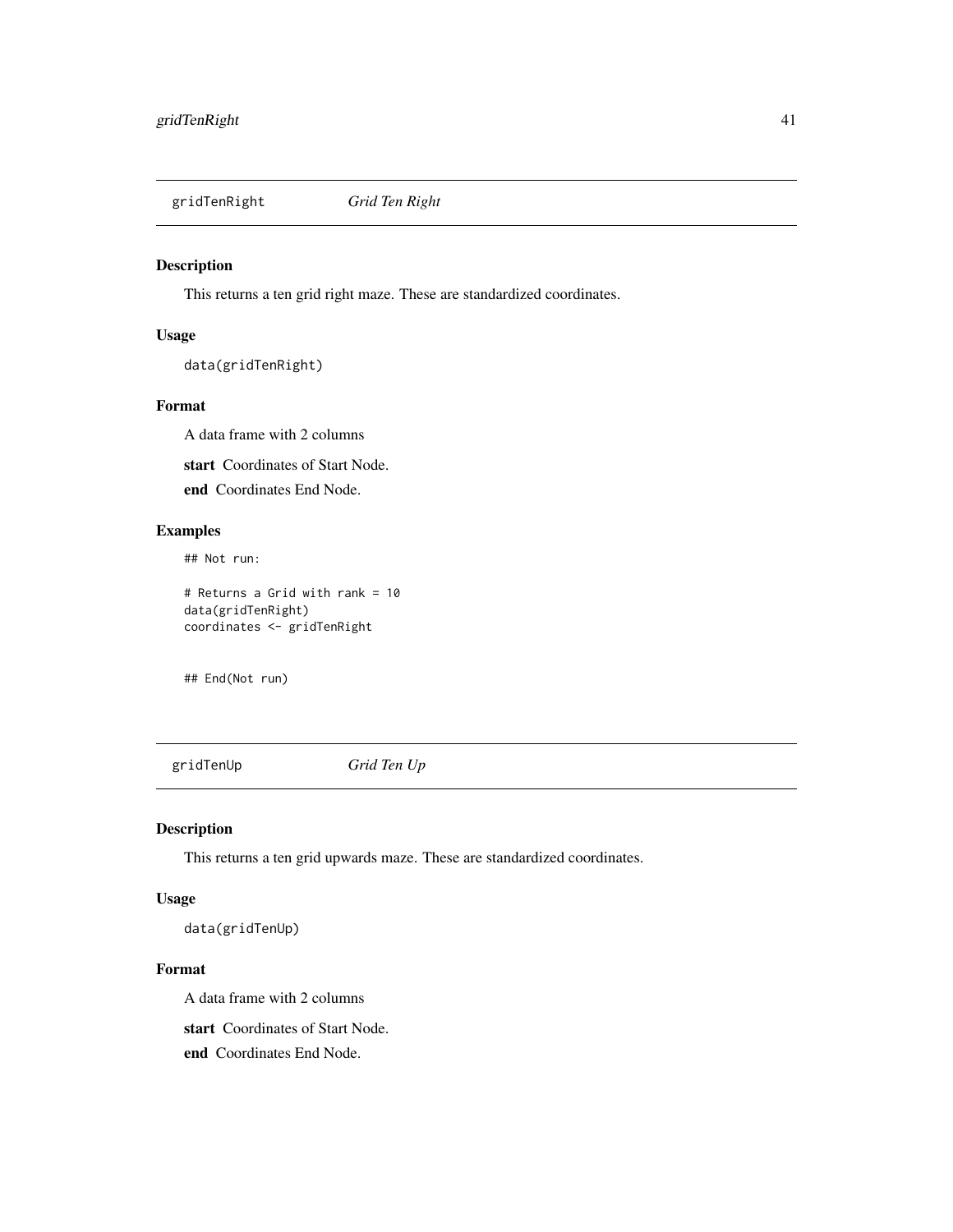## gridTenRight *Grid Ten Right*

### Description

This returns a ten grid right maze. These are standardized coordinates.

### Usage

```
data(gridTenRight)
```

### Format

A data frame with 2 columns

**start** Coordinates of Start Node.

**end** Coordinates End Node.

### Examples

```
## Not run:

# Returns a Grid with rank = 10
data(gridTenRight)
coordinates <- gridTenRight


## End(Not run)
```

## gridTenUp *Grid Ten Up*

### Description

This returns a ten grid upwards maze. These are standardized coordinates.

### Usage

```
data(gridTenUp)
```

### Format

A data frame with 2 columns

**start** Coordinates of Start Node.

**end** Coordinates End Node.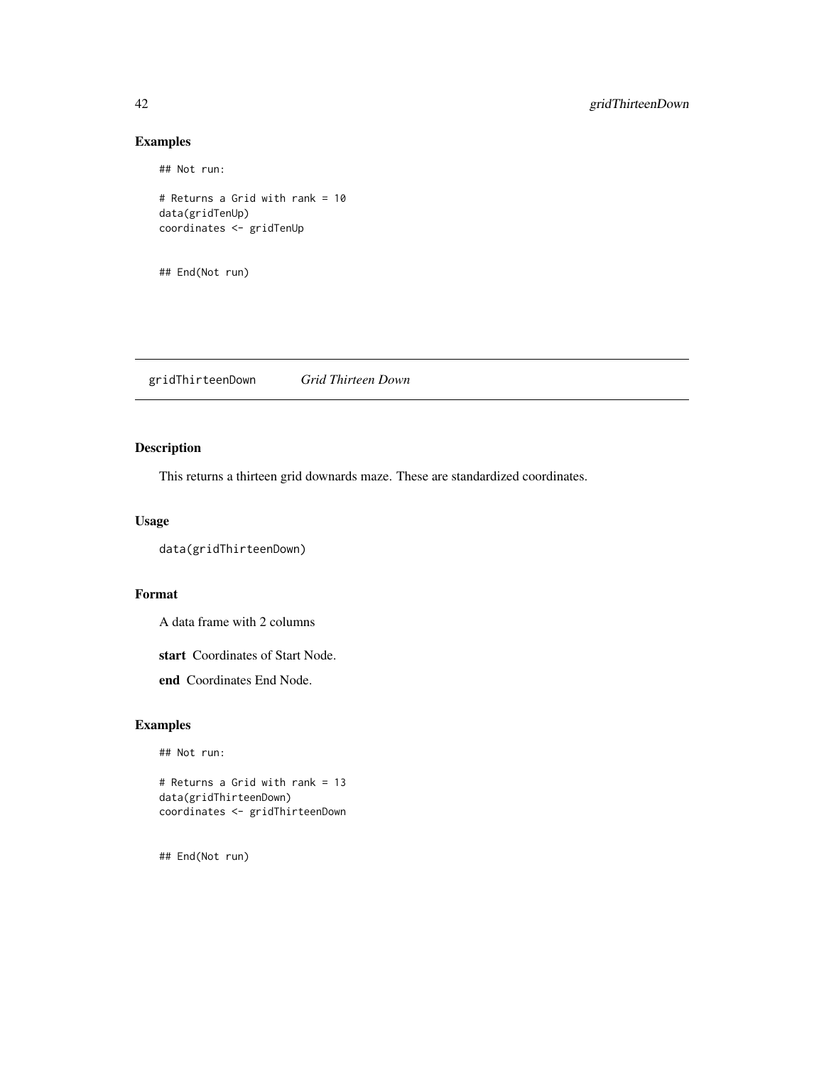## Examples

```
## Not run:

# Returns a Grid with rank = 10
data(gridTenUp)
coordinates <- gridTenUp


## End(Not run)
```

---

# gridThirteenDown *Grid Thirteen Down*

---

## Description

This returns a thirteen grid downards maze. These are standardized coordinates.

## Usage

```
data(gridThirteenDown)
```

## Format

A data frame with 2 columns

**start** Coordinates of Start Node.

**end** Coordinates End Node.

## Examples

```
## Not run:

# Returns a Grid with rank = 13
data(gridThirteenDown)
coordinates <- gridThirteenDown


## End(Not run)
```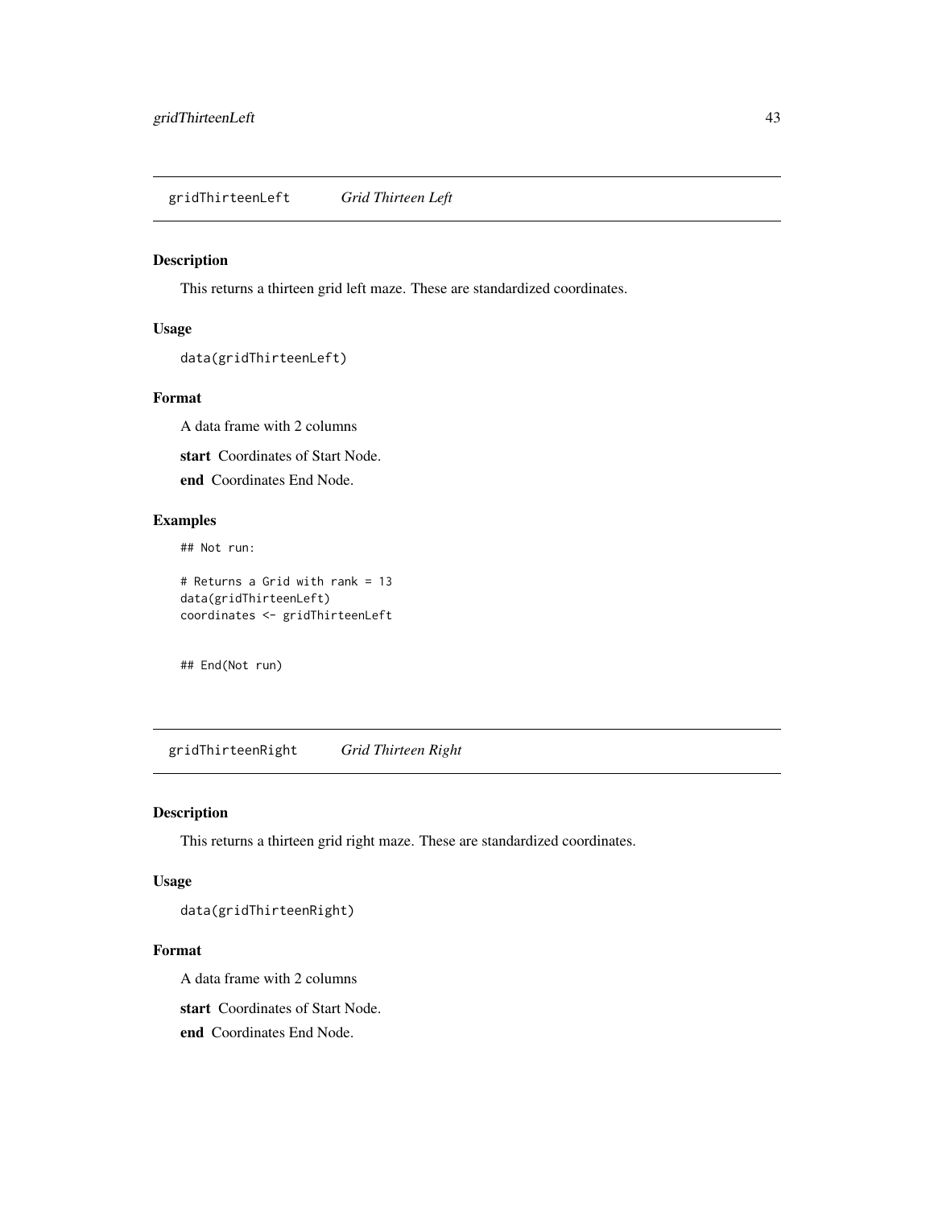## gridThirteenLeft *Grid Thirteen Left*

### Description

This returns a thirteen grid left maze. These are standardized coordinates.

### Usage

```
data(gridThirteenLeft)
```

### Format

A data frame with 2 columns

**start** Coordinates of Start Node.

**end** Coordinates End Node.

### Examples

```
## Not run:

# Returns a Grid with rank = 13
data(gridThirteenLeft)
coordinates <- gridThirteenLeft


## End(Not run)
```

## gridThirteenRight *Grid Thirteen Right*

### Description

This returns a thirteen grid right maze. These are standardized coordinates.

### Usage

```
data(gridThirteenRight)
```

### Format

A data frame with 2 columns

**start** Coordinates of Start Node.

**end** Coordinates End Node.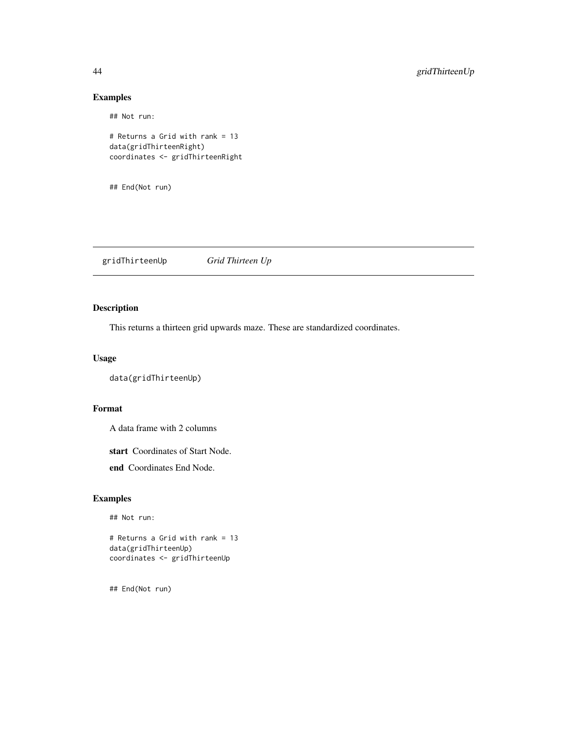## Examples

```
## Not run:

# Returns a Grid with rank = 13
data(gridThirteenRight)
coordinates <- gridThirteenRight


## End(Not run)
```

---

# gridThirteenUp *Grid Thirteen Up*

---

## Description

This returns a thirteen grid upwards maze. These are standardized coordinates.

## Usage

```
data(gridThirteenUp)
```

## Format

A data frame with 2 columns

**start** Coordinates of Start Node.

**end** Coordinates End Node.

## Examples

```
## Not run:

# Returns a Grid with rank = 13
data(gridThirteenUp)
coordinates <- gridThirteenUp


## End(Not run)
```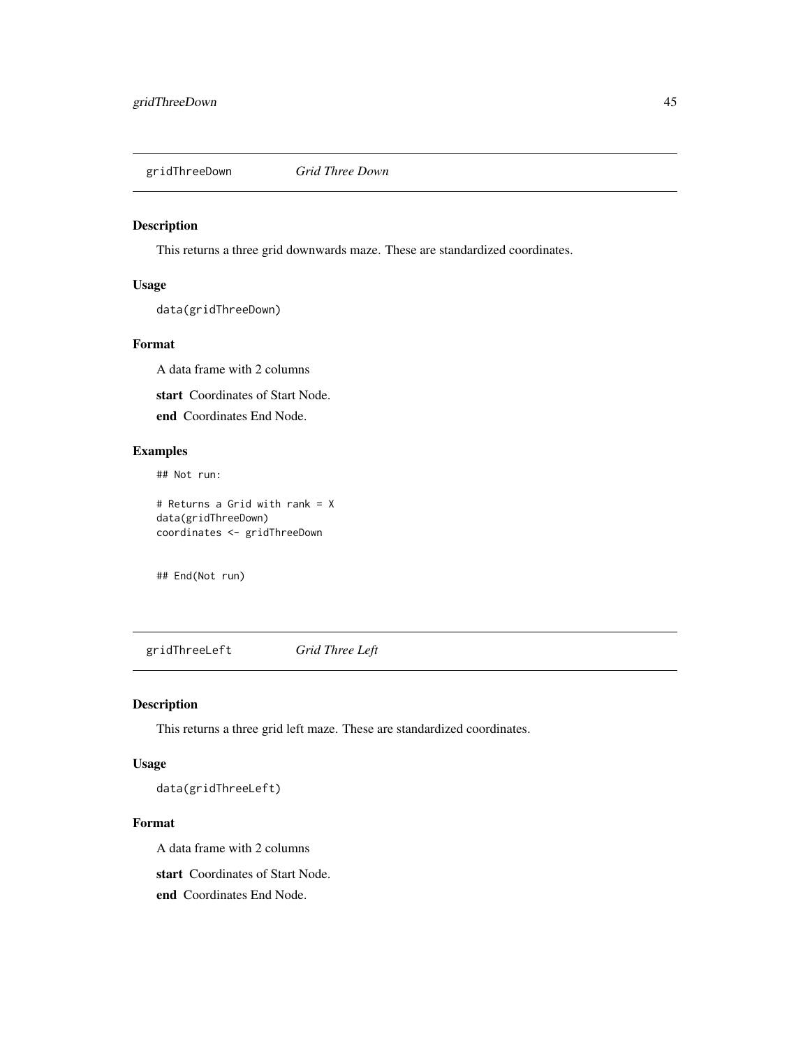## gridThreeDown *Grid Three Down*

### Description

This returns a three grid downwards maze. These are standardized coordinates.

### Usage

```
data(gridThreeDown)
```

### Format

A data frame with 2 columns

**start** Coordinates of Start Node.

**end** Coordinates End Node.

### Examples

```
## Not run:

# Returns a Grid with rank = X
data(gridThreeDown)
coordinates <- gridThreeDown


## End(Not run)
```

## gridThreeLeft *Grid Three Left*

### Description

This returns a three grid left maze. These are standardized coordinates.

### Usage

```
data(gridThreeLeft)
```

### Format

A data frame with 2 columns

**start** Coordinates of Start Node.

**end** Coordinates End Node.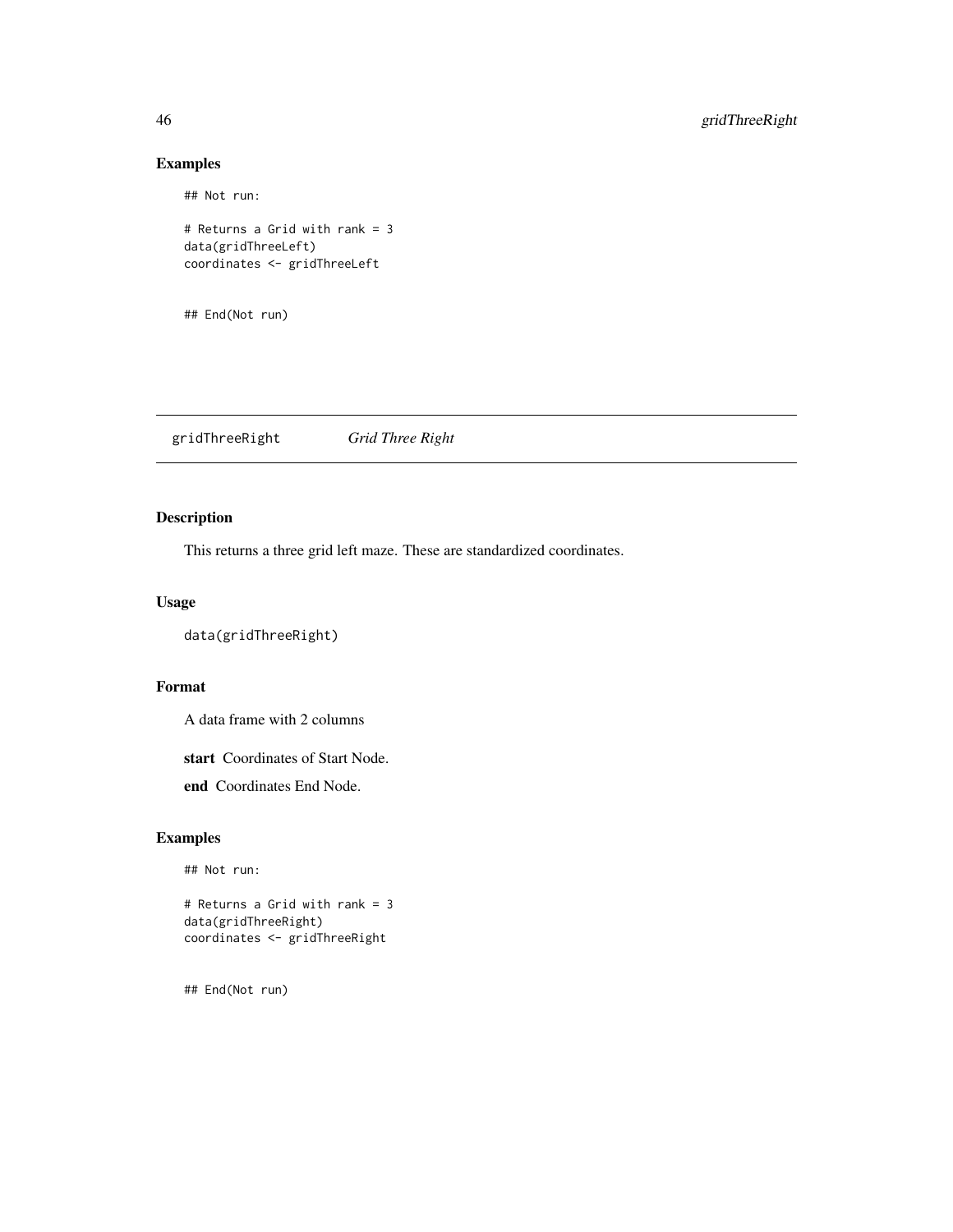## Examples

```
## Not run:

# Returns a Grid with rank = 3
data(gridThreeLeft)
coordinates <- gridThreeLeft


## End(Not run)
```

---

# gridThreeRight *Grid Three Right*

---

## Description

This returns a three grid left maze. These are standardized coordinates.

## Usage

```
data(gridThreeRight)
```

## Format

A data frame with 2 columns

**start** Coordinates of Start Node.

**end** Coordinates End Node.

## Examples

```
## Not run:

# Returns a Grid with rank = 3
data(gridThreeRight)
coordinates <- gridThreeRight


## End(Not run)
```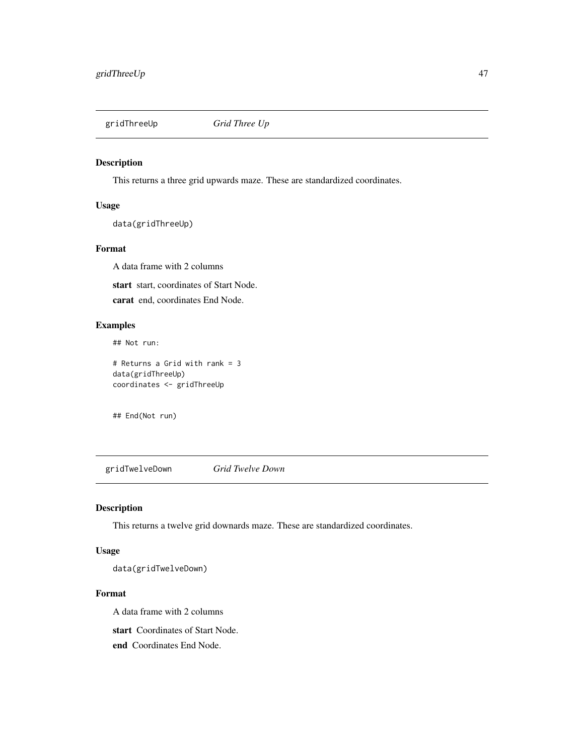## gridThreeUp *Grid Three Up*

### Description

This returns a three grid upwards maze. These are standardized coordinates.

### Usage

```
data(gridThreeUp)
```

### Format

A data frame with 2 columns

**start** start, coordinates of Start Node.

**carat** end, coordinates End Node.

### Examples

```
## Not run:

# Returns a Grid with rank = 3
data(gridThreeUp)
coordinates <- gridThreeUp


## End(Not run)
```

## gridTwelveDown *Grid Twelve Down*

### Description

This returns a twelve grid downards maze. These are standardized coordinates.

### Usage

```
data(gridTwelveDown)
```

### Format

A data frame with 2 columns

**start** Coordinates of Start Node.

**end** Coordinates End Node.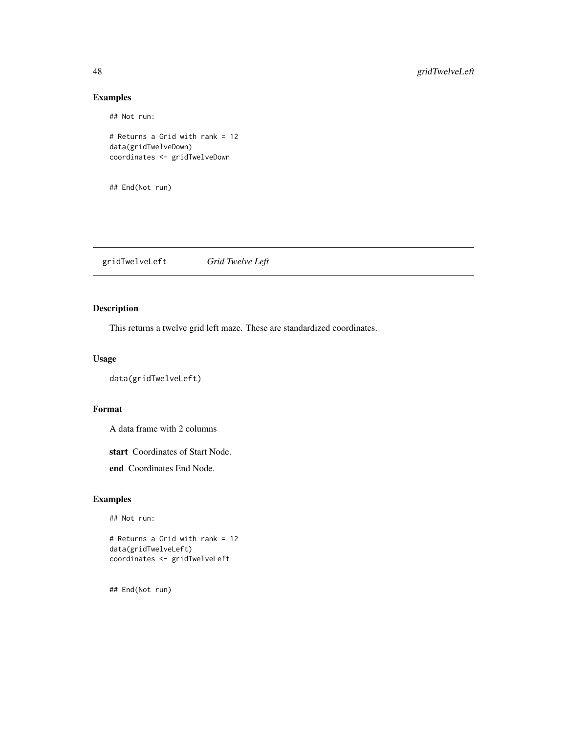## Examples

```
## Not run:

# Returns a Grid with rank = 12
data(gridTwelveDown)
coordinates <- gridTwelveDown


## End(Not run)
```

---

# gridTwelveLeft *Grid Twelve Left*

## Description

This returns a twelve grid left maze. These are standardized coordinates.

## Usage

```
data(gridTwelveLeft)
```

## Format

A data frame with 2 columns

**start** Coordinates of Start Node.

**end** Coordinates End Node.

## Examples

```
## Not run:

# Returns a Grid with rank = 12
data(gridTwelveLeft)
coordinates <- gridTwelveLeft


## End(Not run)
```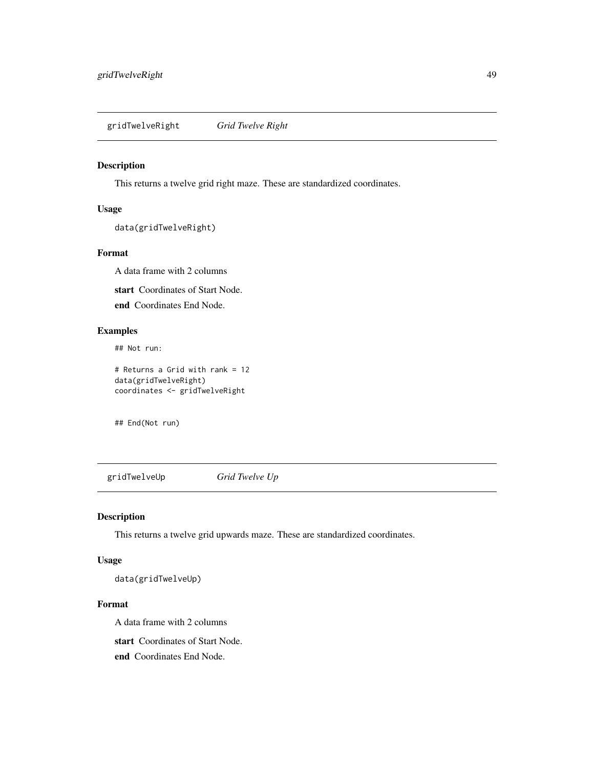## gridTwelveRight *Grid Twelve Right*

### Description

This returns a twelve grid right maze. These are standardized coordinates.

### Usage

```
data(gridTwelveRight)
```

### Format

A data frame with 2 columns

**start** Coordinates of Start Node.

**end** Coordinates End Node.

### Examples

```
## Not run:

# Returns a Grid with rank = 12
data(gridTwelveRight)
coordinates <- gridTwelveRight


## End(Not run)
```

## gridTwelveUp *Grid Twelve Up*

### Description

This returns a twelve grid upwards maze. These are standardized coordinates.

### Usage

```
data(gridTwelveUp)
```

### Format

A data frame with 2 columns

**start** Coordinates of Start Node.

**end** Coordinates End Node.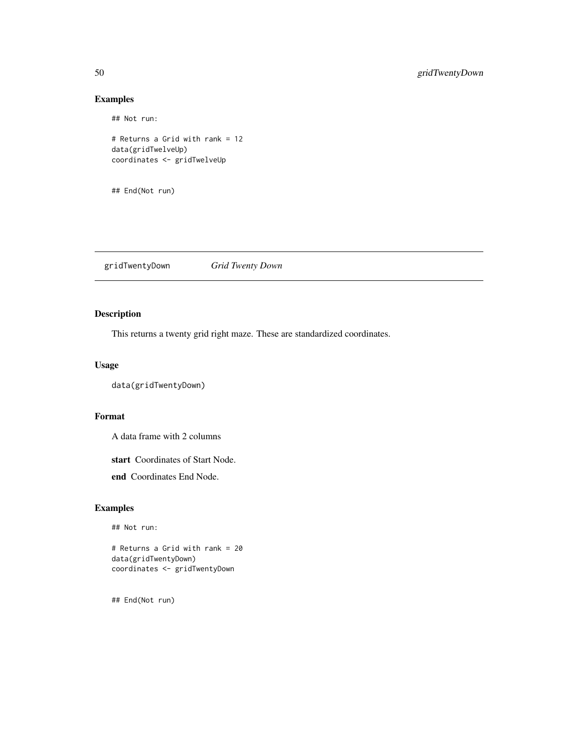### Examples

```
## Not run:

# Returns a Grid with rank = 12
data(gridTwelveUp)
coordinates <- gridTwelveUp


## End(Not run)
```

---

## gridTwentyDown    *Grid Twenty Down*

### Description

This returns a twenty grid right maze. These are standardized coordinates.

### Usage

```
data(gridTwentyDown)
```

### Format

A data frame with 2 columns

**start** Coordinates of Start Node.

**end** Coordinates End Node.

### Examples

```
## Not run:

# Returns a Grid with rank = 20
data(gridTwentyDown)
coordinates <- gridTwentyDown


## End(Not run)
```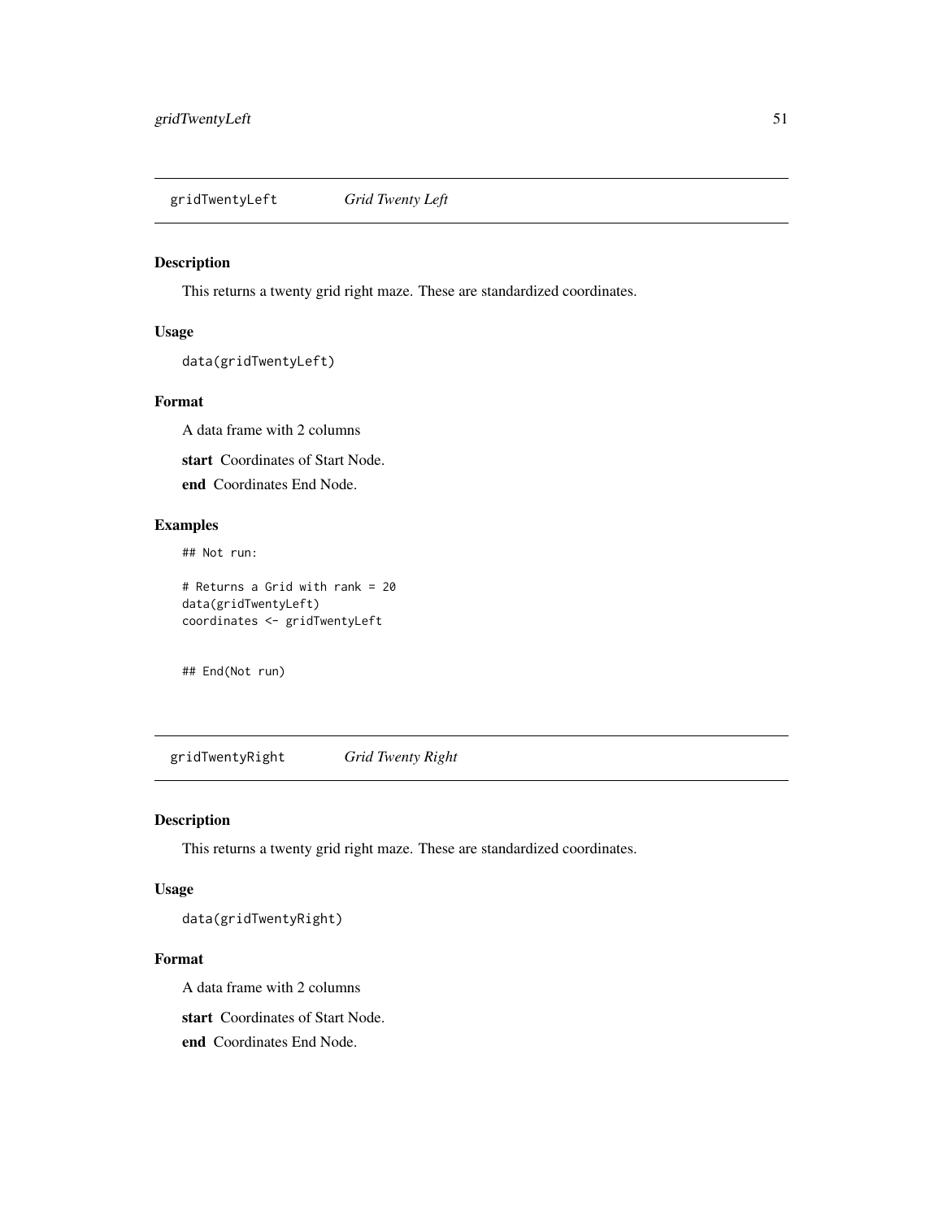## gridTwentyLeft *Grid Twenty Left*

### Description

This returns a twenty grid right maze. These are standardized coordinates.

### Usage

```
data(gridTwentyLeft)
```

### Format

A data frame with 2 columns

**start** Coordinates of Start Node.

**end** Coordinates End Node.

### Examples

```
## Not run:

# Returns a Grid with rank = 20
data(gridTwentyLeft)
coordinates <- gridTwentyLeft


## End(Not run)
```

## gridTwentyRight *Grid Twenty Right*

### Description

This returns a twenty grid right maze. These are standardized coordinates.

### Usage

```
data(gridTwentyRight)
```

### Format

A data frame with 2 columns

**start** Coordinates of Start Node.

**end** Coordinates End Node.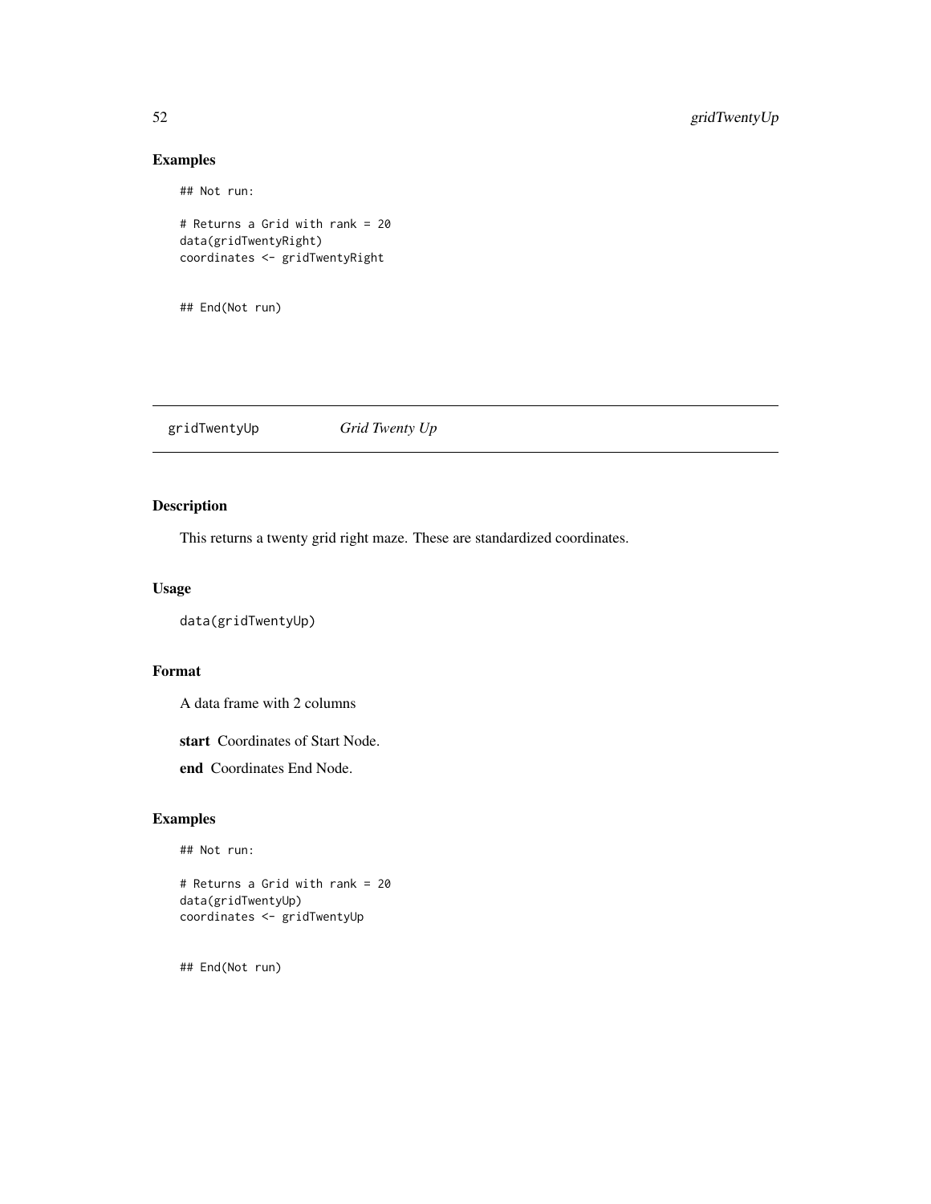## Examples

```
## Not run:

# Returns a Grid with rank = 20
data(gridTwentyRight)
coordinates <- gridTwentyRight


## End(Not run)
```

---

`gridTwentyUp` *Grid Twenty Up*

---

## Description

This returns a twenty grid right maze. These are standardized coordinates.

## Usage

```
data(gridTwentyUp)
```

## Format

A data frame with 2 columns

**start** Coordinates of Start Node.

**end** Coordinates End Node.

## Examples

```
## Not run:

# Returns a Grid with rank = 20
data(gridTwentyUp)
coordinates <- gridTwentyUp


## End(Not run)
```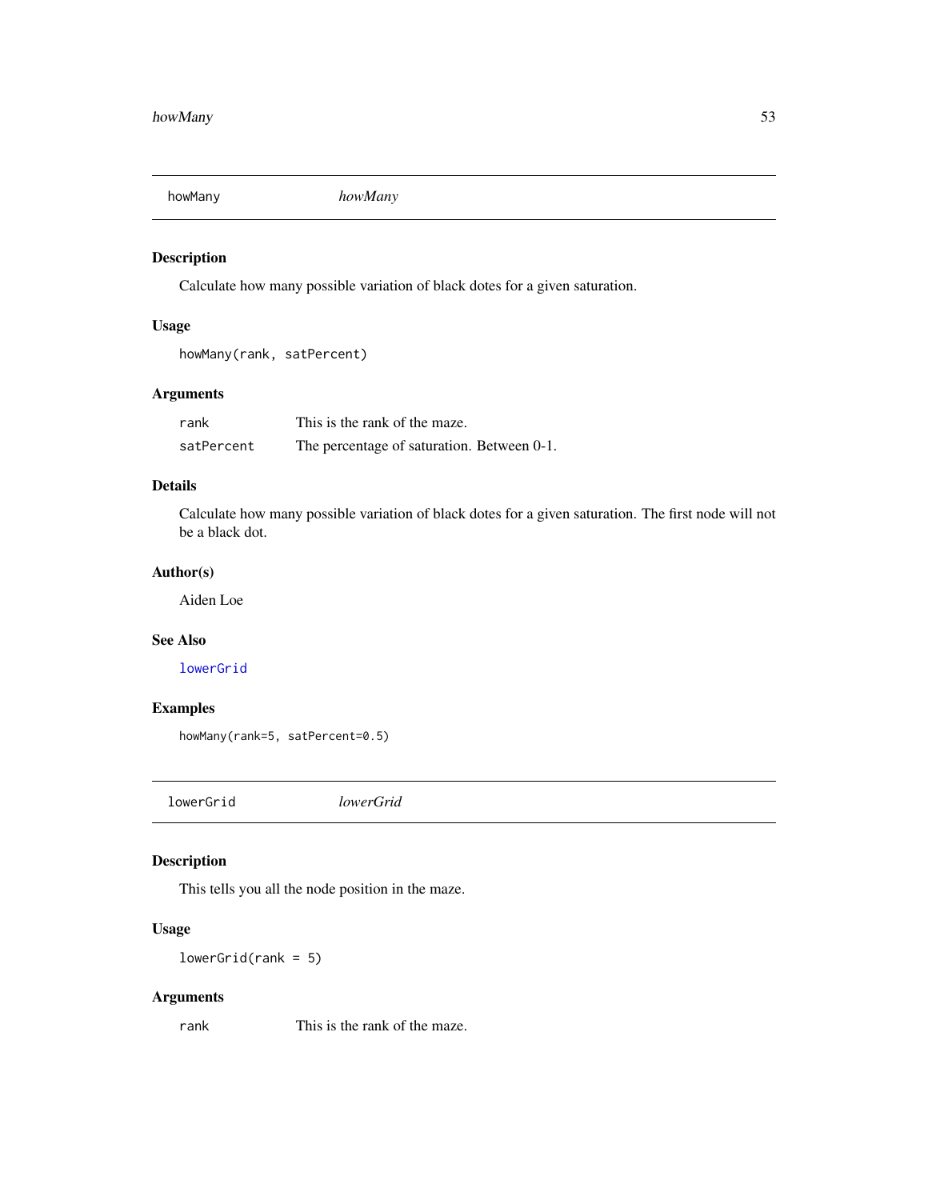## howMany *howMany*

### Description

Calculate how many possible variation of black dotes for a given saturation.

### Usage

```
howMany(rank, satPercent)
```

### Arguments

| | |
|---|---|
| rank | This is the rank of the maze. |
| satPercent | The percentage of saturation. Between 0-1. |

### Details

Calculate how many possible variation of black dotes for a given saturation. The first node will not be a black dot.

### Author(s)

Aiden Loe

### See Also

lowerGrid

### Examples

```
howMany(rank=5, satPercent=0.5)
```

## lowerGrid *lowerGrid*

### Description

This tells you all the node position in the maze.

### Usage

```
lowerGrid(rank = 5)
```

### Arguments

| | |
|---|---|
| rank | This is the rank of the maze. |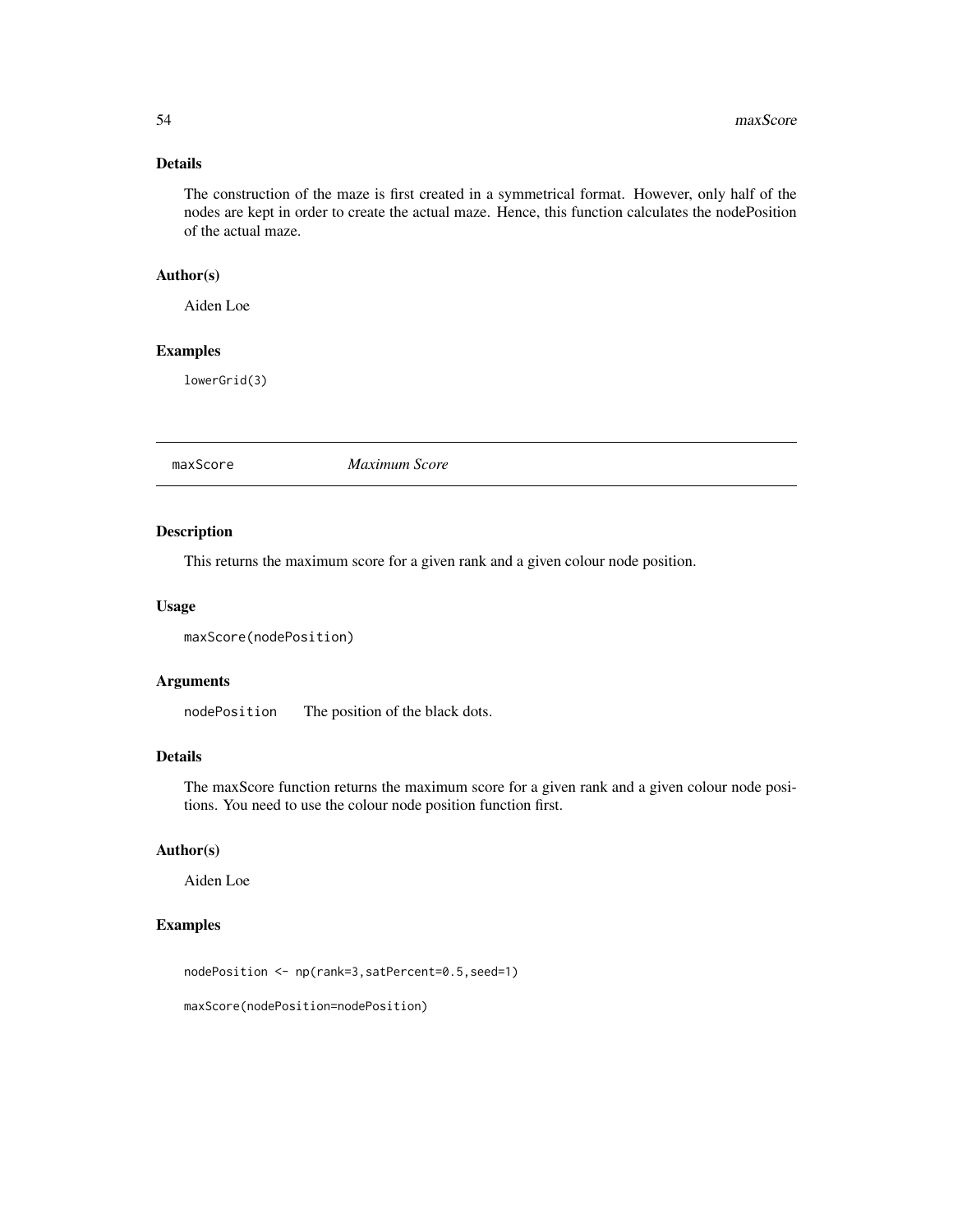## Details

The construction of the maze is first created in a symmetrical format. However, only half of the nodes are kept in order to create the actual maze. Hence, this function calculates the nodePosition of the actual maze.

## Author(s)

Aiden Loe

## Examples

```
lowerGrid(3)
```

---

# maxScore — *Maximum Score*

---

## Description

This returns the maximum score for a given rank and a given colour node position.

## Usage

```
maxScore(nodePosition)
```

## Arguments

| | |
|---|---|
| nodePosition | The position of the black dots. |

## Details

The maxScore function returns the maximum score for a given rank and a given colour node positions. You need to use the colour node position function first.

## Author(s)

Aiden Loe

## Examples

```
nodePosition <- np(rank=3,satPercent=0.5,seed=1)

maxScore(nodePosition=nodePosition)
```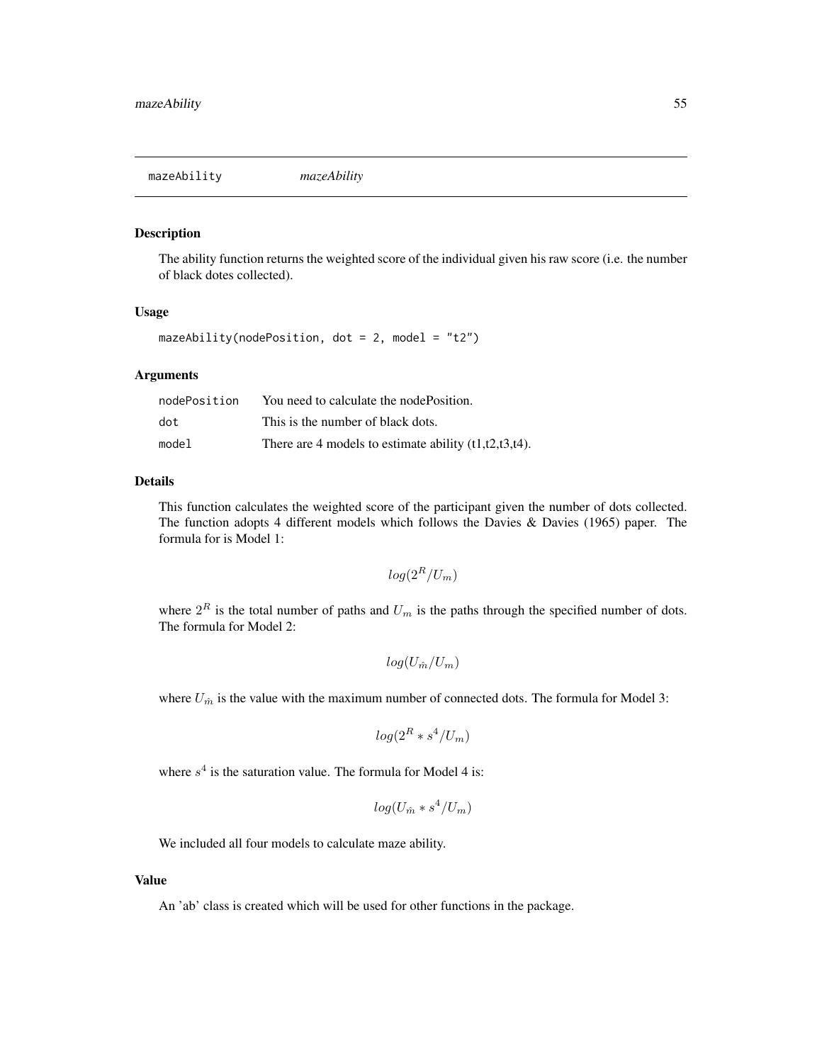# mazeAbility *mazeAbility*

## Description

The ability function returns the weighted score of the individual given his raw score (i.e. the number of black dotes collected).

## Usage

```
mazeAbility(nodePosition, dot = 2, model = "t2")
```

## Arguments

| | |
|---|---|
| nodePosition | You need to calculate the nodePosition. |
| dot | This is the number of black dots. |
| model | There are 4 models to estimate ability (t1,t2,t3,t4). |

## Details

This function calculates the weighted score of the participant given the number of dots collected. The function adopts 4 different models which follows the Davies & Davies (1965) paper. The formula for is Model 1:

$$log(2^R/U_m)$$

where $2^R$ is the total number of paths and $U_m$ is the paths through the specified number of dots. The formula for Model 2:

$$log(U_{\hat{m}}/U_m)$$

where $U_{\hat{m}}$ is the value with the maximum number of connected dots. The formula for Model 3:

$$log(2^R * s^4/U_m)$$

where $s^4$ is the saturation value. The formula for Model 4 is:

$$log(U_{\hat{m}} * s^4/U_m)$$

We included all four models to calculate maze ability.

## Value

An 'ab' class is created which will be used for other functions in the package.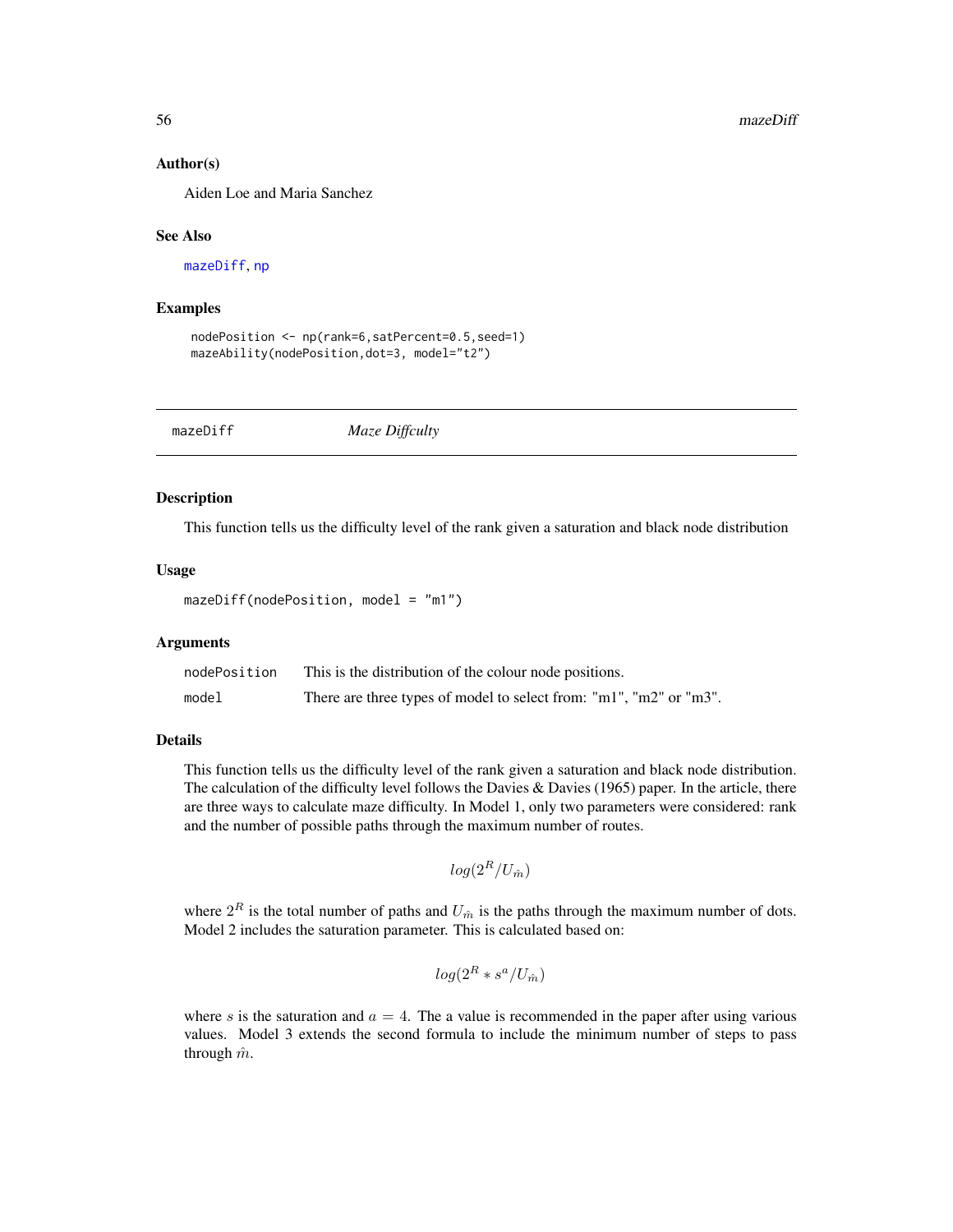### Author(s)

Aiden Loe and Maria Sanchez

### See Also

mazeDiff, np

### Examples

```
nodePosition <- np(rank=6,satPercent=0.5,seed=1)
mazeAbility(nodePosition,dot=3, model="t2")
```

---

## mazeDiff &nbsp;&nbsp;&nbsp;&nbsp; *Maze Diffculty*

---

### Description

This function tells us the difficulty level of the rank given a saturation and black node distribution

### Usage

```
mazeDiff(nodePosition, model = "m1")
```

### Arguments

| | |
|---|---|
| nodePosition | This is the distribution of the colour node positions. |
| model | There are three types of model to select from: "m1", "m2" or "m3". |

### Details

This function tells us the difficulty level of the rank given a saturation and black node distribution. The calculation of the difficulty level follows the Davies & Davies (1965) paper. In the article, there are three ways to calculate maze difficulty. In Model 1, only two parameters were considered: rank and the number of possible paths through the maximum number of routes.

$$log(2^R/U_{\hat{m}})$$

where $2^R$ is the total number of paths and $U_{\hat{m}}$ is the paths through the maximum number of dots. Model 2 includes the saturation parameter. This is calculated based on:

$$log(2^R * s^a/U_{\hat{m}})$$

where $s$ is the saturation and $a = 4$. The a value is recommended in the paper after using various values. Model 3 extends the second formula to include the minimum number of steps to pass through $\hat{m}$.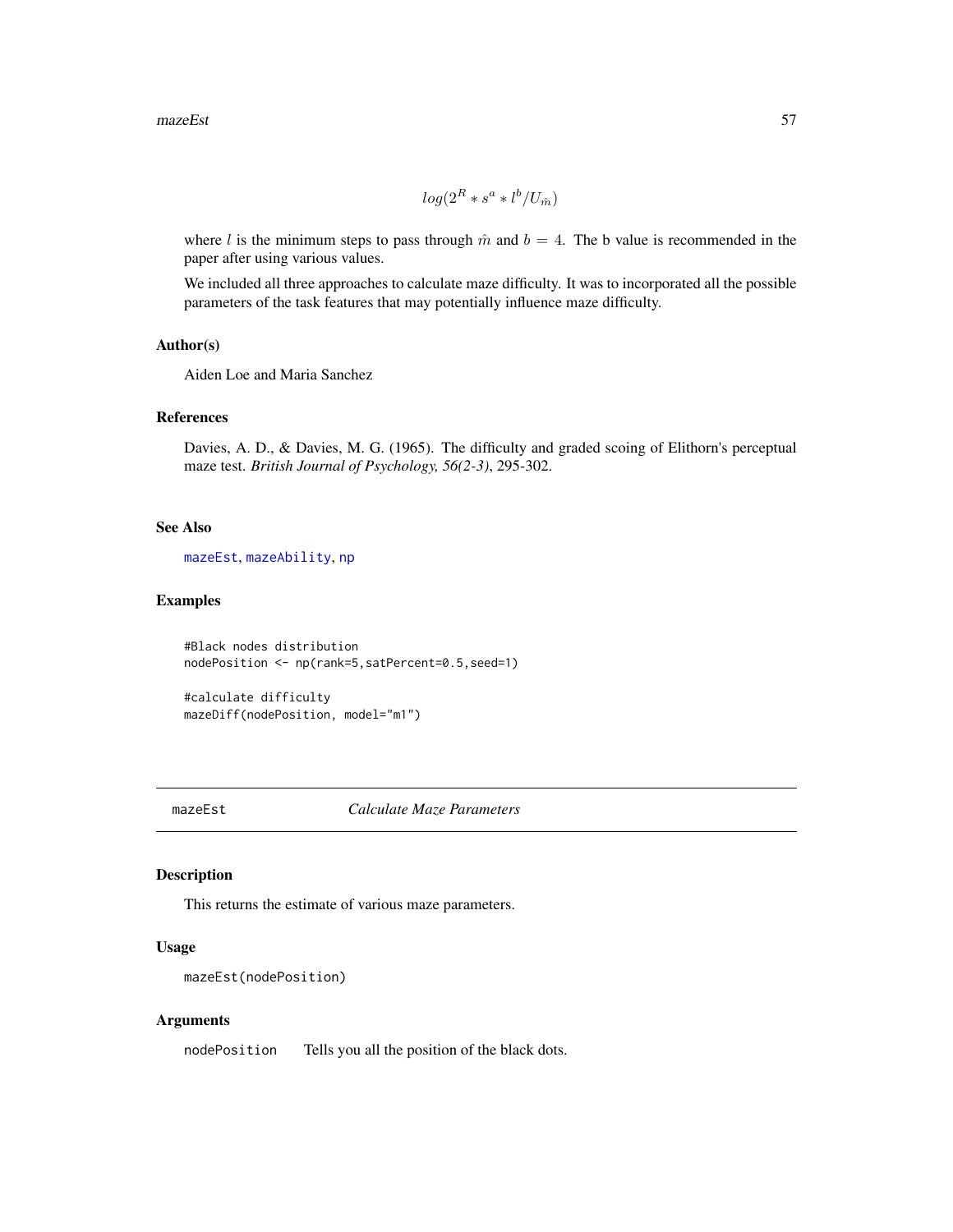$$log(2^R * s^a * l^b / U_{\hat{m}})$$

where $l$ is the minimum steps to pass through $\hat{m}$ and $b = 4$. The b value is recommended in the paper after using various values.

We included all three approaches to calculate maze difficulty. It was to incorporated all the possible parameters of the task features that may potentially influence maze difficulty.

### Author(s)

Aiden Loe and Maria Sanchez

### References

Davies, A. D., & Davies, M. G. (1965). The difficulty and graded scoing of Elithorn's perceptual maze test. *British Journal of Psychology, 56(2-3)*, 295-302.

### See Also

mazeEst, mazeAbility, np

### Examples

```
#Black nodes distribution
nodePosition <- np(rank=5,satPercent=0.5,seed=1)

#calculate difficulty
mazeDiff(nodePosition, model="m1")
```

---

## mazeEst — *Calculate Maze Parameters*

### Description

This returns the estimate of various maze parameters.

### Usage

```
mazeEst(nodePosition)
```

### Arguments

nodePosition — Tells you all the position of the black dots.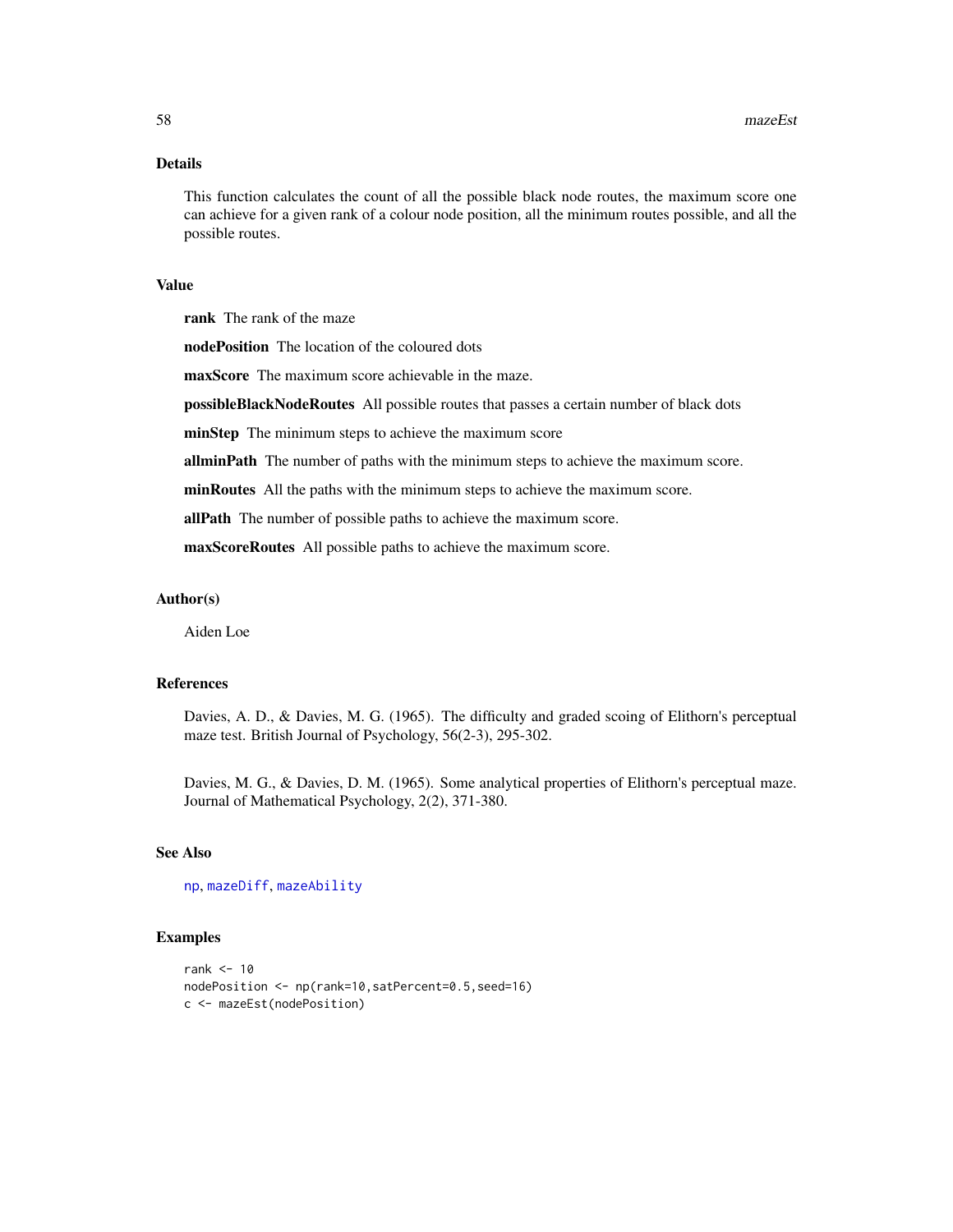## Details

This function calculates the count of all the possible black node routes, the maximum score one can achieve for a given rank of a colour node position, all the minimum routes possible, and all the possible routes.

## Value

**rank** The rank of the maze

**nodePosition** The location of the coloured dots

**maxScore** The maximum score achievable in the maze.

**possibleBlackNodeRoutes** All possible routes that passes a certain number of black dots

**minStep** The minimum steps to achieve the maximum score

**allminPath** The number of paths with the minimum steps to achieve the maximum score.

**minRoutes** All the paths with the minimum steps to achieve the maximum score.

**allPath** The number of possible paths to achieve the maximum score.

**maxScoreRoutes** All possible paths to achieve the maximum score.

## Author(s)

Aiden Loe

## References

Davies, A. D., & Davies, M. G. (1965). The difficulty and graded scoing of Elithorn's perceptual maze test. British Journal of Psychology, 56(2-3), 295-302.

Davies, M. G., & Davies, D. M. (1965). Some analytical properties of Elithorn's perceptual maze. Journal of Mathematical Psychology, 2(2), 371-380.

## See Also

np, mazeDiff, mazeAbility

## Examples

```
rank <- 10
nodePosition <- np(rank=10,satPercent=0.5,seed=16)
c <- mazeEst(nodePosition)
```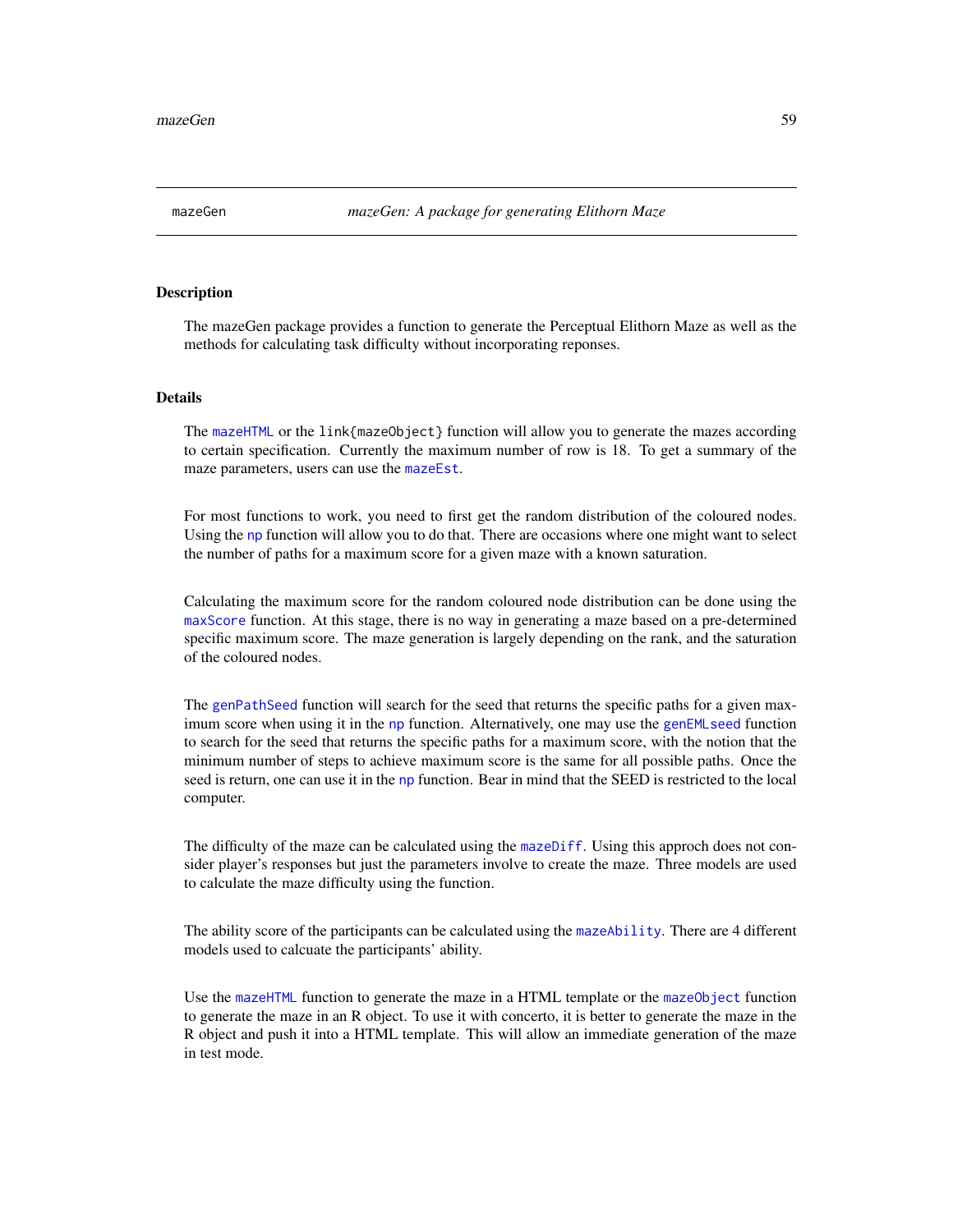mazeGen *mazeGen: A package for generating Elithorn Maze*

## Description

The mazeGen package provides a function to generate the Perceptual Elithorn Maze as well as the methods for calculating task difficulty without incorporating reponses.

## Details

The mazeHTML or the link{mazeObject} function will allow you to generate the mazes according to certain specification. Currently the maximum number of row is 18. To get a summary of the maze parameters, users can use the mazeEst.

For most functions to work, you need to first get the random distribution of the coloured nodes. Using the np function will allow you to do that. There are occasions where one might want to select the number of paths for a maximum score for a given maze with a known saturation.

Calculating the maximum score for the random coloured node distribution can be done using the maxScore function. At this stage, there is no way in generating a maze based on a pre-determined specific maximum score. The maze generation is largely depending on the rank, and the saturation of the coloured nodes.

The genPathSeed function will search for the seed that returns the specific paths for a given maximum score when using it in the np function. Alternatively, one may use the genEMLseed function to search for the seed that returns the specific paths for a maximum score, with the notion that the minimum number of steps to achieve maximum score is the same for all possible paths. Once the seed is return, one can use it in the np function. Bear in mind that the SEED is restricted to the local computer.

The difficulty of the maze can be calculated using the mazeDiff. Using this approch does not consider player's responses but just the parameters involve to create the maze. Three models are used to calculate the maze difficulty using the function.

The ability score of the participants can be calculated using the mazeAbility. There are 4 different models used to calcuate the participants' ability.

Use the mazeHTML function to generate the maze in a HTML template or the mazeObject function to generate the maze in an R object. To use it with concerto, it is better to generate the maze in the R object and push it into a HTML template. This will allow an immediate generation of the maze in test mode.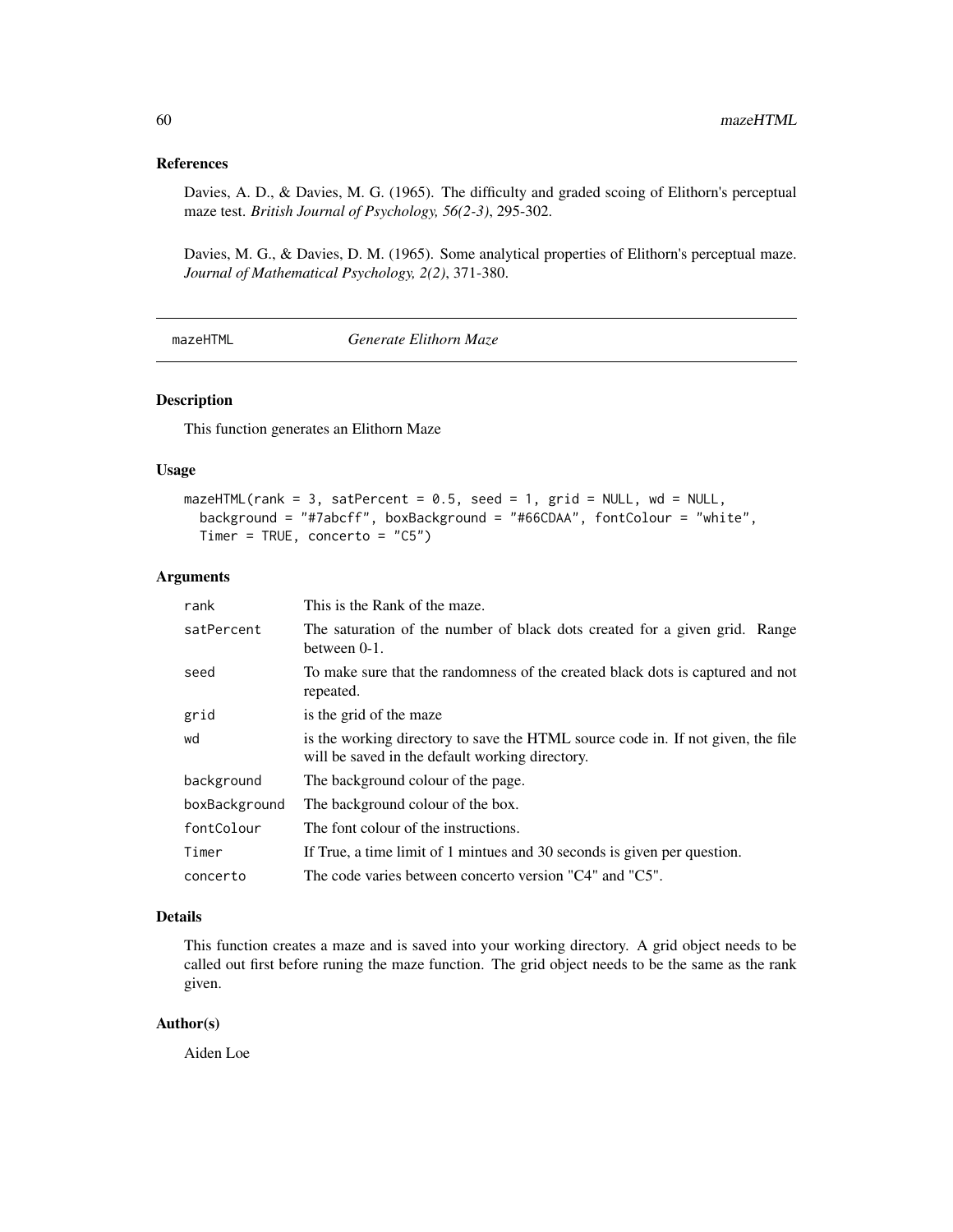### References

Davies, A. D., & Davies, M. G. (1965). The difficulty and graded scoing of Elithorn's perceptual maze test. *British Journal of Psychology, 56(2-3)*, 295-302.

Davies, M. G., & Davies, D. M. (1965). Some analytical properties of Elithorn's perceptual maze. *Journal of Mathematical Psychology, 2(2)*, 371-380.

---

## mazeHTML *Generate Elithorn Maze*

---

### Description

This function generates an Elithorn Maze

### Usage

```
mazeHTML(rank = 3, satPercent = 0.5, seed = 1, grid = NULL, wd = NULL,
  background = "#7abcff", boxBackground = "#66CDAA", fontColour = "white",
  Timer = TRUE, concerto = "C5")
```

### Arguments

| | |
|---|---|
| rank | This is the Rank of the maze. |
| satPercent | The saturation of the number of black dots created for a given grid. Range between 0-1. |
| seed | To make sure that the randomness of the created black dots is captured and not repeated. |
| grid | is the grid of the maze |
| wd | is the working directory to save the HTML source code in. If not given, the file will be saved in the default working directory. |
| background | The background colour of the page. |
| boxBackground | The background colour of the box. |
| fontColour | The font colour of the instructions. |
| Timer | If True, a time limit of 1 mintues and 30 seconds is given per question. |
| concerto | The code varies between concerto version "C4" and "C5". |

### Details

This function creates a maze and is saved into your working directory. A grid object needs to be called out first before runing the maze function. The grid object needs to be the same as the rank given.

### Author(s)

Aiden Loe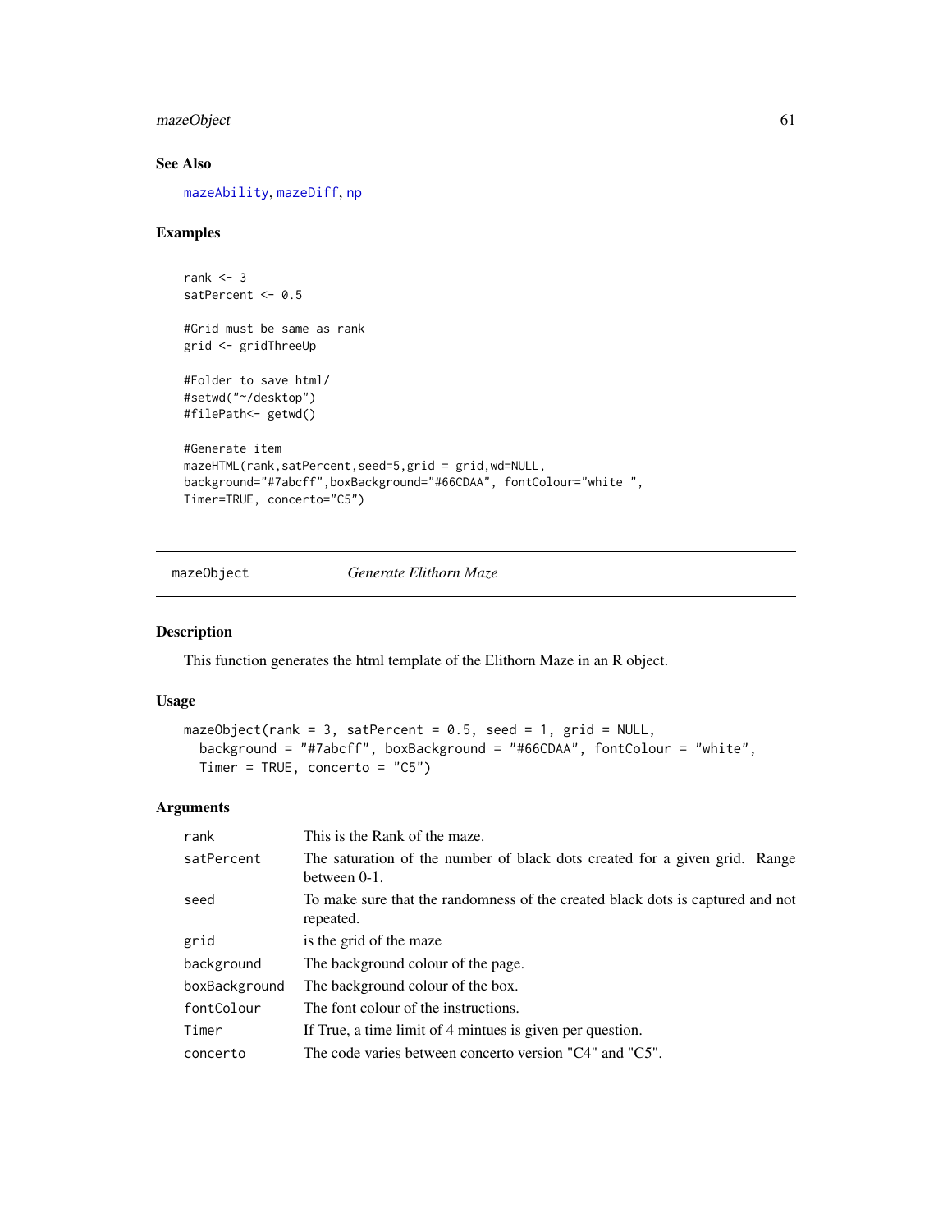### See Also

mazeAbility, mazeDiff, np

### Examples

```
rank <- 3
satPercent <- 0.5

#Grid must be same as rank
grid <- gridThreeUp

#Folder to save html/
#setwd("~/desktop")
#filePath<- getwd()

#Generate item
mazeHTML(rank,satPercent,seed=5,grid = grid,wd=NULL,
background="#7abcff",boxBackground="#66CDAA", fontColour="white ",
Timer=TRUE, concerto="C5")
```

---

## mazeObject — *Generate Elithorn Maze*

---

### Description

This function generates the html template of the Elithorn Maze in an R object.

### Usage

```
mazeObject(rank = 3, satPercent = 0.5, seed = 1, grid = NULL,
  background = "#7abcff", boxBackground = "#66CDAA", fontColour = "white",
  Timer = TRUE, concerto = "C5")
```

### Arguments

| | |
|---|---|
| rank | This is the Rank of the maze. |
| satPercent | The saturation of the number of black dots created for a given grid. Range between 0-1. |
| seed | To make sure that the randomness of the created black dots is captured and not repeated. |
| grid | is the grid of the maze |
| background | The background colour of the page. |
| boxBackground | The background colour of the box. |
| fontColour | The font colour of the instructions. |
| Timer | If True, a time limit of 4 mintues is given per question. |
| concerto | The code varies between concerto version "C4" and "C5". |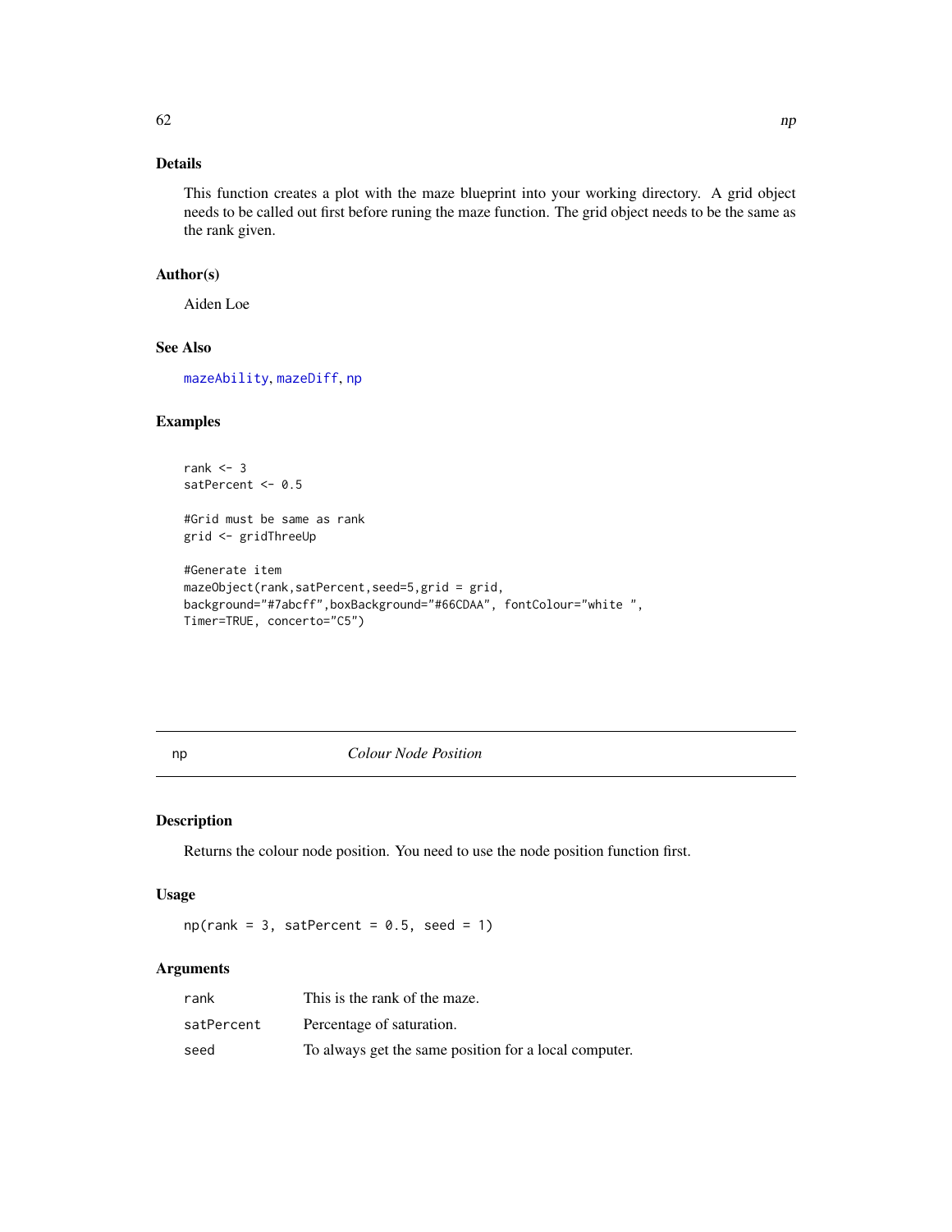### Details

This function creates a plot with the maze blueprint into your working directory. A grid object needs to be called out first before runing the maze function. The grid object needs to be the same as the rank given.

### Author(s)

Aiden Loe

### See Also

mazeAbility, mazeDiff, np

### Examples

```
rank <- 3
satPercent <- 0.5

#Grid must be same as rank
grid <- gridThreeUp

#Generate item
mazeObject(rank,satPercent,seed=5,grid = grid,
background="#7abcff",boxBackground="#66CDAA", fontColour="white ",
Timer=TRUE, concerto="C5")
```

---

## np — *Colour Node Position*

### Description

Returns the colour node position. You need to use the node position function first.

### Usage

```
np(rank = 3, satPercent = 0.5, seed = 1)
```

### Arguments

| | |
|---|---|
| rank | This is the rank of the maze. |
| satPercent | Percentage of saturation. |
| seed | To always get the same position for a local computer. |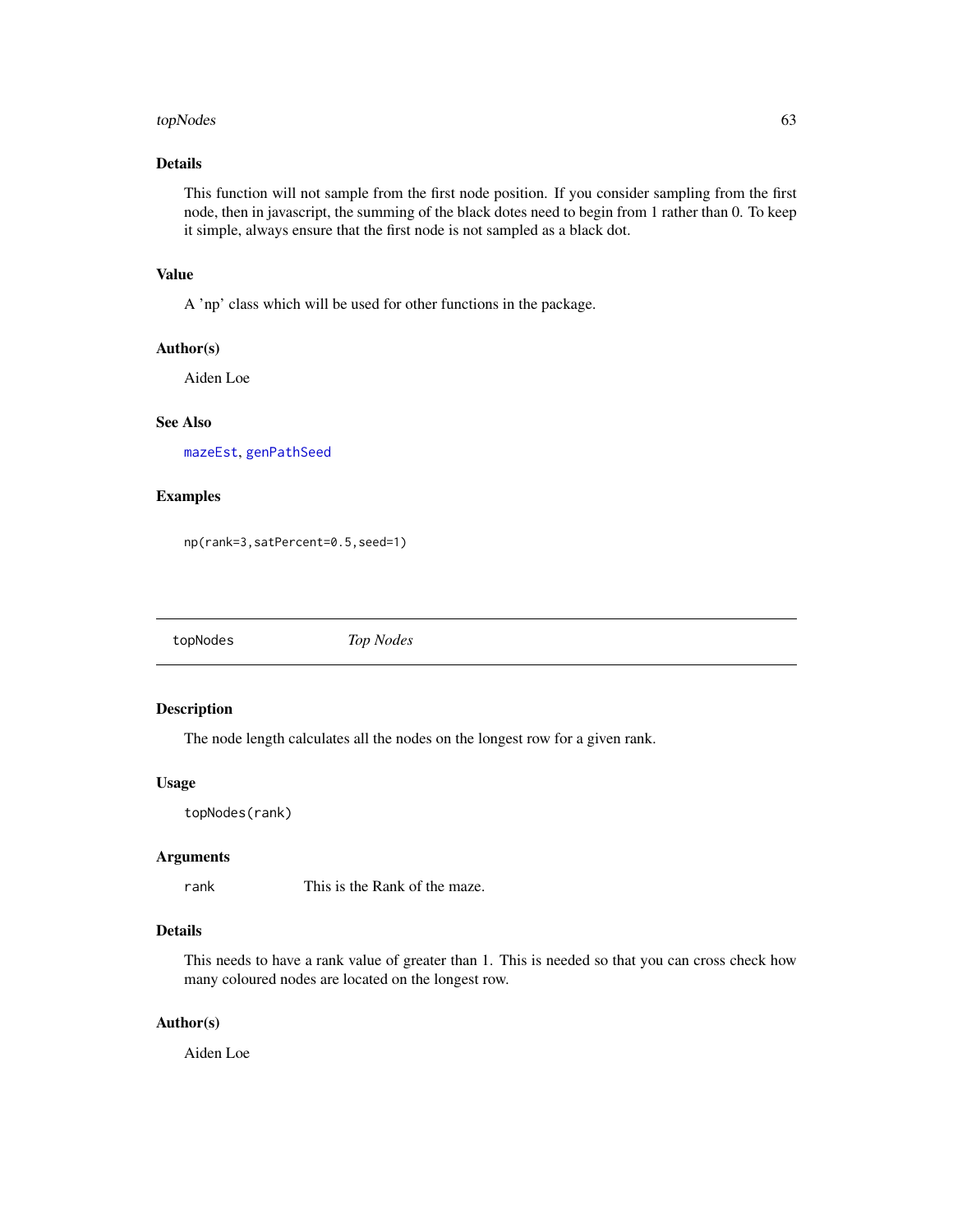### Details

This function will not sample from the first node position. If you consider sampling from the first node, then in javascript, the summing of the black dotes need to begin from 1 rather than 0. To keep it simple, always ensure that the first node is not sampled as a black dot.

### Value

A 'np' class which will be used for other functions in the package.

### Author(s)

Aiden Loe

### See Also

mazeEst, genPathSeed

### Examples

```
np(rank=3,satPercent=0.5,seed=1)
```

---

## topNodes *Top Nodes*

---

### Description

The node length calculates all the nodes on the longest row for a given rank.

### Usage

```
topNodes(rank)
```

### Arguments

| | |
|---|---|
| rank | This is the Rank of the maze. |

### Details

This needs to have a rank value of greater than 1. This is needed so that you can cross check how many coloured nodes are located on the longest row.

### Author(s)

Aiden Loe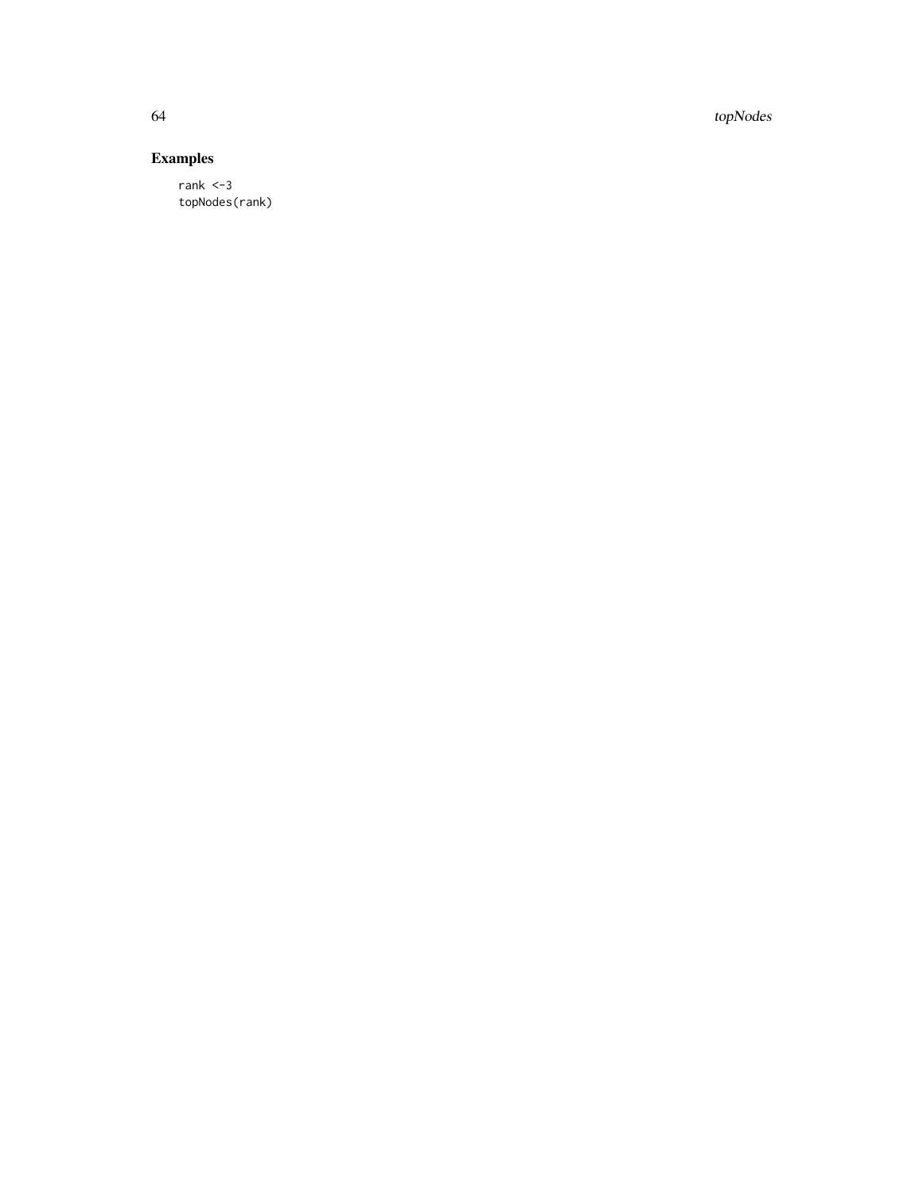## Examples

```
rank <-3
topNodes(rank)
```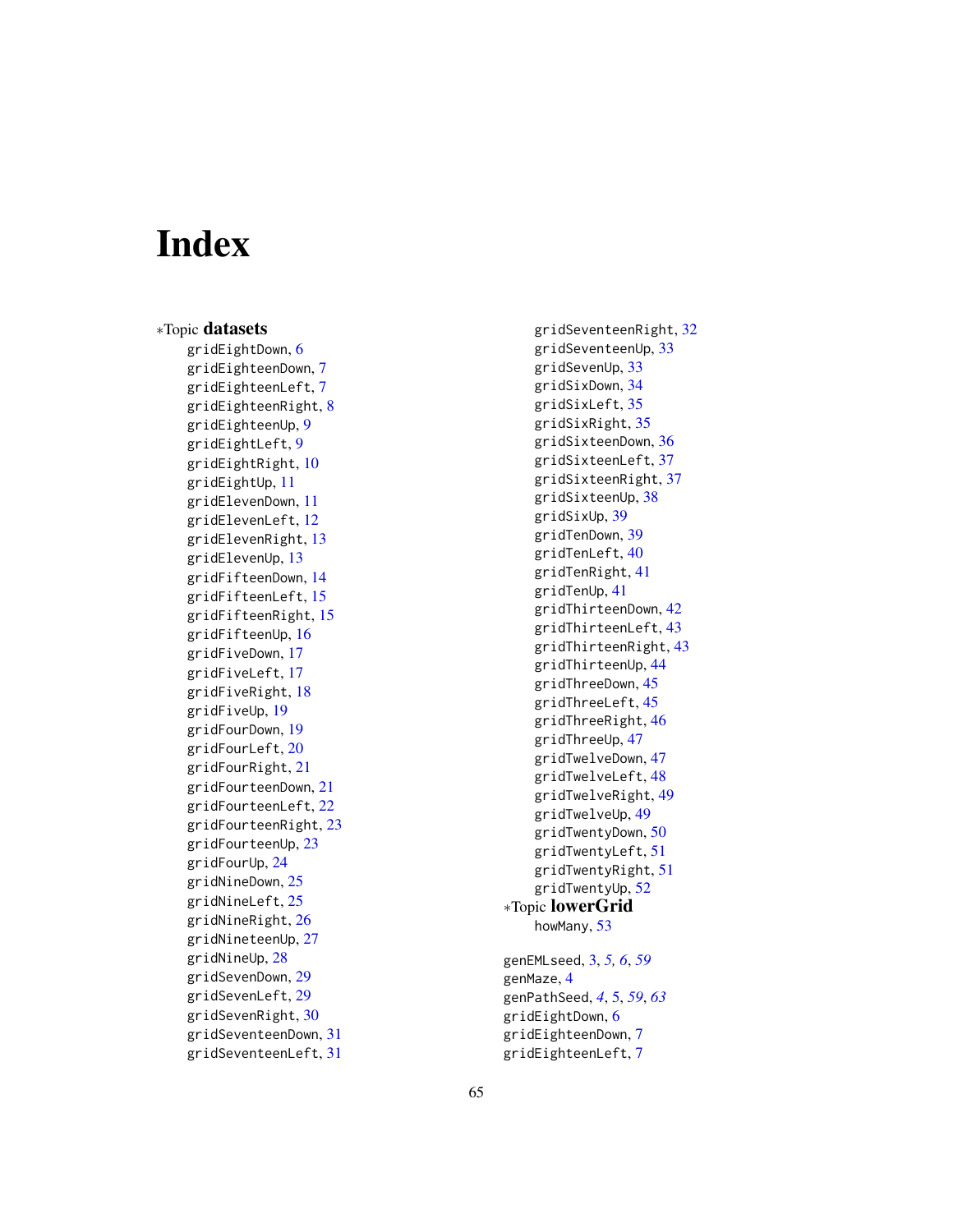# Index

*Topic **datasets**

gridEightDown, 6
gridEighteenDown, 7
gridEighteenLeft, 7
gridEighteenRight, 8
gridEighteenUp, 9
gridEightLeft, 9
gridEightRight, 10
gridEightUp, 11
gridElevenDown, 11
gridElevenLeft, 12
gridElevenRight, 13
gridElevenUp, 13
gridFifteenDown, 14
gridFifteenLeft, 15
gridFifteenRight, 15
gridFifteenUp, 16
gridFiveDown, 17
gridFiveLeft, 17
gridFiveRight, 18
gridFiveUp, 19
gridFourDown, 19
gridFourLeft, 20
gridFourRight, 21
gridFourteenDown, 21
gridFourteenLeft, 22
gridFourteenRight, 23
gridFourteenUp, 23
gridFourUp, 24
gridNineDown, 25
gridNineLeft, 25
gridNineRight, 26
gridNineteenUp, 27
gridNineUp, 28
gridSevenDown, 29
gridSevenLeft, 29
gridSevenRight, 30
gridSeventeenDown, 31
gridSeventeenLeft, 31
gridSeventeenRight, 32
gridSeventeenUp, 33
gridSevenUp, 33
gridSixDown, 34
gridSixLeft, 35
gridSixRight, 35
gridSixteenDown, 36
gridSixteenLeft, 37
gridSixteenRight, 37
gridSixteenUp, 38
gridSixUp, 39
gridTenDown, 39
gridTenLeft, 40
gridTenRight, 41
gridTenUp, 41
gridThirteenDown, 42
gridThirteenLeft, 43
gridThirteenRight, 43
gridThirteenUp, 44
gridThreeDown, 45
gridThreeLeft, 45
gridThreeRight, 46
gridThreeUp, 47
gridTwelveDown, 47
gridTwelveLeft, 48
gridTwelveRight, 49
gridTwelveUp, 49
gridTwentyDown, 50
gridTwentyLeft, 51
gridTwentyRight, 51
gridTwentyUp, 52

*Topic **lowerGrid**

howMany, 53

genEMLseed, 3, *5*, *6*, *59*
genMaze, 4
genPathSeed, *4*, 5, *59*, *63*
gridEightDown, 6
gridEighteenDown, 7
gridEighteenLeft, 7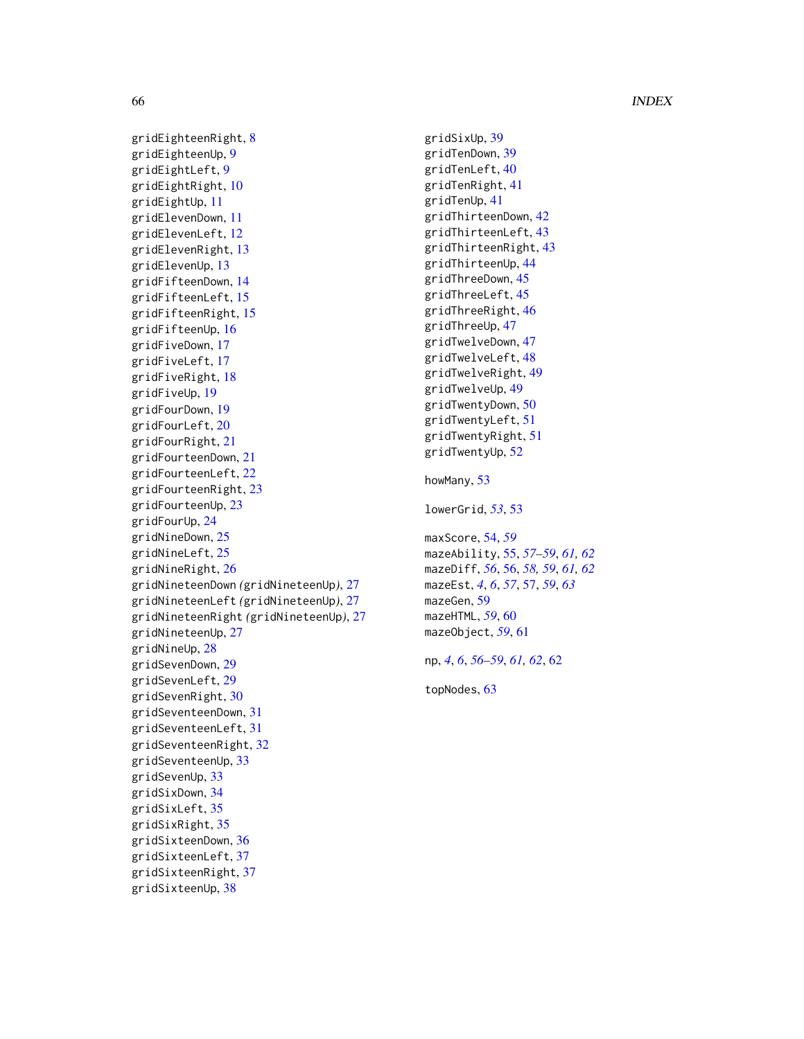gridEighteenRight, 8
gridEighteenUp, 9
gridEightLeft, 9
gridEightRight, 10
gridEightUp, 11
gridElevenDown, 11
gridElevenLeft, 12
gridElevenRight, 13
gridElevenUp, 13
gridFifteenDown, 14
gridFifteenLeft, 15
gridFifteenRight, 15
gridFifteenUp, 16
gridFiveDown, 17
gridFiveLeft, 17
gridFiveRight, 18
gridFiveUp, 19
gridFourDown, 19
gridFourLeft, 20
gridFourRight, 21
gridFourteenDown, 21
gridFourteenLeft, 22
gridFourteenRight, 23
gridFourteenUp, 23
gridFourUp, 24
gridNineDown, 25
gridNineLeft, 25
gridNineRight, 26
gridNineteenDown *(*gridNineteenUp*)*, 27
gridNineteenLeft *(*gridNineteenUp*)*, 27
gridNineteenRight *(*gridNineteenUp*)*, 27
gridNineteenUp, 27
gridNineUp, 28
gridSevenDown, 29
gridSevenLeft, 29
gridSevenRight, 30
gridSeventeenDown, 31
gridSeventeenLeft, 31
gridSeventeenRight, 32
gridSeventeenUp, 33
gridSevenUp, 33
gridSixDown, 34
gridSixLeft, 35
gridSixRight, 35
gridSixteenDown, 36
gridSixteenLeft, 37
gridSixteenRight, 37
gridSixteenUp, 38
gridSixUp, 39
gridTenDown, 39
gridTenLeft, 40
gridTenRight, 41
gridTenUp, 41
gridThirteenDown, 42
gridThirteenLeft, 43
gridThirteenRight, 43
gridThirteenUp, 44
gridThreeDown, 45
gridThreeLeft, 45
gridThreeRight, 46
gridThreeUp, 47
gridTwelveDown, 47
gridTwelveLeft, 48
gridTwelveRight, 49
gridTwelveUp, 49
gridTwentyDown, 50
gridTwentyLeft, 51
gridTwentyRight, 51
gridTwentyUp, 52

howMany, 53

lowerGrid, *53*, 53

maxScore, 54, *59*
mazeAbility, 55, *57–59*, *61, 62*
mazeDiff, *56*, 56, *58, 59*, *61, 62*
mazeEst, *4*, *6*, *57*, 57, *59*, *63*
mazeGen, 59
mazeHTML, *59*, 60
mazeObject, *59*, 61

np, *4*, *6*, *56–59*, *61, 62*, 62

topNodes, 63